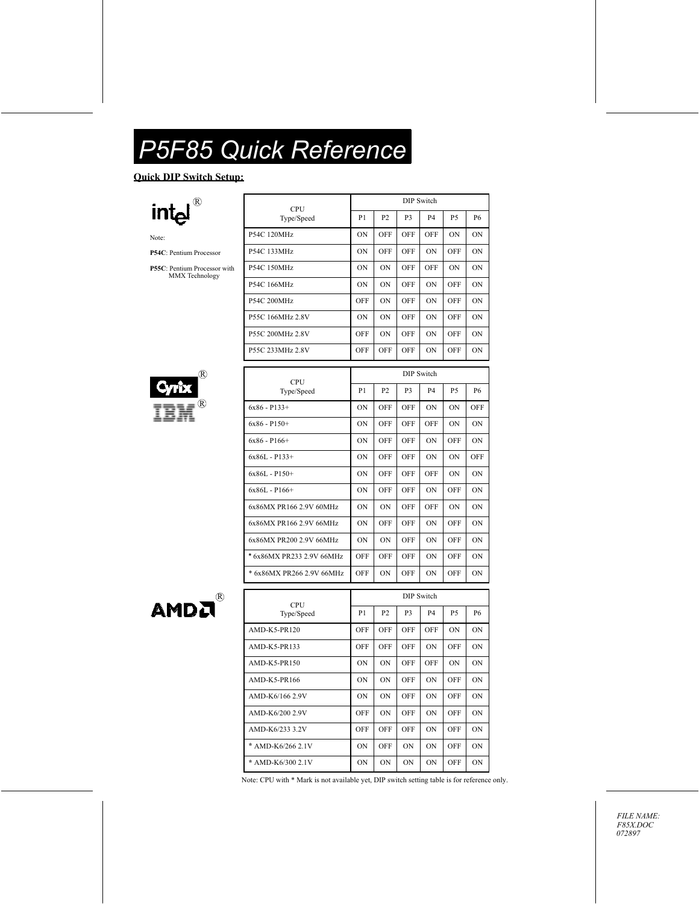# P5F85 Quick Reference

**Quick DIP Switch Setup:**

intel®

Note:

**P54C**: Pentium Processor

**P55C**: Pentium Processor with MMX Technology

| CPU Type/Speed | DIP Switch | | | | | |
|---|---|---|---|---|---|---|
| | P1 | P2 | P3 | P4 | P5 | P6 |
| P54C 120MHz | ON | OFF | OFF | OFF | ON | ON |
| P54C 133MHz | ON | OFF | OFF | ON | OFF | ON |
| P54C 150MHz | ON | ON | OFF | OFF | ON | ON |
| P54C 166MHz | ON | ON | OFF | ON | OFF | ON |
| P54C 200MHz | OFF | ON | OFF | ON | OFF | ON |
| P55C 166MHz 2.8V | ON | ON | OFF | ON | OFF | ON |
| P55C 200MHz 2.8V | OFF | ON | OFF | ON | OFF | ON |
| P55C 233MHz 2.8V | OFF | OFF | OFF | ON | OFF | ON |

Cyrix®
IBM®

| CPU Type/Speed | DIP Switch | | | | | |
|---|---|---|---|---|---|---|
| | P1 | P2 | P3 | P4 | P5 | P6 |
| 6x86 - P133+ | ON | OFF | OFF | ON | ON | OFF |
| 6x86 - P150+ | ON | OFF | OFF | OFF | ON | ON |
| 6x86 - P166+ | ON | OFF | OFF | ON | OFF | ON |
| 6x86L - P133+ | ON | OFF | OFF | ON | ON | OFF |
| 6x86L - P150+ | ON | OFF | OFF | OFF | ON | ON |
| 6x86L - P166+ | ON | OFF | OFF | ON | OFF | ON |
| 6x86MX PR166 2.9V 60MHz | ON | ON | OFF | OFF | ON | ON |
| 6x86MX PR166 2.9V 66MHz | ON | OFF | OFF | ON | OFF | ON |
| 6x86MX PR200 2.9V 66MHz | ON | ON | OFF | ON | OFF | ON |
| * 6x86MX PR233 2.9V 66MHz | OFF | OFF | OFF | ON | OFF | ON |
| * 6x86MX PR266 2.9V 66MHz | OFF | ON | OFF | ON | OFF | ON |

AMD®

| CPU Type/Speed | DIP Switch | | | | | |
|---|---|---|---|---|---|---|
| | P1 | P2 | P3 | P4 | P5 | P6 |
| AMD-K5-PR120 | OFF | OFF | OFF | OFF | ON | ON |
| AMD-K5-PR133 | OFF | OFF | OFF | ON | OFF | ON |
| AMD-K5-PR150 | ON | ON | OFF | OFF | ON | ON |
| AMD-K5-PR166 | ON | ON | OFF | ON | OFF | ON |
| AMD-K6/166 2.9V | ON | ON | OFF | ON | OFF | ON |
| AMD-K6/200 2.9V | OFF | ON | OFF | ON | OFF | ON |
| AMD-K6/233 3.2V | OFF | OFF | OFF | ON | OFF | ON |
| * AMD-K6/266 2.1V | ON | OFF | ON | ON | OFF | ON |
| * AMD-K6/300 2.1V | ON | ON | ON | ON | OFF | ON |

Note: CPU with * Mark is not available yet, DIP switch setting table is for reference only.

*FILE NAME: F85X.DOC 072897*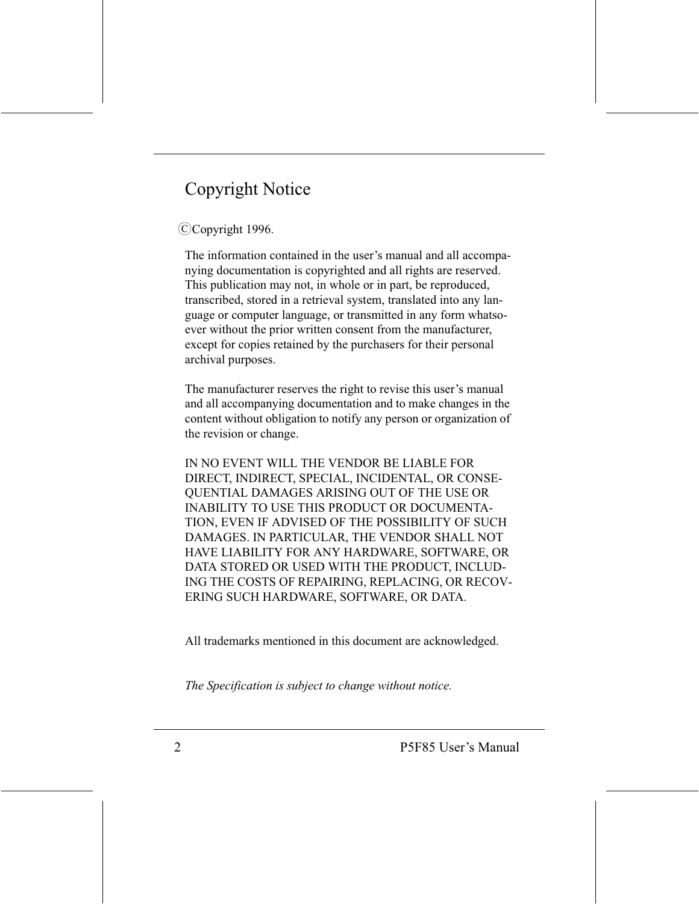# Copyright Notice

©Copyright 1996.

The information contained in the user's manual and all accompanying documentation is copyrighted and all rights are reserved. This publication may not, in whole or in part, be reproduced, transcribed, stored in a retrieval system, translated into any language or computer language, or transmitted in any form whatsoever without the prior written consent from the manufacturer, except for copies retained by the purchasers for their personal archival purposes.

The manufacturer reserves the right to revise this user's manual and all accompanying documentation and to make changes in the content without obligation to notify any person or organization of the revision or change.

IN NO EVENT WILL THE VENDOR BE LIABLE FOR DIRECT, INDIRECT, SPECIAL, INCIDENTAL, OR CONSEQUENTIAL DAMAGES ARISING OUT OF THE USE OR INABILITY TO USE THIS PRODUCT OR DOCUMENTATION, EVEN IF ADVISED OF THE POSSIBILITY OF SUCH DAMAGES. IN PARTICULAR, THE VENDOR SHALL NOT HAVE LIABILITY FOR ANY HARDWARE, SOFTWARE, OR DATA STORED OR USED WITH THE PRODUCT, INCLUDING THE COSTS OF REPAIRING, REPLACING, OR RECOVERING SUCH HARDWARE, SOFTWARE, OR DATA.

All trademarks mentioned in this document are acknowledged.

*The Specification is subject to change without notice.*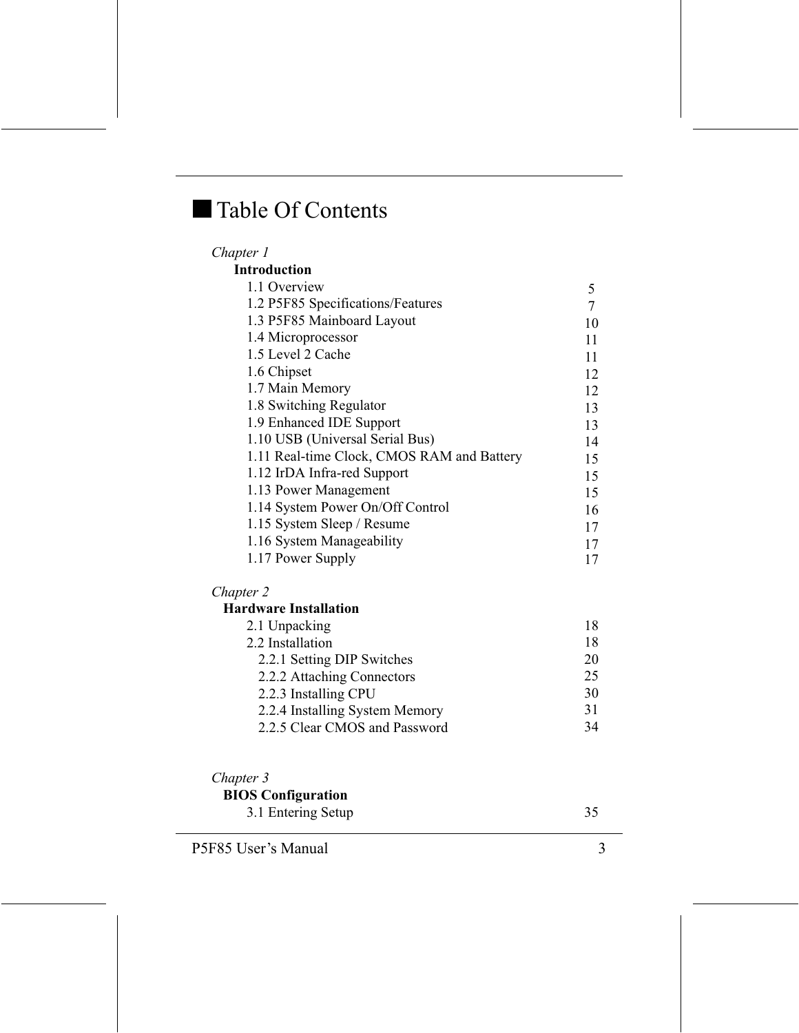# Table Of Contents

*Chapter 1*

**Introduction**

| | |
|---|---|
| 1.1 Overview | 5 |
| 1.2 P5F85 Specifications/Features | 7 |
| 1.3 P5F85 Mainboard Layout | 10 |
| 1.4 Microprocessor | 11 |
| 1.5 Level 2 Cache | 11 |
| 1.6 Chipset | 12 |
| 1.7 Main Memory | 12 |
| 1.8 Switching Regulator | 13 |
| 1.9 Enhanced IDE Support | 13 |
| 1.10 USB (Universal Serial Bus) | 14 |
| 1.11 Real-time Clock, CMOS RAM and Battery | 15 |
| 1.12 IrDA Infra-red Support | 15 |
| 1.13 Power Management | 15 |
| 1.14 System Power On/Off Control | 16 |
| 1.15 System Sleep / Resume | 17 |
| 1.16 System Manageability | 17 |
| 1.17 Power Supply | 17 |

*Chapter 2*

**Hardware Installation**

| | |
|---|---|
| 2.1 Unpacking | 18 |
| 2.2 Installation | 18 |
| 2.2.1 Setting DIP Switches | 20 |
| 2.2.2 Attaching Connectors | 25 |
| 2.2.3 Installing CPU | 30 |
| 2.2.4 Installing System Memory | 31 |
| 2.2.5 Clear CMOS and Password | 34 |

*Chapter 3*

**BIOS Configuration**

| | |
|---|---|
| 3.1 Entering Setup | 35 |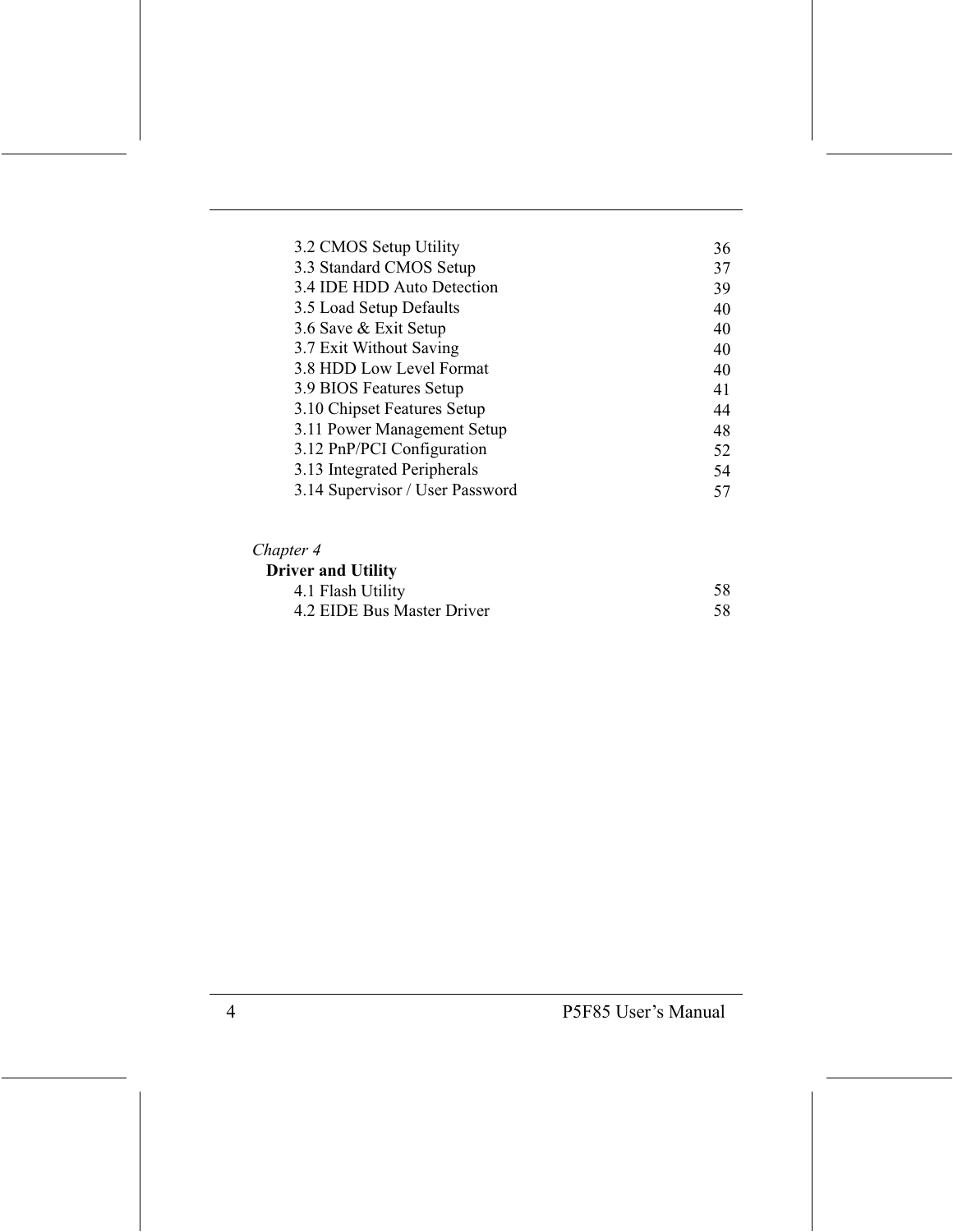3.2 CMOS Setup Utility 36
3.3 Standard CMOS Setup 37
3.4 IDE HDD Auto Detection 39
3.5 Load Setup Defaults 40
3.6 Save & Exit Setup 40
3.7 Exit Without Saving 40
3.8 HDD Low Level Format 40
3.9 BIOS Features Setup 41
3.10 Chipset Features Setup 44
3.11 Power Management Setup 48
3.12 PnP/PCI Configuration 52
3.13 Integrated Peripherals 54
3.14 Supervisor / User Password 57

*Chapter 4*

**Driver and Utility**

4.1 Flash Utility 58
4.2 EIDE Bus Master Driver 58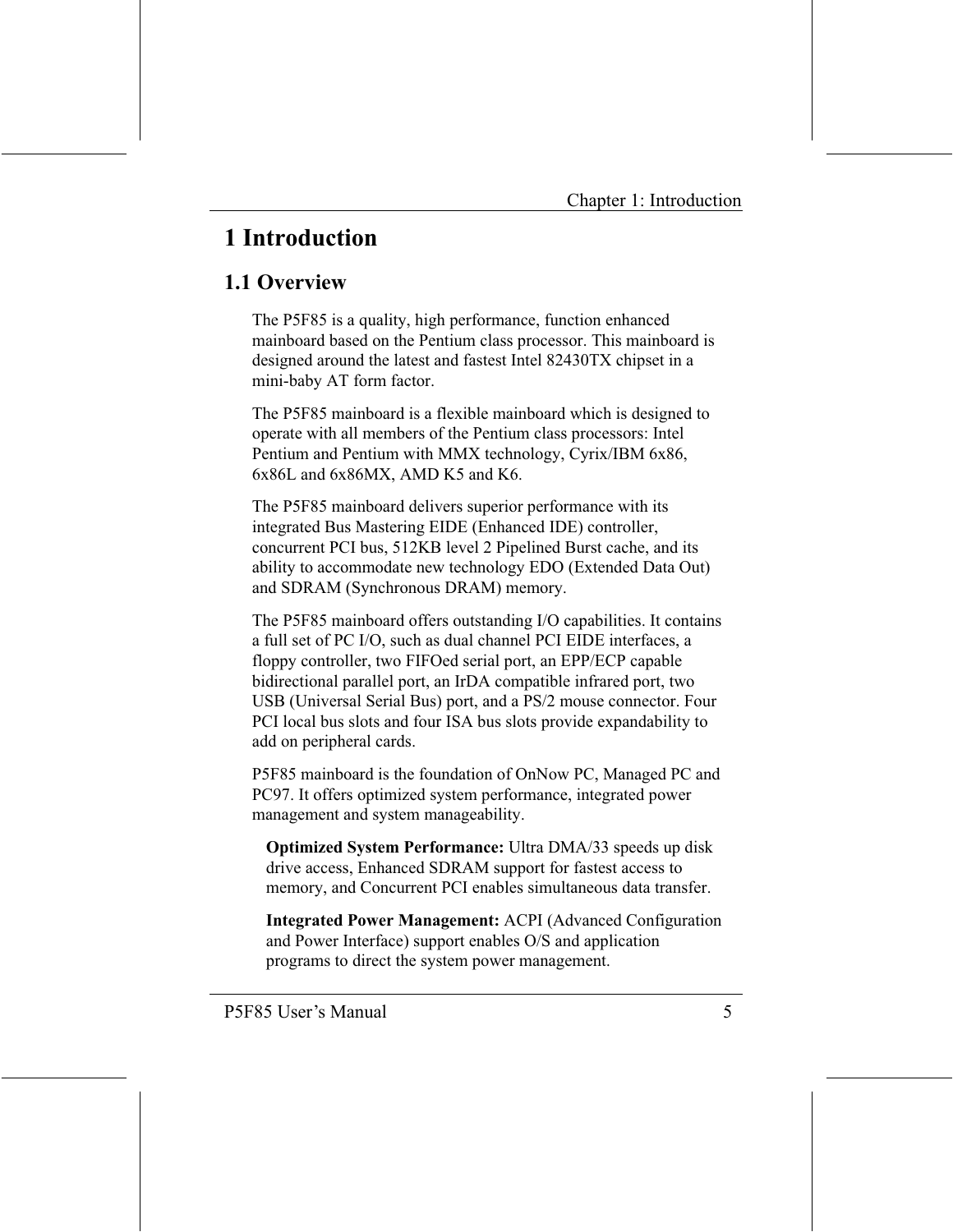# 1 Introduction

## 1.1 Overview

The P5F85 is a quality, high performance, function enhanced mainboard based on the Pentium class processor. This mainboard is designed around the latest and fastest Intel 82430TX chipset in a mini-baby AT form factor.

The P5F85 mainboard is a flexible mainboard which is designed to operate with all members of the Pentium class processors: Intel Pentium and Pentium with MMX technology, Cyrix/IBM 6x86, 6x86L and 6x86MX, AMD K5 and K6.

The P5F85 mainboard delivers superior performance with its integrated Bus Mastering EIDE (Enhanced IDE) controller, concurrent PCI bus, 512KB level 2 Pipelined Burst cache, and its ability to accommodate new technology EDO (Extended Data Out) and SDRAM (Synchronous DRAM) memory.

The P5F85 mainboard offers outstanding I/O capabilities. It contains a full set of PC I/O, such as dual channel PCI EIDE interfaces, a floppy controller, two FIFOed serial port, an EPP/ECP capable bidirectional parallel port, an IrDA compatible infrared port, two USB (Universal Serial Bus) port, and a PS/2 mouse connector. Four PCI local bus slots and four ISA bus slots provide expandability to add on peripheral cards.

P5F85 mainboard is the foundation of OnNow PC, Managed PC and PC97. It offers optimized system performance, integrated power management and system manageability.

**Optimized System Performance:** Ultra DMA/33 speeds up disk drive access, Enhanced SDRAM support for fastest access to memory, and Concurrent PCI enables simultaneous data transfer.

**Integrated Power Management:** ACPI (Advanced Configuration and Power Interface) support enables O/S and application programs to direct the system power management.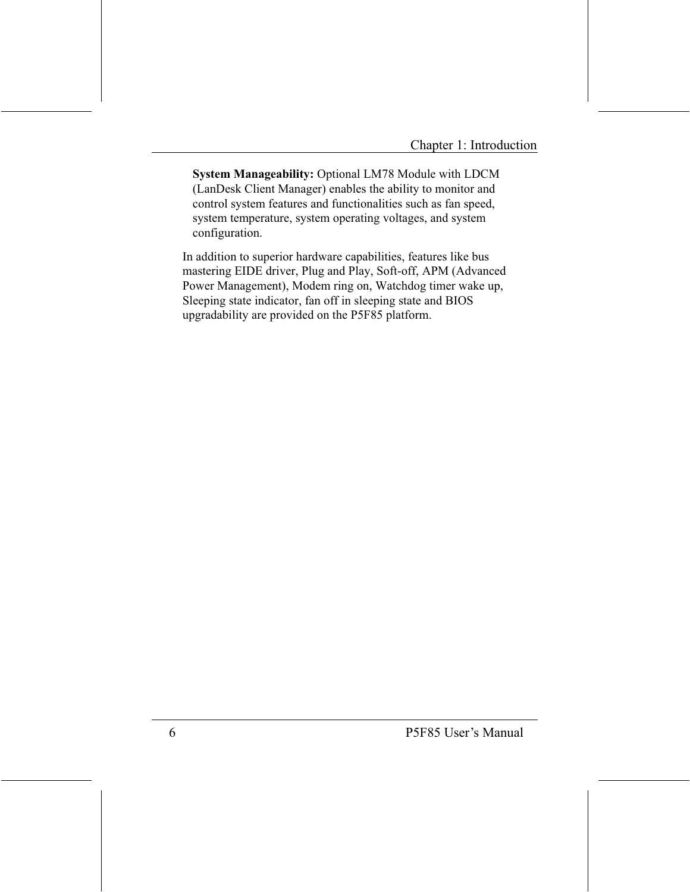**System Manageability:** Optional LM78 Module with LDCM (LanDesk Client Manager) enables the ability to monitor and control system features and functionalities such as fan speed, system temperature, system operating voltages, and system configuration.

In addition to superior hardware capabilities, features like bus mastering EIDE driver, Plug and Play, Soft-off, APM (Advanced Power Management), Modem ring on, Watchdog timer wake up, Sleeping state indicator, fan off in sleeping state and BIOS upgradability are provided on the P5F85 platform.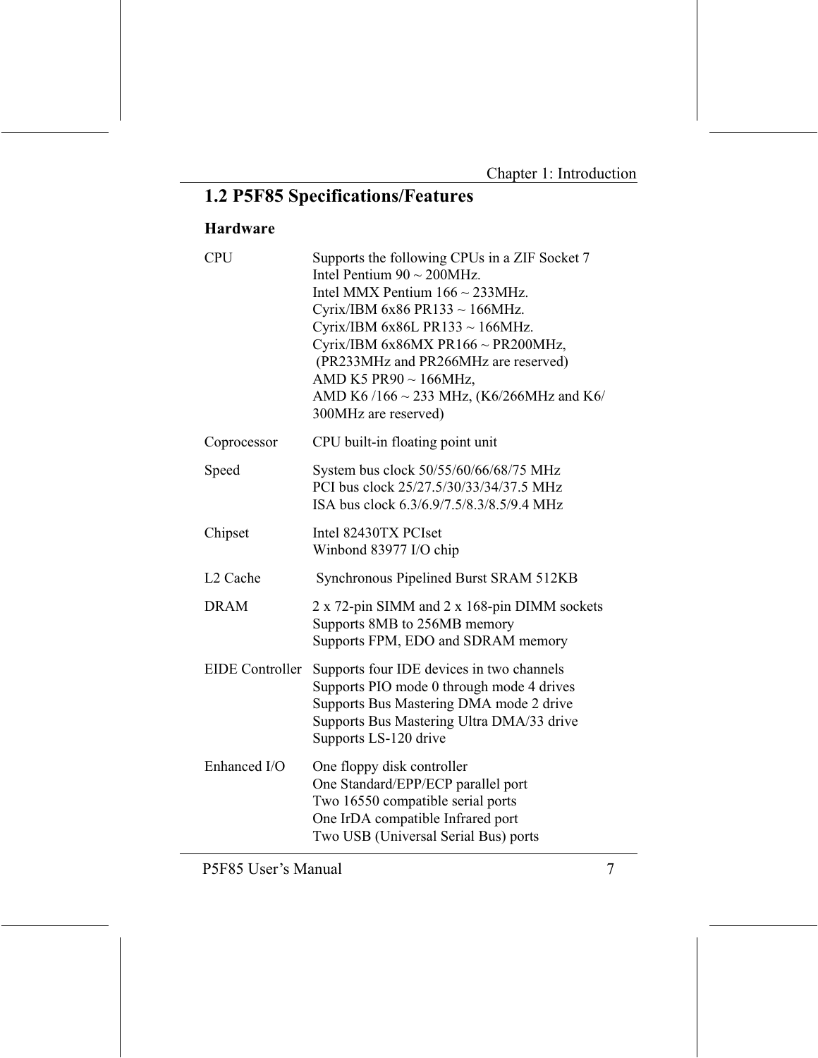## 1.2 P5F85 Specifications/Features

### Hardware

| | |
|---|---|
| CPU | Supports the following CPUs in a ZIF Socket 7<br>Intel Pentium 90 ~ 200MHz.<br>Intel MMX Pentium 166 ~ 233MHz.<br>Cyrix/IBM 6x86 PR133 ~ 166MHz.<br>Cyrix/IBM 6x86L PR133 ~ 166MHz.<br>Cyrix/IBM 6x86MX PR166 ~ PR200MHz,<br>(PR233MHz and PR266MHz are reserved)<br>AMD K5 PR90 ~ 166MHz,<br>AMD K6 /166 ~ 233 MHz, (K6/266MHz and K6/300MHz are reserved) |
| Coprocessor | CPU built-in floating point unit |
| Speed | System bus clock 50/55/60/66/68/75 MHz<br>PCI bus clock 25/27.5/30/33/34/37.5 MHz<br>ISA bus clock 6.3/6.9/7.5/8.3/8.5/9.4 MHz |
| Chipset | Intel 82430TX PCIset<br>Winbond 83977 I/O chip |
| L2 Cache | Synchronous Pipelined Burst SRAM 512KB |
| DRAM | 2 x 72-pin SIMM and 2 x 168-pin DIMM sockets<br>Supports 8MB to 256MB memory<br>Supports FPM, EDO and SDRAM memory |
| EIDE Controller | Supports four IDE devices in two channels<br>Supports PIO mode 0 through mode 4 drives<br>Supports Bus Mastering DMA mode 2 drive<br>Supports Bus Mastering Ultra DMA/33 drive<br>Supports LS-120 drive |
| Enhanced I/O | One floppy disk controller<br>One Standard/EPP/ECP parallel port<br>Two 16550 compatible serial ports<br>One IrDA compatible Infrared port<br>Two USB (Universal Serial Bus) ports |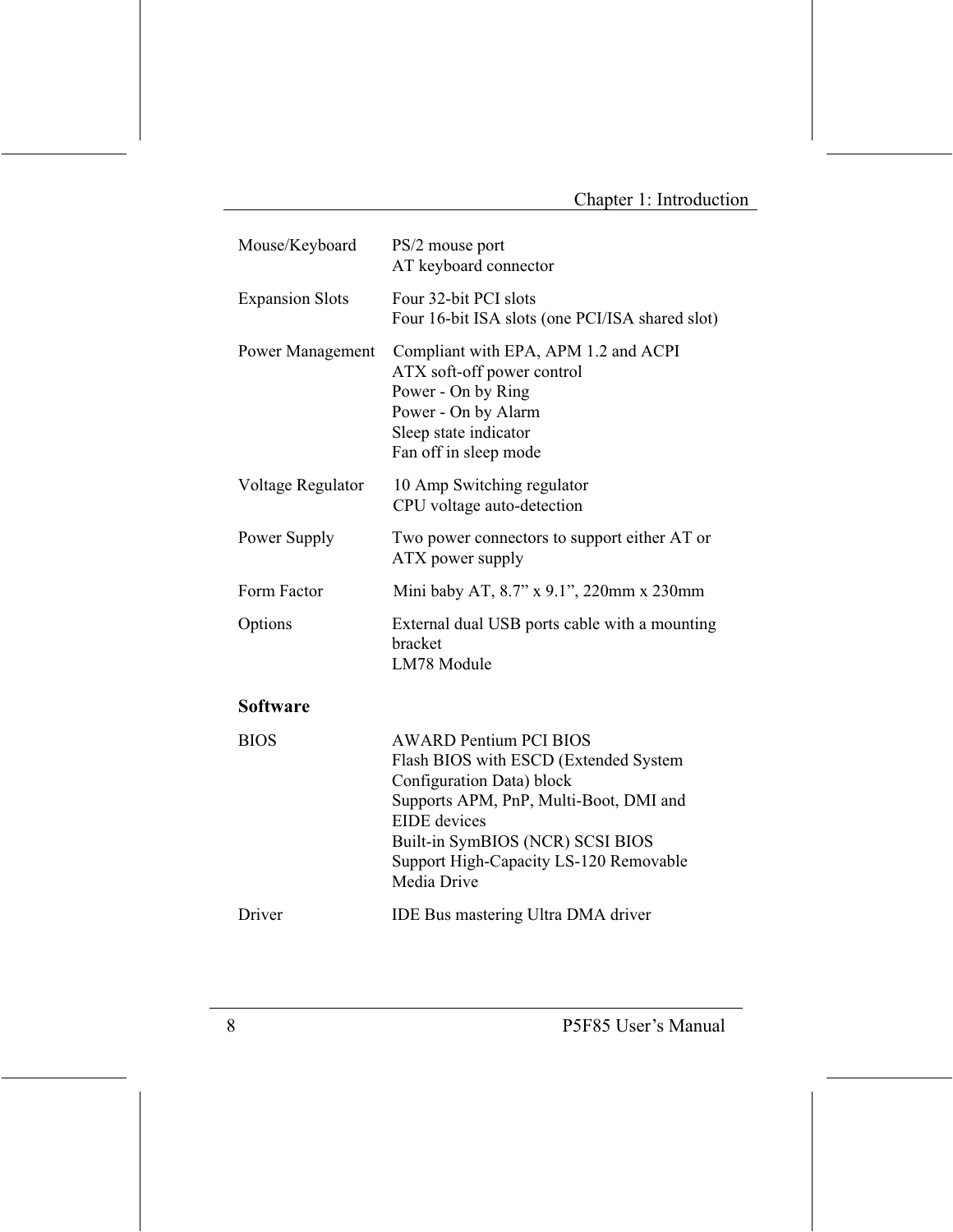| | |
|---|---|
| Mouse/Keyboard | PS/2 mouse port<br>AT keyboard connector |
| Expansion Slots | Four 32-bit PCI slots<br>Four 16-bit ISA slots (one PCI/ISA shared slot) |
| Power Management | Compliant with EPA, APM 1.2 and ACPI<br>ATX soft-off power control<br>Power - On by Ring<br>Power - On by Alarm<br>Sleep state indicator<br>Fan off in sleep mode |
| Voltage Regulator | 10 Amp Switching regulator<br>CPU voltage auto-detection |
| Power Supply | Two power connectors to support either AT or ATX power supply |
| Form Factor | Mini baby AT, 8.7” x 9.1”, 220mm x 230mm |
| Options | External dual USB ports cable with a mounting bracket<br>LM78 Module |

**Software**

| | |
|---|---|
| BIOS | AWARD Pentium PCI BIOS<br>Flash BIOS with ESCD (Extended System Configuration Data) block<br>Supports APM, PnP, Multi-Boot, DMI and EIDE devices<br>Built-in SymBIOS (NCR) SCSI BIOS<br>Support High-Capacity LS-120 Removable Media Drive |
| Driver | IDE Bus mastering Ultra DMA driver |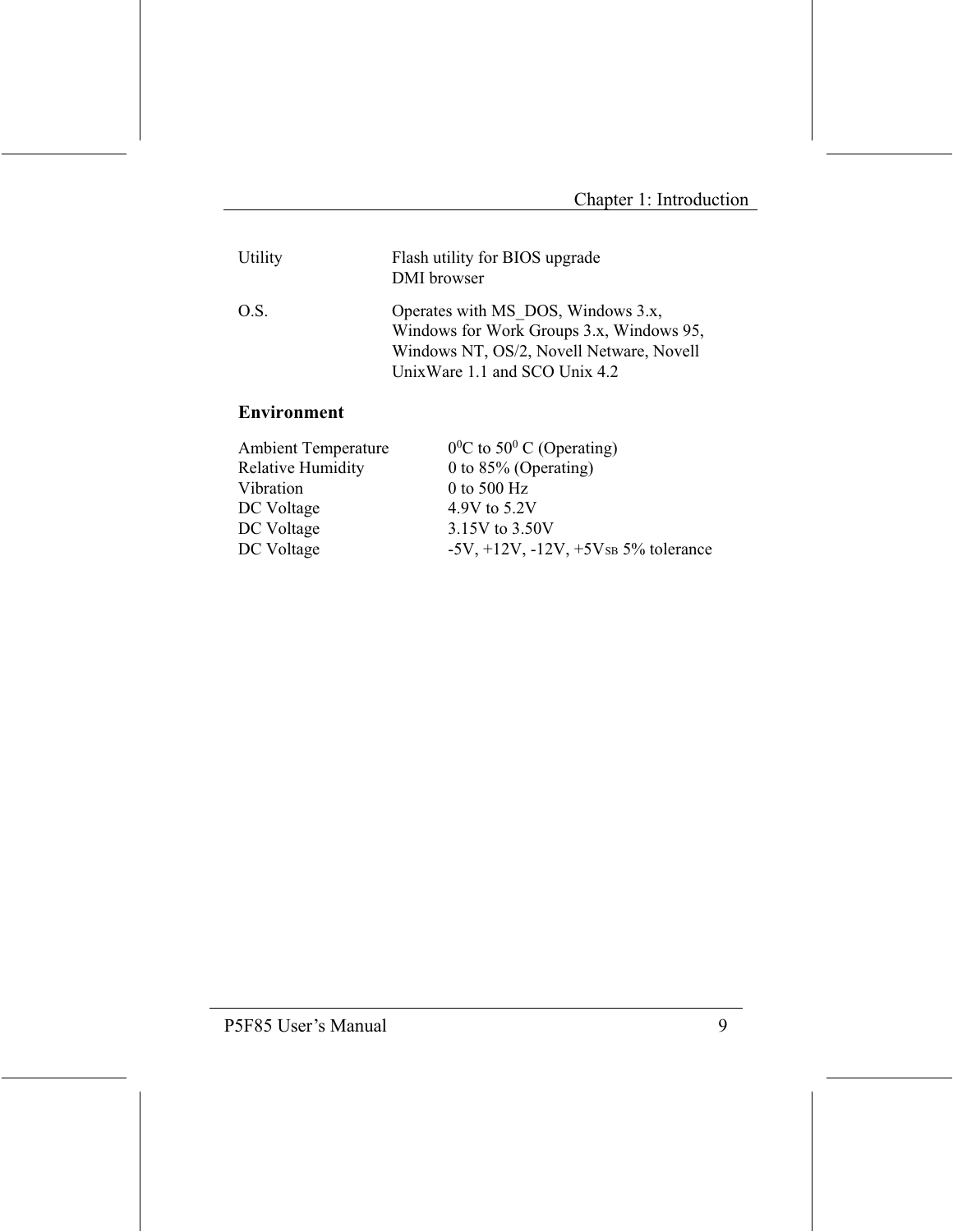| | |
|---|---|
| Utility | Flash utility for BIOS upgrade<br>DMI browser |
| O.S. | Operates with MS_DOS, Windows 3.x, Windows for Work Groups 3.x, Windows 95, Windows NT, OS/2, Novell Netware, Novell UnixWare 1.1 and SCO Unix 4.2 |

**Environment**

| | |
|---|---|
| Ambient Temperature | $0^0$C to $50^0$ C (Operating) |
| Relative Humidity | 0 to 85% (Operating) |
| Vibration | 0 to 500 Hz |
| DC Voltage | 4.9V to 5.2V |
| DC Voltage | 3.15V to 3.50V |
| DC Voltage | -5V, +12V, -12V, +$5V_{SB}$ 5% tolerance |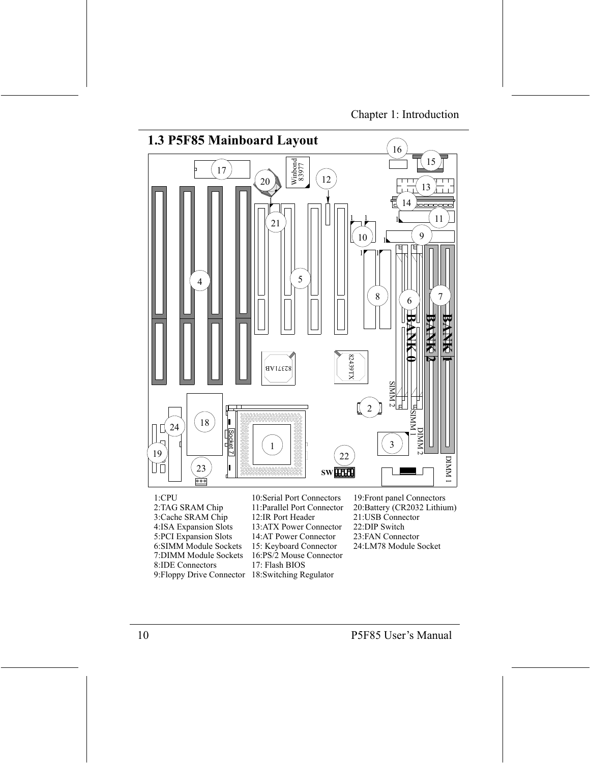## 1.3 P5F85 Mainboard Layout

Winbond 83977

8237IAB

82439TX

BANK 0

BANK 2

BANK 1

SIMM 2

SIMM 1

DIMM 2

DIMM 1

Socket 7

SW

1:CPU
2:TAG SRAM Chip
3:Cache SRAM Chip
4:ISA Expansion Slots
5:PCI Expansion Slots
6:SIMM Module Sockets
7:DIMM Module Sockets
8:IDE Connectors
9:Floppy Drive Connector
10:Serial Port Connectors
11:Parallel Port Connector
12:IR Port Header
13:ATX Power Connector
14:AT Power Connector
15: Keyboard Connector
16:PS/2 Mouse Connector
17: Flash BIOS
18:Switching Regulator
19:Front panel Connectors
20:Battery (CR2032 Lithium)
21:USB Connector
22:DIP Switch
23:FAN Connector
24:LM78 Module Socket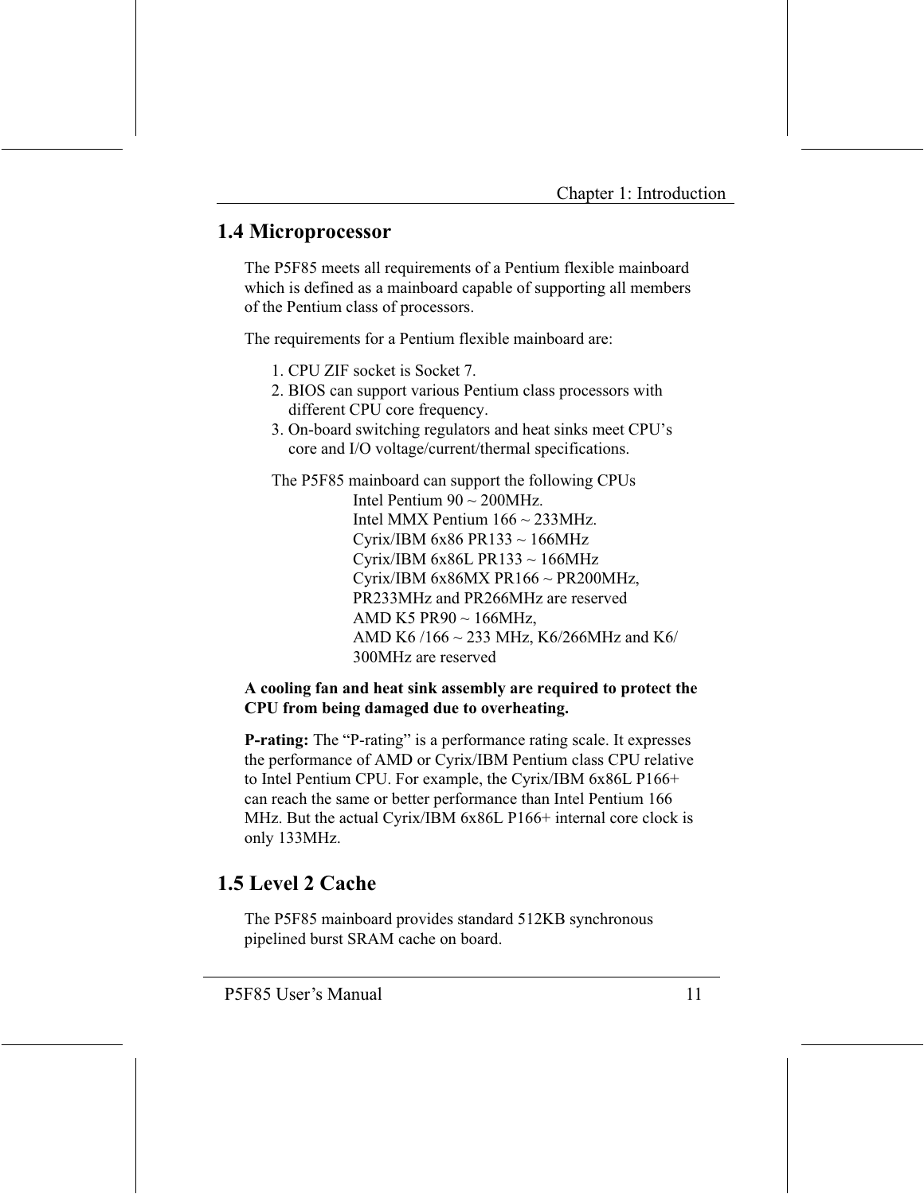## 1.4 Microprocessor

The P5F85 meets all requirements of a Pentium flexible mainboard which is defined as a mainboard capable of supporting all members of the Pentium class of processors.

The requirements for a Pentium flexible mainboard are:

1. CPU ZIF socket is Socket 7.
2. BIOS can support various Pentium class processors with different CPU core frequency.
3. On-board switching regulators and heat sinks meet CPU's core and I/O voltage/current/thermal specifications.

The P5F85 mainboard can support the following CPUs

Intel Pentium 90 ~ 200MHz.
Intel MMX Pentium 166 ~ 233MHz.
Cyrix/IBM 6x86 PR133 ~ 166MHz
Cyrix/IBM 6x86L PR133 ~ 166MHz
Cyrix/IBM 6x86MX PR166 ~ PR200MHz, PR233MHz and PR266MHz are reserved
AMD K5 PR90 ~ 166MHz,
AMD K6 /166 ~ 233 MHz, K6/266MHz and K6/300MHz are reserved

**A cooling fan and heat sink assembly are required to protect the CPU from being damaged due to overheating.**

**P-rating:** The "P-rating" is a performance rating scale. It expresses the performance of AMD or Cyrix/IBM Pentium class CPU relative to Intel Pentium CPU. For example, the Cyrix/IBM 6x86L P166+ can reach the same or better performance than Intel Pentium 166 MHz. But the actual Cyrix/IBM 6x86L P166+ internal core clock is only 133MHz.

## 1.5 Level 2 Cache

The P5F85 mainboard provides standard 512KB synchronous pipelined burst SRAM cache on board.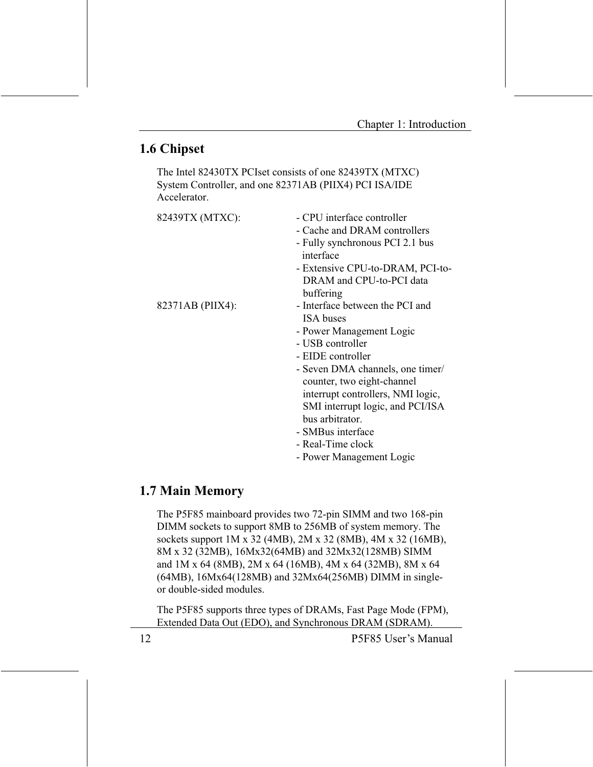## 1.6 Chipset

The Intel 82430TX PCIset consists of one 82439TX (MTXC) System Controller, and one 82371AB (PIIX4) PCI ISA/IDE Accelerator.

| | |
|---|---|
| 82439TX (MTXC): | - CPU interface controller<br>- Cache and DRAM controllers<br>- Fully synchronous PCI 2.1 bus interface<br>- Extensive CPU-to-DRAM, PCI-to-DRAM and CPU-to-PCI data buffering |
| 82371AB (PIIX4): | - Interface between the PCI and ISA buses<br>- Power Management Logic<br>- USB controller<br>- EIDE controller<br>- Seven DMA channels, one timer/counter, two eight-channel interrupt controllers, NMI logic, SMI interrupt logic, and PCI/ISA bus arbitrator.<br>- SMBus interface<br>- Real-Time clock<br>- Power Management Logic |

## 1.7 Main Memory

The P5F85 mainboard provides two 72-pin SIMM and two 168-pin DIMM sockets to support 8MB to 256MB of system memory. The sockets support 1M x 32 (4MB), 2M x 32 (8MB), 4M x 32 (16MB), 8M x 32 (32MB), 16Mx32(64MB) and 32Mx32(128MB) SIMM and 1M x 64 (8MB), 2M x 64 (16MB), 4M x 64 (32MB), 8M x 64 (64MB), 16Mx64(128MB) and 32Mx64(256MB) DIMM in single- or double-sided modules.

The P5F85 supports three types of DRAMs, Fast Page Mode (FPM), Extended Data Out (EDO), and Synchronous DRAM (SDRAM).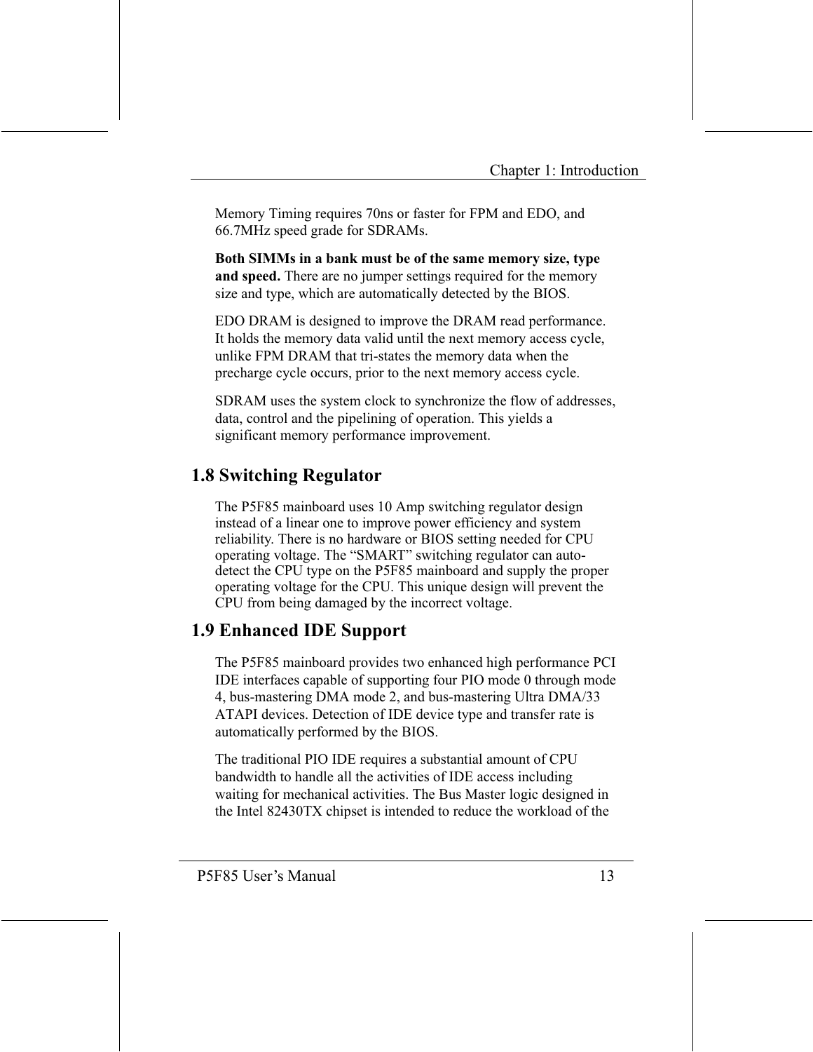Memory Timing requires 70ns or faster for FPM and EDO, and 66.7MHz speed grade for SDRAMs.

**Both SIMMs in a bank must be of the same memory size, type and speed.** There are no jumper settings required for the memory size and type, which are automatically detected by the BIOS.

EDO DRAM is designed to improve the DRAM read performance. It holds the memory data valid until the next memory access cycle, unlike FPM DRAM that tri-states the memory data when the precharge cycle occurs, prior to the next memory access cycle.

SDRAM uses the system clock to synchronize the flow of addresses, data, control and the pipelining of operation. This yields a significant memory performance improvement.

## 1.8 Switching Regulator

The P5F85 mainboard uses 10 Amp switching regulator design instead of a linear one to improve power efficiency and system reliability. There is no hardware or BIOS setting needed for CPU operating voltage. The "SMART" switching regulator can auto-detect the CPU type on the P5F85 mainboard and supply the proper operating voltage for the CPU. This unique design will prevent the CPU from being damaged by the incorrect voltage.

## 1.9 Enhanced IDE Support

The P5F85 mainboard provides two enhanced high performance PCI IDE interfaces capable of supporting four PIO mode 0 through mode 4, bus-mastering DMA mode 2, and bus-mastering Ultra DMA/33 ATAPI devices. Detection of IDE device type and transfer rate is automatically performed by the BIOS.

The traditional PIO IDE requires a substantial amount of CPU bandwidth to handle all the activities of IDE access including waiting for mechanical activities. The Bus Master logic designed in the Intel 82430TX chipset is intended to reduce the workload of the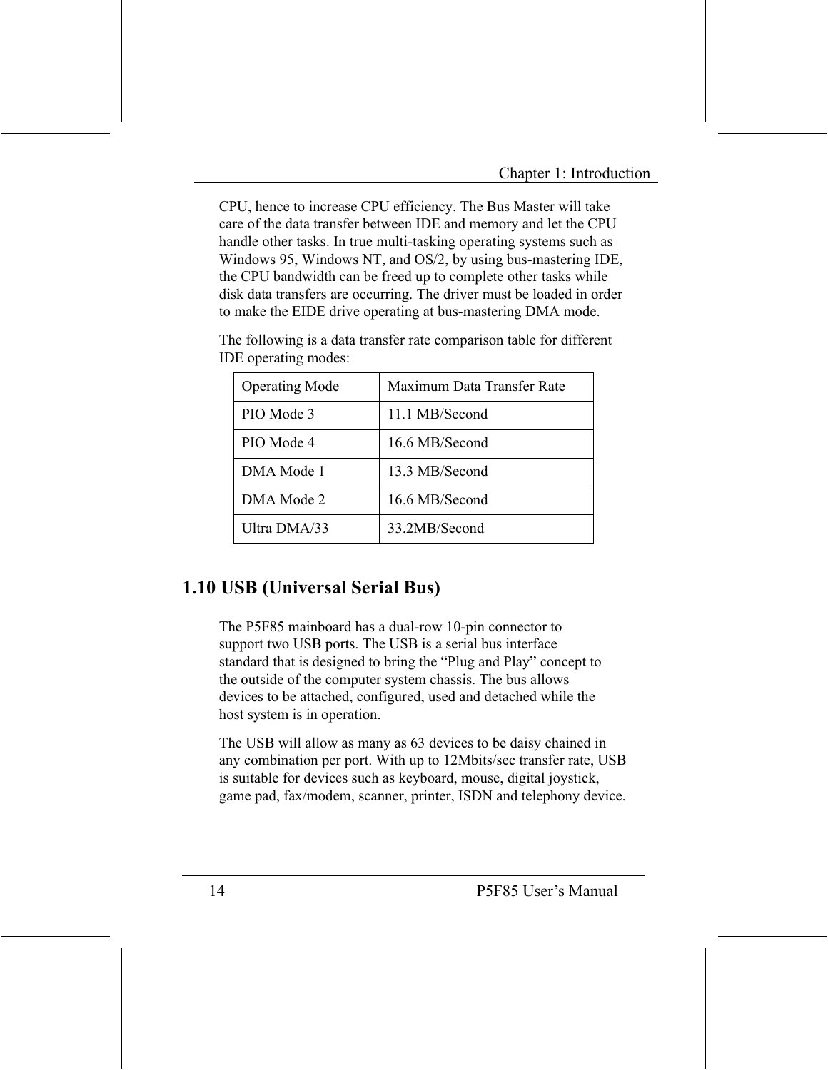CPU, hence to increase CPU efficiency. The Bus Master will take care of the data transfer between IDE and memory and let the CPU handle other tasks. In true multi-tasking operating systems such as Windows 95, Windows NT, and OS/2, by using bus-mastering IDE, the CPU bandwidth can be freed up to complete other tasks while disk data transfers are occurring. The driver must be loaded in order to make the EIDE drive operating at bus-mastering DMA mode.

The following is a data transfer rate comparison table for different IDE operating modes:

| Operating Mode | Maximum Data Transfer Rate |
|---|---|
| PIO Mode 3 | 11.1 MB/Second |
| PIO Mode 4 | 16.6 MB/Second |
| DMA Mode 1 | 13.3 MB/Second |
| DMA Mode 2 | 16.6 MB/Second |
| Ultra DMA/33 | 33.2MB/Second |

## 1.10 USB (Universal Serial Bus)

The P5F85 mainboard has a dual-row 10-pin connector to support two USB ports. The USB is a serial bus interface standard that is designed to bring the “Plug and Play” concept to the outside of the computer system chassis. The bus allows devices to be attached, configured, used and detached while the host system is in operation.

The USB will allow as many as 63 devices to be daisy chained in any combination per port. With up to 12Mbits/sec transfer rate, USB is suitable for devices such as keyboard, mouse, digital joystick, game pad, fax/modem, scanner, printer, ISDN and telephony device.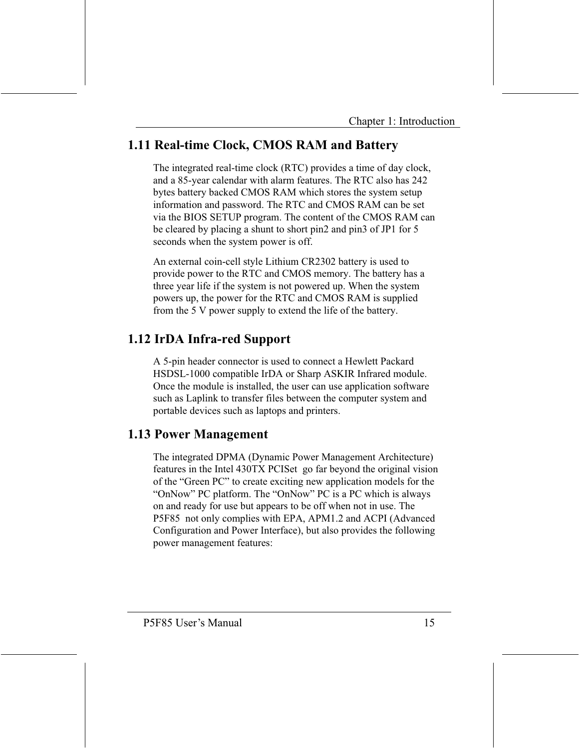## 1.11 Real-time Clock, CMOS RAM and Battery

The integrated real-time clock (RTC) provides a time of day clock, and a 85-year calendar with alarm features. The RTC also has 242 bytes battery backed CMOS RAM which stores the system setup information and password. The RTC and CMOS RAM can be set via the BIOS SETUP program. The content of the CMOS RAM can be cleared by placing a shunt to short pin2 and pin3 of JP1 for 5 seconds when the system power is off.

An external coin-cell style Lithium CR2302 battery is used to provide power to the RTC and CMOS memory. The battery has a three year life if the system is not powered up. When the system powers up, the power for the RTC and CMOS RAM is supplied from the 5 V power supply to extend the life of the battery.

## 1.12 IrDA Infra-red Support

A 5-pin header connector is used to connect a Hewlett Packard HSDSL-1000 compatible IrDA or Sharp ASKIR Infrared module. Once the module is installed, the user can use application software such as Laplink to transfer files between the computer system and portable devices such as laptops and printers.

## 1.13 Power Management

The integrated DPMA (Dynamic Power Management Architecture) features in the Intel 430TX PCISet go far beyond the original vision of the “Green PC” to create exciting new application models for the “OnNow” PC platform. The “OnNow” PC is a PC which is always on and ready for use but appears to be off when not in use. The P5F85 not only complies with EPA, APM1.2 and ACPI (Advanced Configuration and Power Interface), but also provides the following power management features: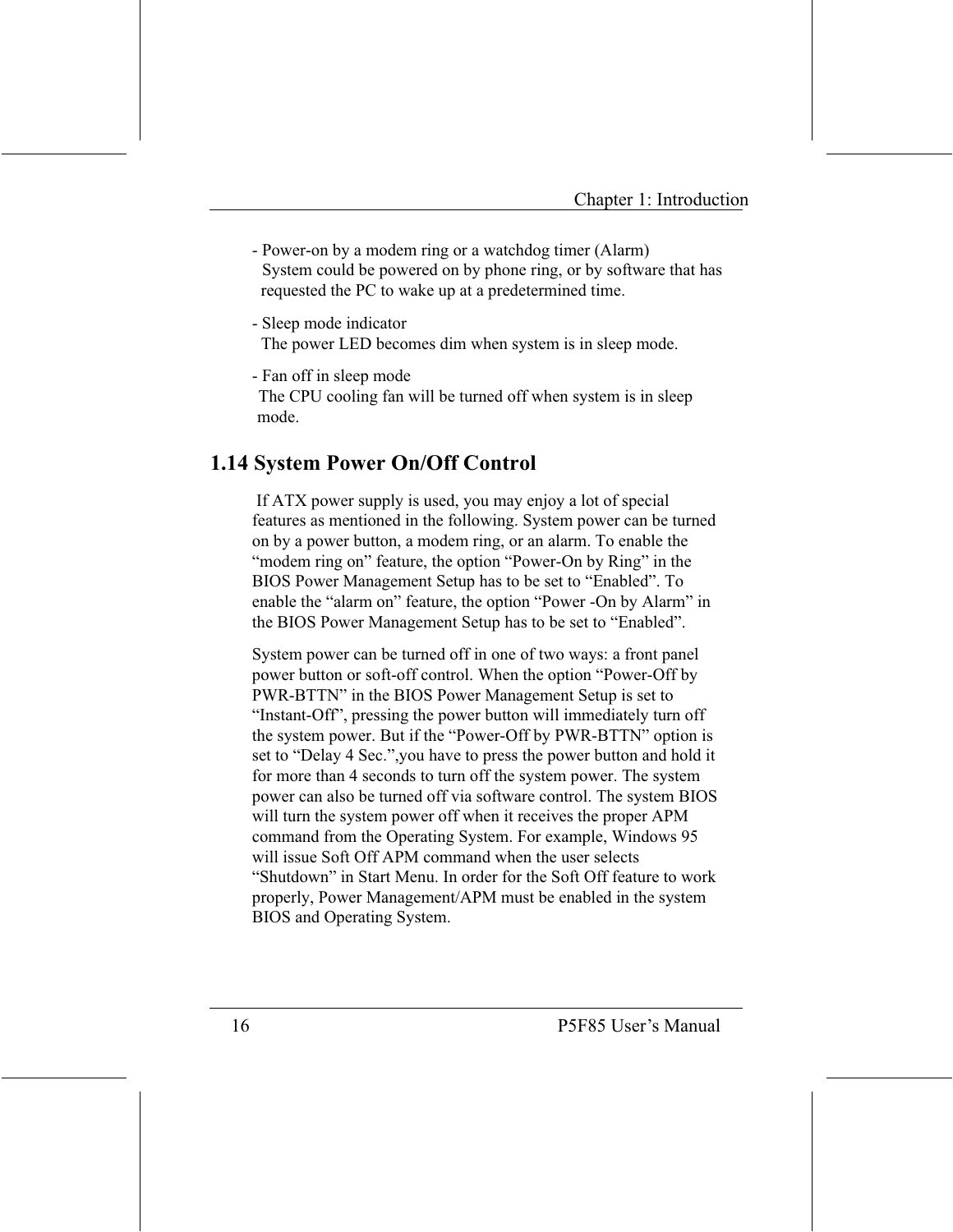- Power-on by a modem ring or a watchdog timer (Alarm)
  System could be powered on by phone ring, or by software that has requested the PC to wake up at a predetermined time.

- Sleep mode indicator
  The power LED becomes dim when system is in sleep mode.

- Fan off in sleep mode
  The CPU cooling fan will be turned off when system is in sleep mode.

## 1.14 System Power On/Off Control

If ATX power supply is used, you may enjoy a lot of special features as mentioned in the following. System power can be turned on by a power button, a modem ring, or an alarm. To enable the “modem ring on” feature, the option “Power-On by Ring” in the BIOS Power Management Setup has to be set to “Enabled”. To enable the “alarm on” feature, the option “Power -On by Alarm” in the BIOS Power Management Setup has to be set to “Enabled”.

System power can be turned off in one of two ways: a front panel power button or soft-off control. When the option “Power-Off by PWR-BTTN” in the BIOS Power Management Setup is set to “Instant-Off”, pressing the power button will immediately turn off the system power. But if the “Power-Off by PWR-BTTN” option is set to “Delay 4 Sec.”,you have to press the power button and hold it for more than 4 seconds to turn off the system power. The system power can also be turned off via software control. The system BIOS will turn the system power off when it receives the proper APM command from the Operating System. For example, Windows 95 will issue Soft Off APM command when the user selects “Shutdown” in Start Menu. In order for the Soft Off feature to work properly, Power Management/APM must be enabled in the system BIOS and Operating System.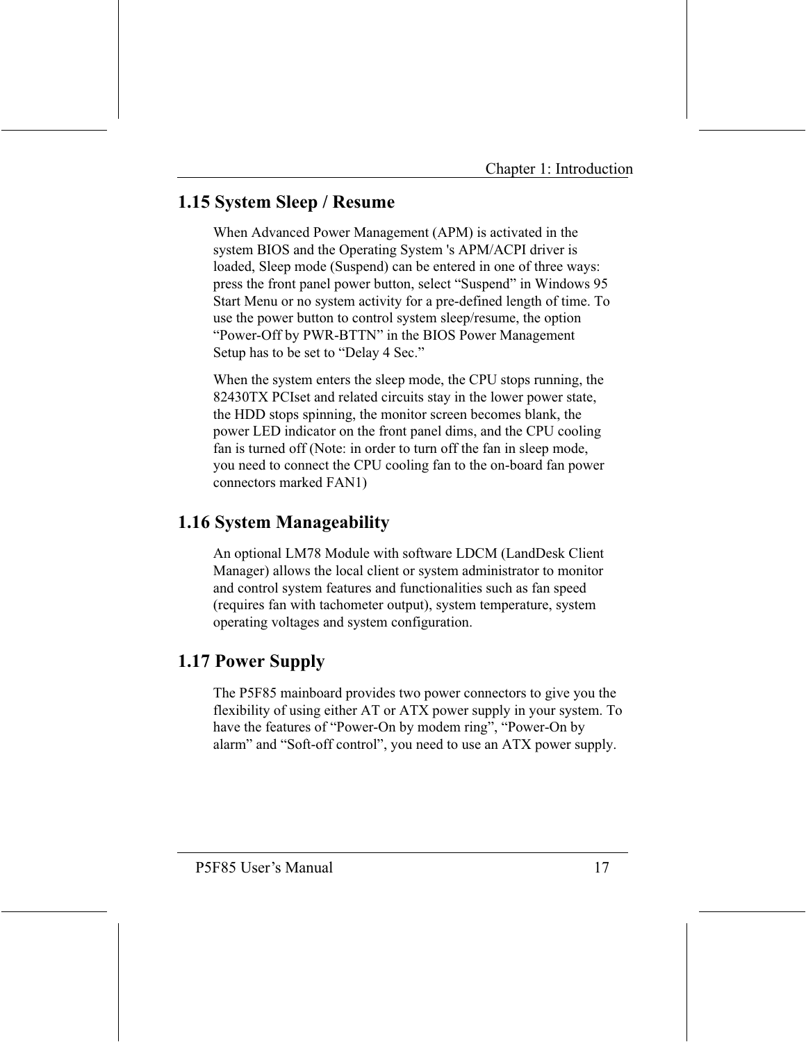## 1.15 System Sleep / Resume

When Advanced Power Management (APM) is activated in the system BIOS and the Operating System 's APM/ACPI driver is loaded, Sleep mode (Suspend) can be entered in one of three ways: press the front panel power button, select “Suspend” in Windows 95 Start Menu or no system activity for a pre-defined length of time. To use the power button to control system sleep/resume, the option “Power-Off by PWR-BTTN” in the BIOS Power Management Setup has to be set to “Delay 4 Sec.”

When the system enters the sleep mode, the CPU stops running, the 82430TX PCIset and related circuits stay in the lower power state, the HDD stops spinning, the monitor screen becomes blank, the power LED indicator on the front panel dims, and the CPU cooling fan is turned off (Note: in order to turn off the fan in sleep mode, you need to connect the CPU cooling fan to the on-board fan power connectors marked FAN1)

## 1.16 System Manageability

An optional LM78 Module with software LDCM (LandDesk Client Manager) allows the local client or system administrator to monitor and control system features and functionalities such as fan speed (requires fan with tachometer output), system temperature, system operating voltages and system configuration.

## 1.17 Power Supply

The P5F85 mainboard provides two power connectors to give you the flexibility of using either AT or ATX power supply in your system. To have the features of “Power-On by modem ring”, “Power-On by alarm” and “Soft-off control”, you need to use an ATX power supply.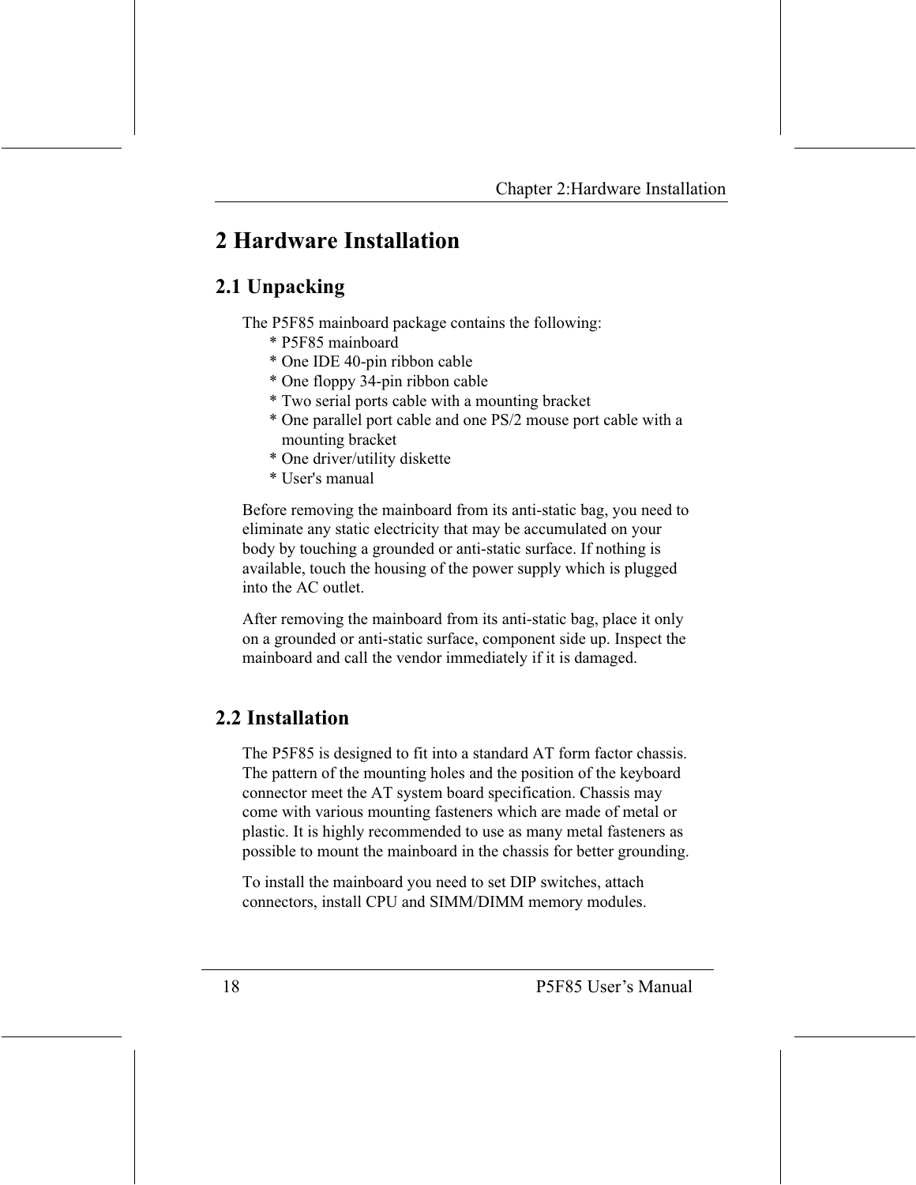# 2 Hardware Installation

## 2.1 Unpacking

The P5F85 mainboard package contains the following:

* P5F85 mainboard
* One IDE 40-pin ribbon cable
* One floppy 34-pin ribbon cable
* Two serial ports cable with a mounting bracket
* One parallel port cable and one PS/2 mouse port cable with a mounting bracket
* One driver/utility diskette
* User's manual

Before removing the mainboard from its anti-static bag, you need to eliminate any static electricity that may be accumulated on your body by touching a grounded or anti-static surface. If nothing is available, touch the housing of the power supply which is plugged into the AC outlet.

After removing the mainboard from its anti-static bag, place it only on a grounded or anti-static surface, component side up. Inspect the mainboard and call the vendor immediately if it is damaged.

## 2.2 Installation

The P5F85 is designed to fit into a standard AT form factor chassis. The pattern of the mounting holes and the position of the keyboard connector meet the AT system board specification. Chassis may come with various mounting fasteners which are made of metal or plastic. It is highly recommended to use as many metal fasteners as possible to mount the mainboard in the chassis for better grounding.

To install the mainboard you need to set DIP switches, attach connectors, install CPU and SIMM/DIMM memory modules.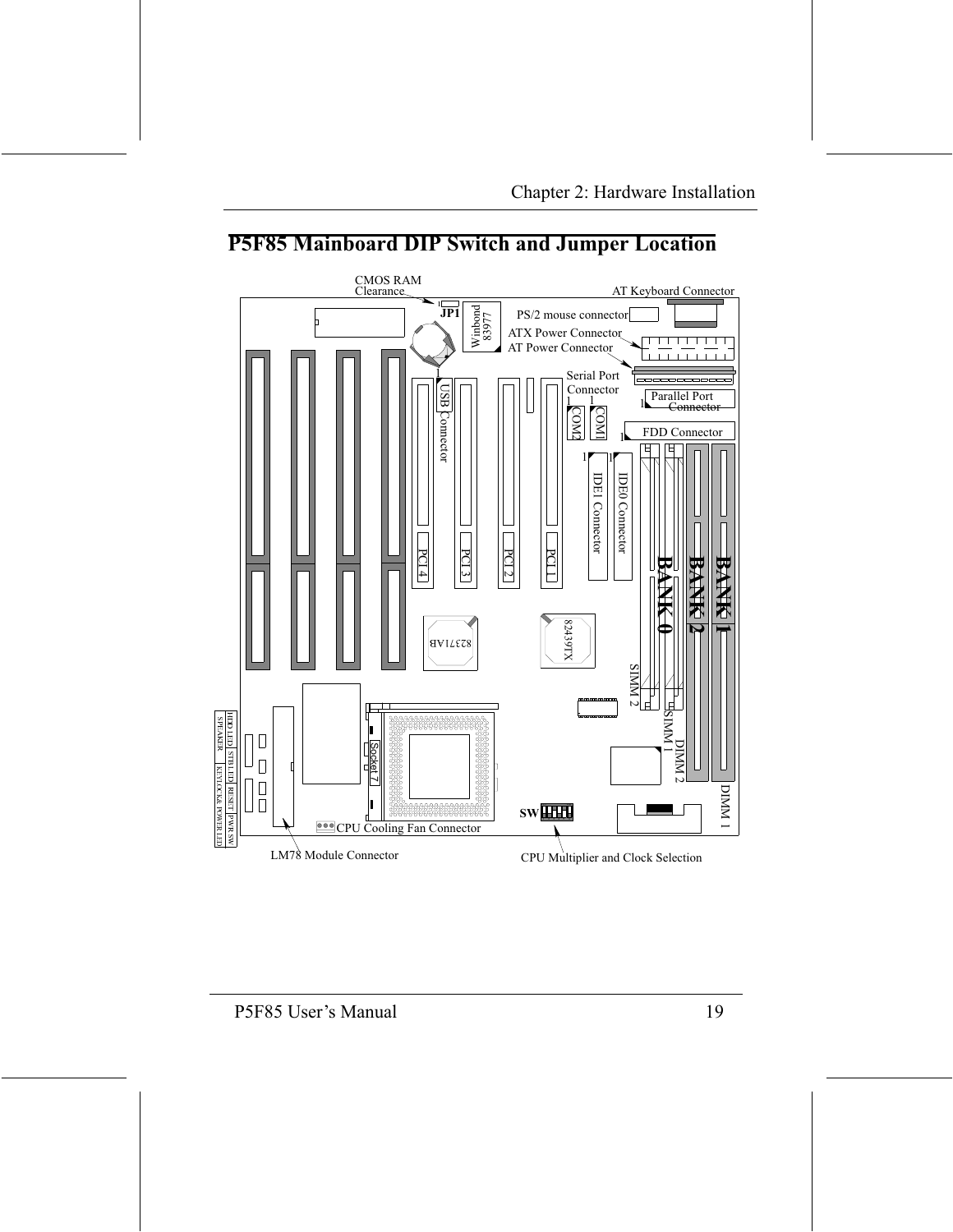## P5F85 Mainboard DIP Switch and Jumper Location

CMOS RAM Clearance

JP1

Winbond 83977

AT Keyboard Connector

PS/2 mouse connector

ATX Power Connector

AT Power Connector

Serial Port Connector

COM2

COM1

Parallel Port Connector

FDD Connector

USB Connector

IDE1 Connector

IDE0 Connector

PCI 4

PCI 3

PCI 2

PCI 1

BANK 0

BANK 2

BANK 1

82371AB

82439TX

SIMM 2

SIMM 1

DIMM 2

DIMM 1

Socket 7

HDD LED

STBY LED

RESET

PWR SW

SPEAKER

KEYLOCK& POWER LED

CPU Cooling Fan Connector

SW

LM78 Module Connector

CPU Multiplier and Clock Selection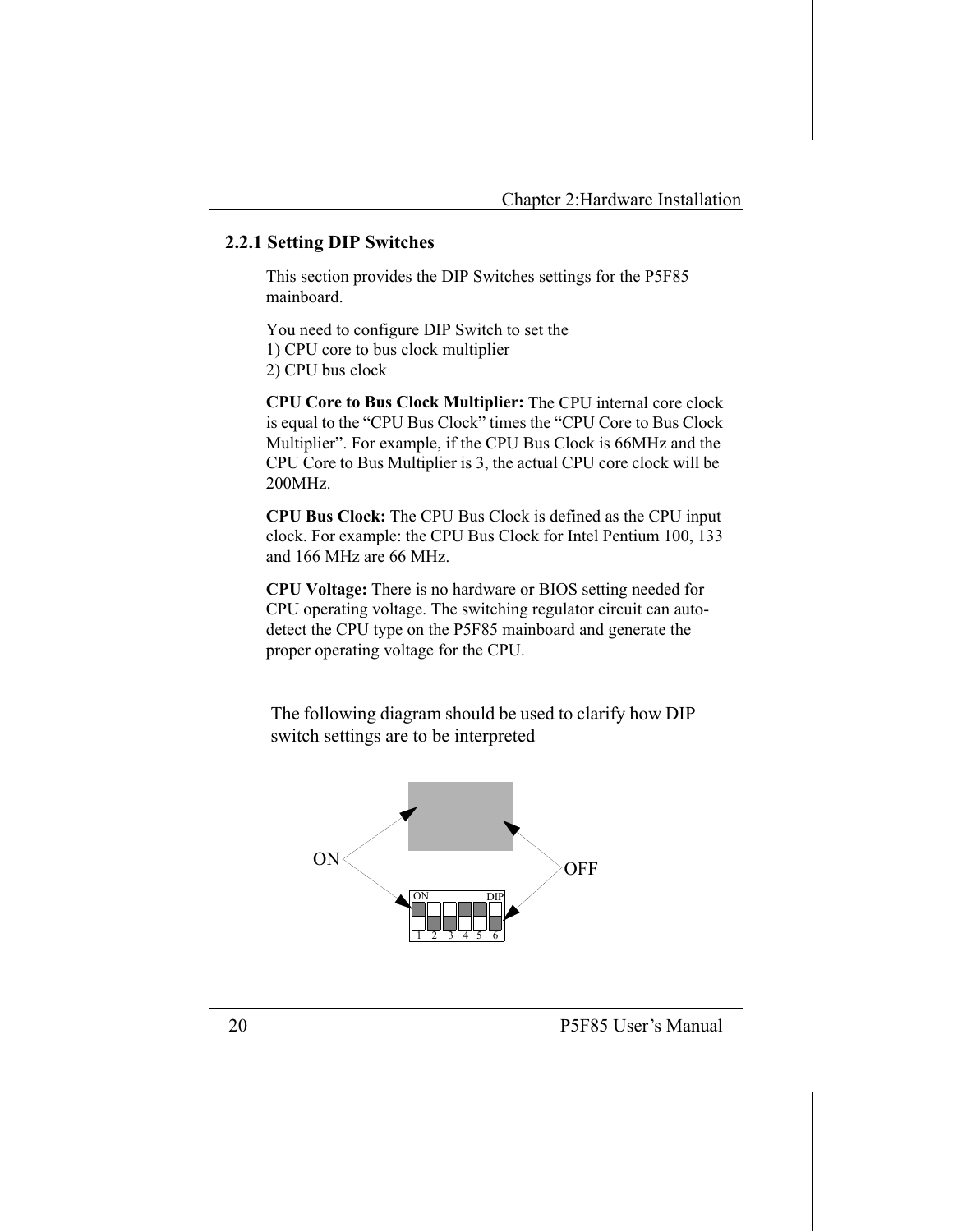### 2.2.1 Setting DIP Switches

This section provides the DIP Switches settings for the P5F85 mainboard.

You need to configure DIP Switch to set the
1) CPU core to bus clock multiplier
2) CPU bus clock

**CPU Core to Bus Clock Multiplier:** The CPU internal core clock is equal to the "CPU Bus Clock" times the "CPU Core to Bus Clock Multiplier". For example, if the CPU Bus Clock is 66MHz and the CPU Core to Bus Multiplier is 3, the actual CPU core clock will be 200MHz.

**CPU Bus Clock:** The CPU Bus Clock is defined as the CPU input clock. For example: the CPU Bus Clock for Intel Pentium 100, 133 and 166 MHz are 66 MHz.

**CPU Voltage:** There is no hardware or BIOS setting needed for CPU operating voltage. The switching regulator circuit can auto-detect the CPU type on the P5F85 mainboard and generate the proper operating voltage for the CPU.

The following diagram should be used to clarify how DIP switch settings are to be interpreted

ON

OFF

ON DIP

1 2 3 4 5 6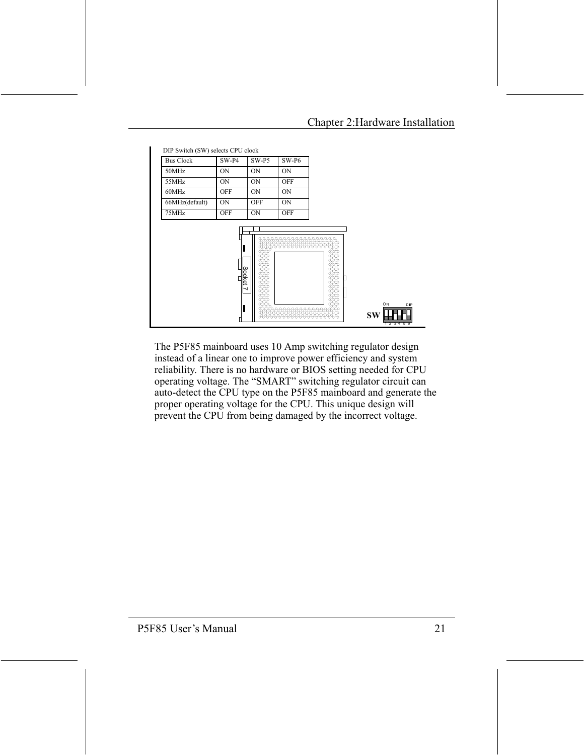DIP Switch (SW) selects CPU clock

| Bus Clock | SW-P4 | SW-P5 | SW-P6 |
|---|---|---|---|
| 50MHz | ON | ON | ON |
| 55MHz | ON | ON | OFF |
| 60MHz | OFF | ON | ON |
| 66MHz(default) | ON | OFF | ON |
| 75MHz | OFF | ON | OFF |

Socket 7

ON DIP

SW

1 2 3 4 5 6

The P5F85 mainboard uses 10 Amp switching regulator design instead of a linear one to improve power efficiency and system reliability. There is no hardware or BIOS setting needed for CPU operating voltage. The "SMART" switching regulator circuit can auto-detect the CPU type on the P5F85 mainboard and generate the proper operating voltage for the CPU. This unique design will prevent the CPU from being damaged by the incorrect voltage.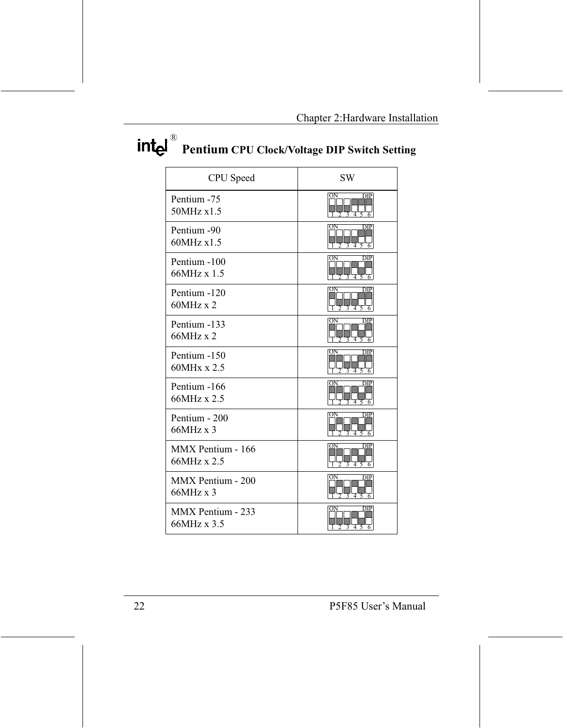# intel® Pentium CPU Clock/Voltage DIP Switch Setting

| CPU Speed | SW |
|---|---|
| Pentium -75<br>50MHz x1.5 | |
| Pentium -90<br>60MHz x1.5 | |
| Pentium -100<br>66MHz x 1.5 | |
| Pentium -120<br>60MHz x 2 | |
| Pentium -133<br>66MHz x 2 | |
| Pentium -150<br>60MHx x 2.5 | |
| Pentium -166<br>66MHz x 2.5 | |
| Pentium - 200<br>66MHz x 3 | |
| MMX Pentium - 166<br>66MHz x 2.5 | |
| MMX Pentium - 200<br>66MHz x 3 | |
| MMX Pentium - 233<br>66MHz x 3.5 | |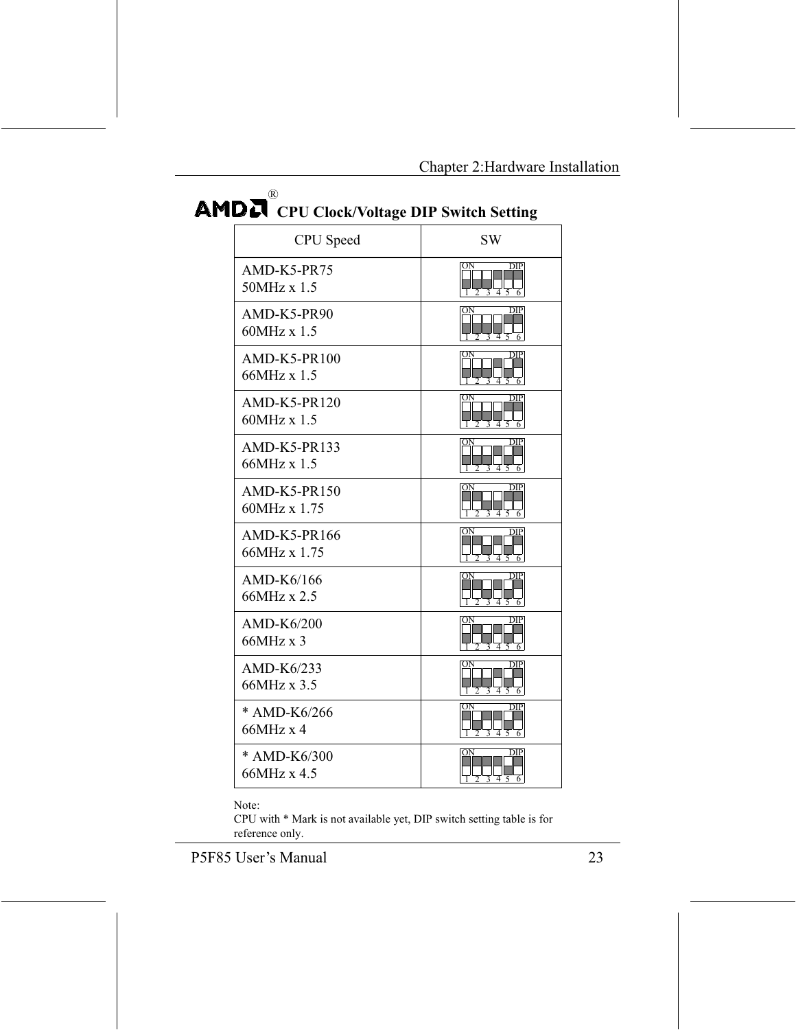## AMD® CPU Clock/Voltage DIP Switch Setting

| CPU Speed | SW |
|---|---|
| AMD-K5-PR75<br>50MHz x 1.5 | |
| AMD-K5-PR90<br>60MHz x 1.5 | |
| AMD-K5-PR100<br>66MHz x 1.5 | |
| AMD-K5-PR120<br>60MHz x 1.5 | |
| AMD-K5-PR133<br>66MHz x 1.5 | |
| AMD-K5-PR150<br>60MHz x 1.75 | |
| AMD-K5-PR166<br>66MHz x 1.75 | |
| AMD-K6/166<br>66MHz x 2.5 | |
| AMD-K6/200<br>66MHz x 3 | |
| AMD-K6/233<br>66MHz x 3.5 | |
| * AMD-K6/266<br>66MHz x 4 | |
| * AMD-K6/300<br>66MHz x 4.5 | |

Note:
CPU with * Mark is not available yet, DIP switch setting table is for reference only.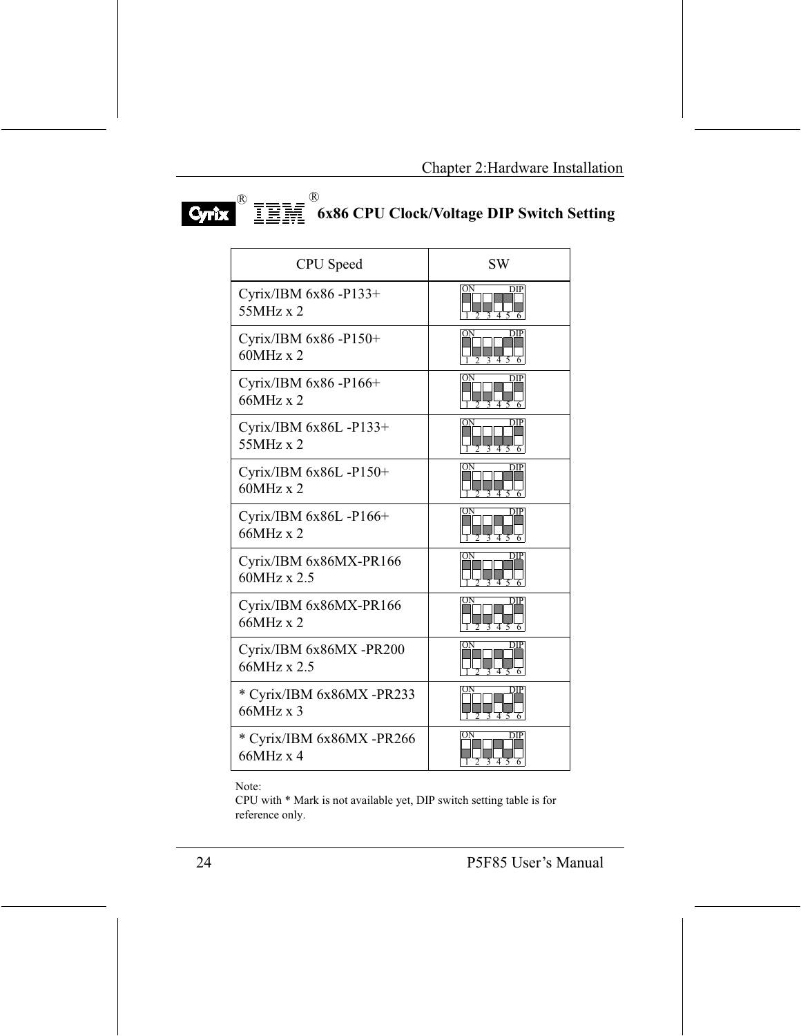## Cyrix® IBM® 6x86 CPU Clock/Voltage DIP Switch Setting

| CPU Speed | SW |
| --- | --- |
| Cyrix/IBM 6x86 -P133+ 55MHz x 2 | |
| Cyrix/IBM 6x86 -P150+ 60MHz x 2 | |
| Cyrix/IBM 6x86 -P166+ 66MHz x 2 | |
| Cyrix/IBM 6x86L -P133+ 55MHz x 2 | |
| Cyrix/IBM 6x86L -P150+ 60MHz x 2 | |
| Cyrix/IBM 6x86L -P166+ 66MHz x 2 | |
| Cyrix/IBM 6x86MX-PR166 60MHz x 2.5 | |
| Cyrix/IBM 6x86MX-PR166 66MHz x 2 | |
| Cyrix/IBM 6x86MX -PR200 66MHz x 2.5 | |
| * Cyrix/IBM 6x86MX -PR233 66MHz x 3 | |
| * Cyrix/IBM 6x86MX -PR266 66MHz x 4 | |

Note:
CPU with * Mark is not available yet, DIP switch setting table is for reference only.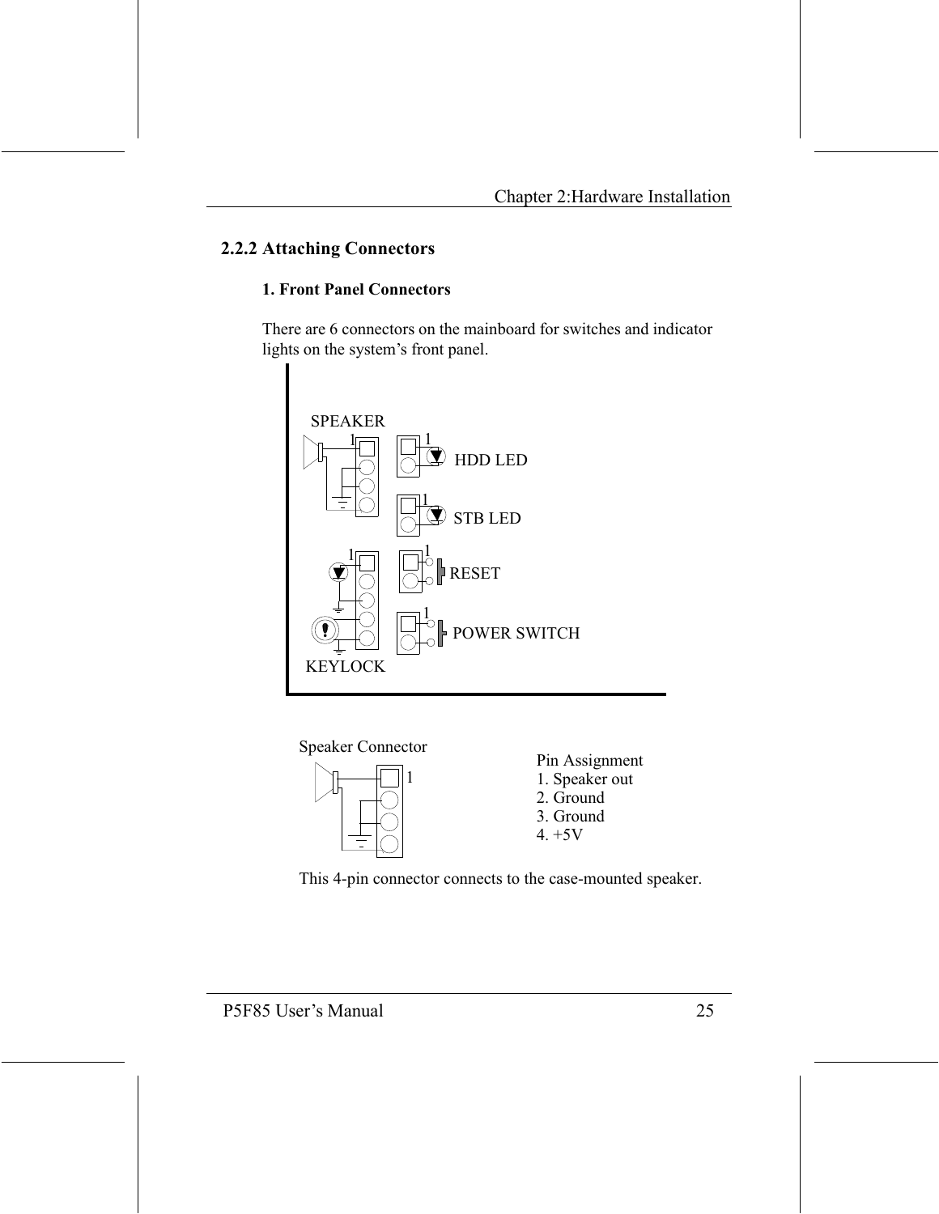## 2.2.2 Attaching Connectors

### 1. Front Panel Connectors

There are 6 connectors on the mainboard for switches and indicator lights on the system's front panel.

SPEAKER

1

1

HDD LED

1

STB LED

1

1

RESET

1

POWER SWITCH

KEYLOCK

Speaker Connector

1

Pin Assignment
1. Speaker out
2. Ground
3. Ground
4. +5V

This 4-pin connector connects to the case-mounted speaker.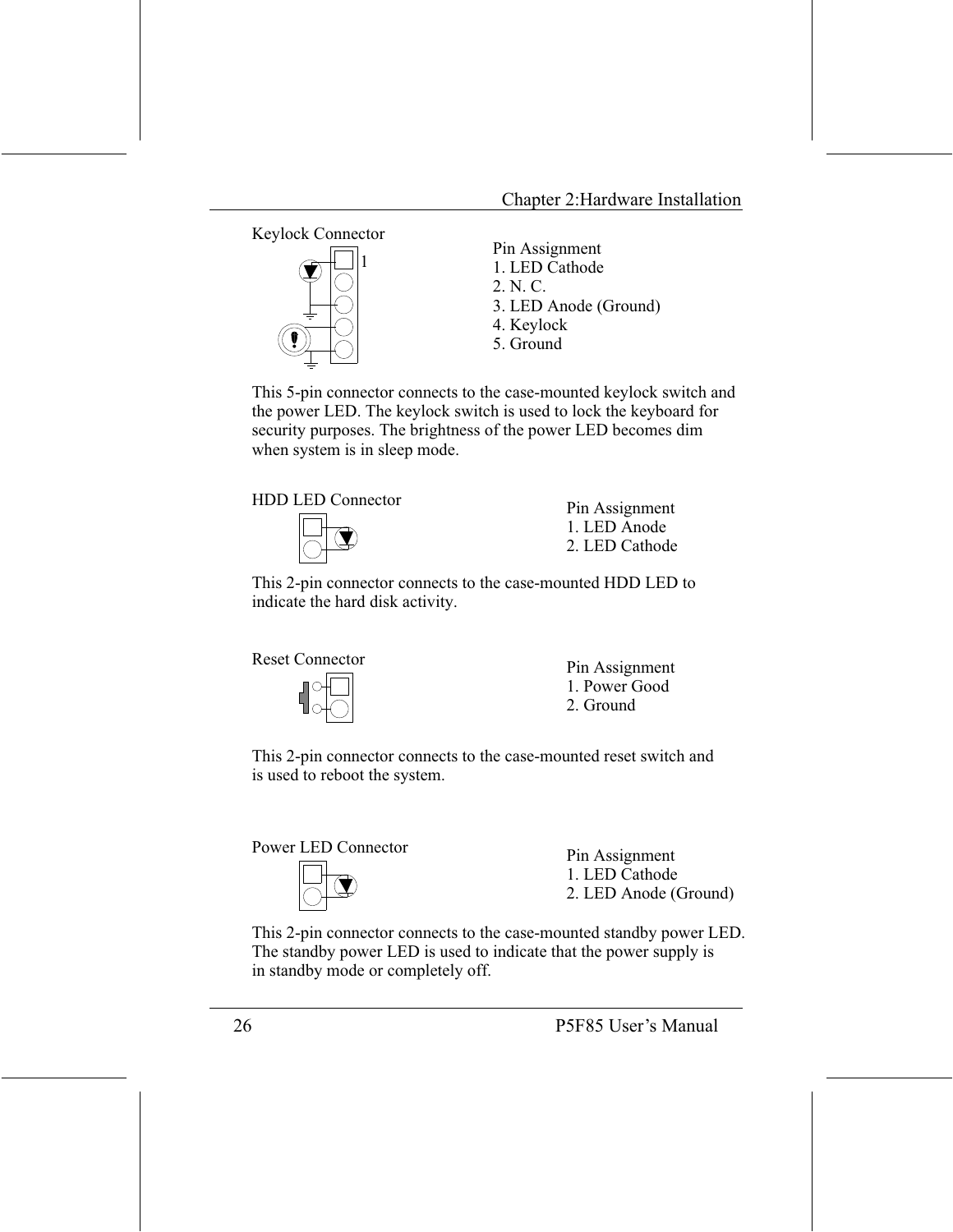### Keylock Connector

1

Pin Assignment
1. LED Cathode
2. N. C.
3. LED Anode (Ground)
4. Keylock
5. Ground

This 5-pin connector connects to the case-mounted keylock switch and the power LED. The keylock switch is used to lock the keyboard for security purposes. The brightness of the power LED becomes dim when system is in sleep mode.

### HDD LED Connector

Pin Assignment
1. LED Anode
2. LED Cathode

This 2-pin connector connects to the case-mounted HDD LED to indicate the hard disk activity.

### Reset Connector

Pin Assignment
1. Power Good
2. Ground

This 2-pin connector connects to the case-mounted reset switch and is used to reboot the system.

### Power LED Connector

Pin Assignment
1. LED Cathode
2. LED Anode (Ground)

This 2-pin connector connects to the case-mounted standby power LED. The standby power LED is used to indicate that the power supply is in standby mode or completely off.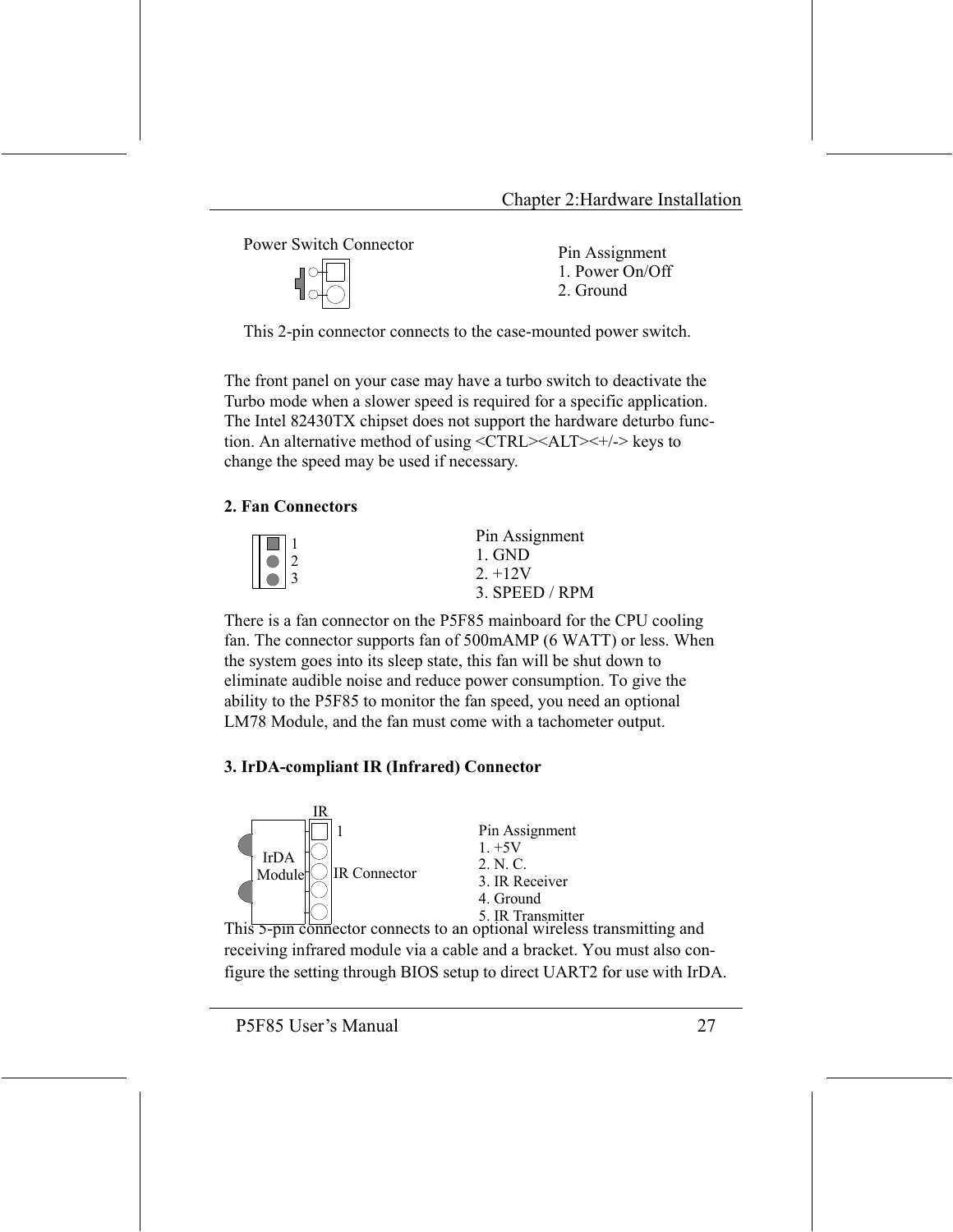Power Switch Connector

Pin Assignment
1. Power On/Off
2. Ground

This 2-pin connector connects to the case-mounted power switch.

The front panel on your case may have a turbo switch to deactivate the Turbo mode when a slower speed is required for a specific application. The Intel 82430TX chipset does not support the hardware deturbo function. An alternative method of using <CTRL><ALT><+/-> keys to change the speed may be used if necessary.

**2. Fan Connectors**

1
2
3

Pin Assignment
1. GND
2. +12V
3. SPEED / RPM

There is a fan connector on the P5F85 mainboard for the CPU cooling fan. The connector supports fan of 500mAMP (6 WATT) or less. When the system goes into its sleep state, this fan will be shut down to eliminate audible noise and reduce power consumption. To give the ability to the P5F85 to monitor the fan speed, you need an optional LM78 Module, and the fan must come with a tachometer output.

**3. IrDA-compliant IR (Infrared) Connector**

IR
1
IrDA Module
IR Connector

Pin Assignment
1. +5V
2. N. C.
3. IR Receiver
4. Ground
5. IR Transmitter

This 5-pin connector connects to an optional wireless transmitting and receiving infrared module via a cable and a bracket. You must also configure the setting through BIOS setup to direct UART2 for use with IrDA.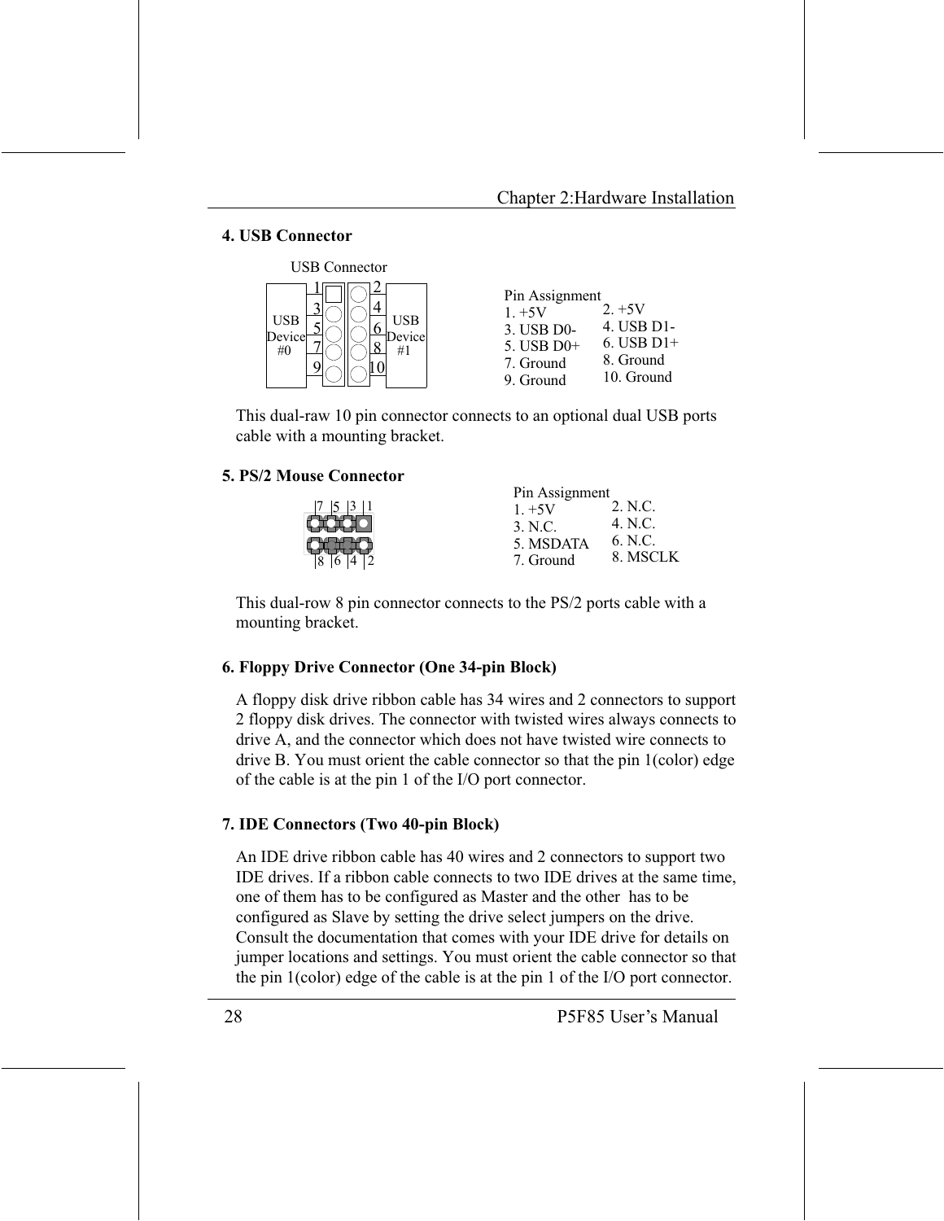**4. USB Connector**

USB Connector

| Pin Assignment | |
|---|---|
| 1. +5V | 2. +5V |
| 3. USB D0- | 4. USB D1- |
| 5. USB D0+ | 6. USB D1+ |
| 7. Ground | 8. Ground |
| 9. Ground | 10. Ground |

This dual-raw 10 pin connector connects to an optional dual USB ports cable with a mounting bracket.

**5. PS/2 Mouse Connector**

| Pin Assignment | |
|---|---|
| 1. +5V | 2. N.C. |
| 3. N.C. | 4. N.C. |
| 5. MSDATA | 6. N.C. |
| 7. Ground | 8. MSCLK |

This dual-row 8 pin connector connects to the PS/2 ports cable with a mounting bracket.

**6. Floppy Drive Connector (One 34-pin Block)**

A floppy disk drive ribbon cable has 34 wires and 2 connectors to support 2 floppy disk drives. The connector with twisted wires always connects to drive A, and the connector which does not have twisted wire connects to drive B. You must orient the cable connector so that the pin 1(color) edge of the cable is at the pin 1 of the I/O port connector.

**7. IDE Connectors (Two 40-pin Block)**

An IDE drive ribbon cable has 40 wires and 2 connectors to support two IDE drives. If a ribbon cable connects to two IDE drives at the same time, one of them has to be configured as Master and the other has to be configured as Slave by setting the drive select jumpers on the drive. Consult the documentation that comes with your IDE drive for details on jumper locations and settings. You must orient the cable connector so that the pin 1(color) edge of the cable is at the pin 1 of the I/O port connector.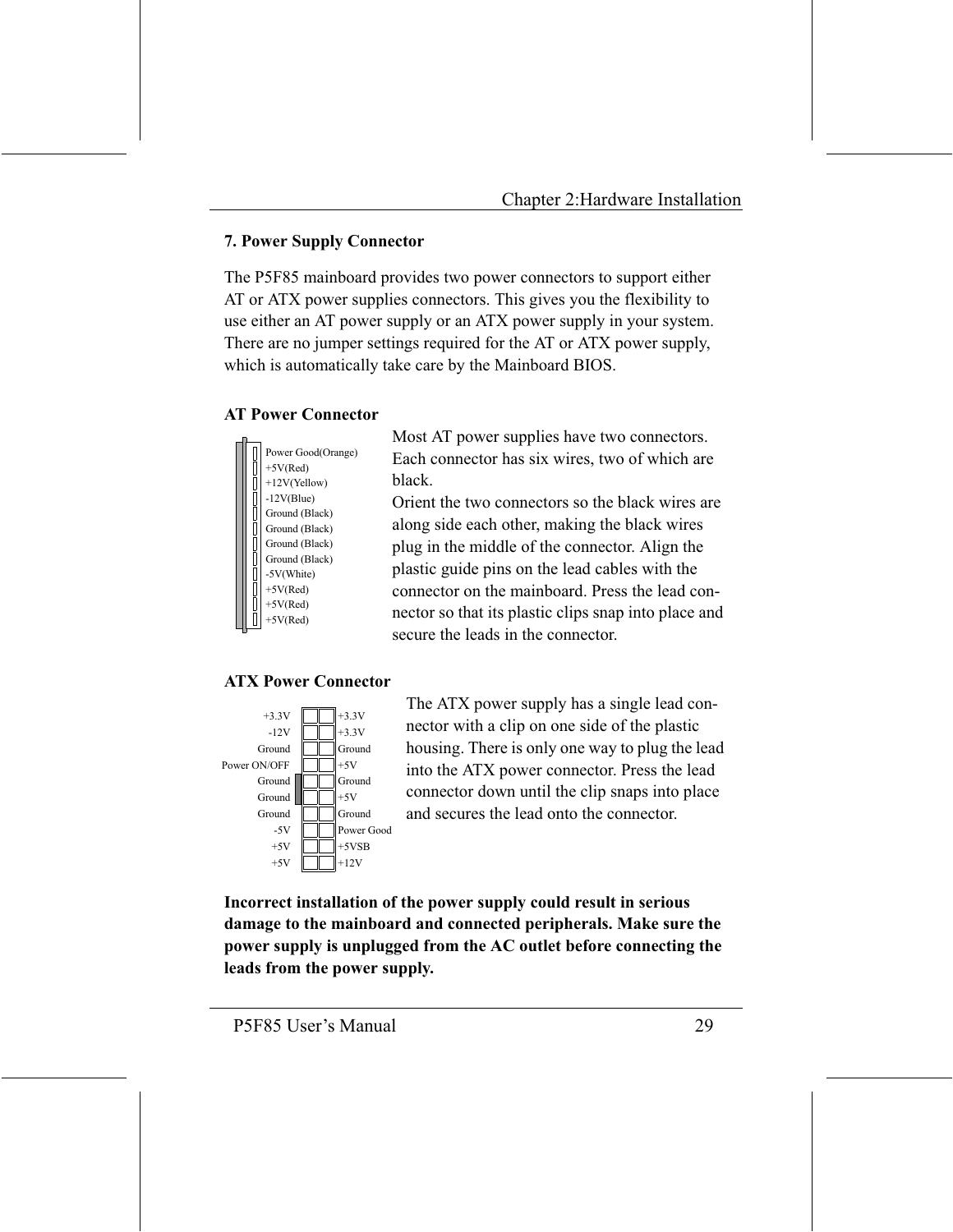## 7. Power Supply Connector

The P5F85 mainboard provides two power connectors to support either AT or ATX power supplies connectors. This gives you the flexibility to use either an AT power supply or an ATX power supply in your system. There are no jumper settings required for the AT or ATX power supply, which is automatically take care by the Mainboard BIOS.

### AT Power Connector

Power Good(Orange)
+5V(Red)
+12V(Yellow)
-12V(Blue)
Ground (Black)
Ground (Black)
Ground (Black)
Ground (Black)
-5V(White)
+5V(Red)
+5V(Red)
+5V(Red)

Most AT power supplies have two connectors. Each connector has six wires, two of which are black.
Orient the two connectors so the black wires are along side each other, making the black wires plug in the middle of the connector. Align the plastic guide pins on the lead cables with the connector on the mainboard. Press the lead connector so that its plastic clips snap into place and secure the leads in the connector.

### ATX Power Connector

| | |
|---|---|
| +3.3V | +3.3V |
| -12V | +3.3V |
| Ground | Ground |
| Power ON/OFF | +5V |
| Ground | Ground |
| Ground | +5V |
| Ground | Ground |
| -5V | Power Good |
| +5V | +5VSB |
| +5V | +12V |

The ATX power supply has a single lead connector with a clip on one side of the plastic housing. There is only one way to plug the lead into the ATX power connector. Press the lead connector down until the clip snaps into place and secures the lead onto the connector.

**Incorrect installation of the power supply could result in serious damage to the mainboard and connected peripherals. Make sure the power supply is unplugged from the AC outlet before connecting the leads from the power supply.**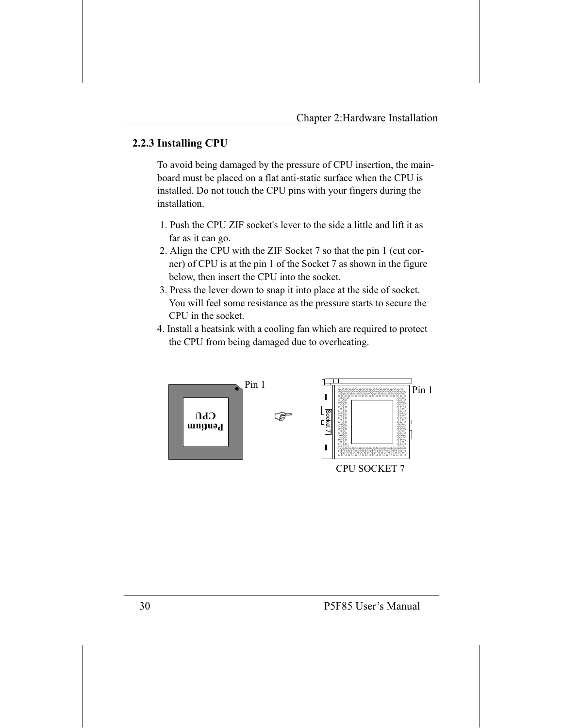### 2.2.3 Installing CPU

To avoid being damaged by the pressure of CPU insertion, the main-board must be placed on a flat anti-static surface when the CPU is installed. Do not touch the CPU pins with your fingers during the installation.

1. Push the CPU ZIF socket's lever to the side a little and lift it as far as it can go.
2. Align the CPU with the ZIF Socket 7 so that the pin 1 (cut corner) of CPU is at the pin 1 of the Socket 7 as shown in the figure below, then insert the CPU into the socket.
3. Press the lever down to snap it into place at the side of socket. You will feel some resistance as the pressure starts to secure the CPU in the socket.
4. Install a heatsink with a cooling fan which are required to protect the CPU from being damaged due to overheating.

Pin 1

Pentium CPU

Pin 1

Socket 7

CPU SOCKET 7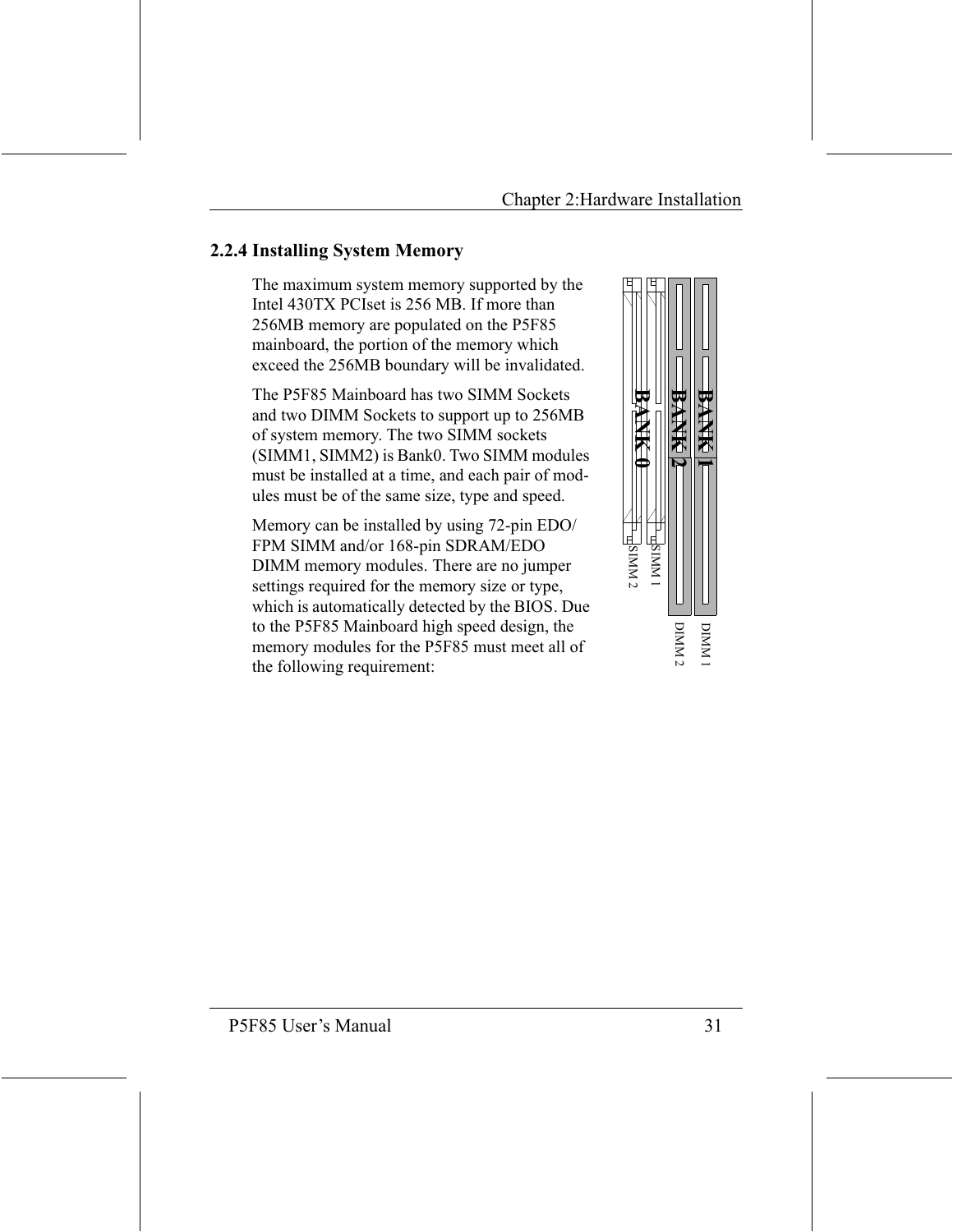### 2.2.4 Installing System Memory

The maximum system memory supported by the Intel 430TX PCIset is 256 MB. If more than 256MB memory are populated on the P5F85 mainboard, the portion of the memory which exceed the 256MB boundary will be invalidated.

The P5F85 Mainboard has two SIMM Sockets and two DIMM Sockets to support up to 256MB of system memory. The two SIMM sockets (SIMM1, SIMM2) is Bank0. Two SIMM modules must be installed at a time, and each pair of modules must be of the same size, type and speed.

Memory can be installed by using 72-pin EDO/FPM SIMM and/or 168-pin SDRAM/EDO DIMM memory modules. There are no jumper settings required for the memory size or type, which is automatically detected by the BIOS. Due to the P5F85 Mainboard high speed design, the memory modules for the P5F85 must meet all of the following requirement:

BANK 0
BANK 2
BANK 1
SIMM 2
SIMM 1
DIMM 2
DIMM 1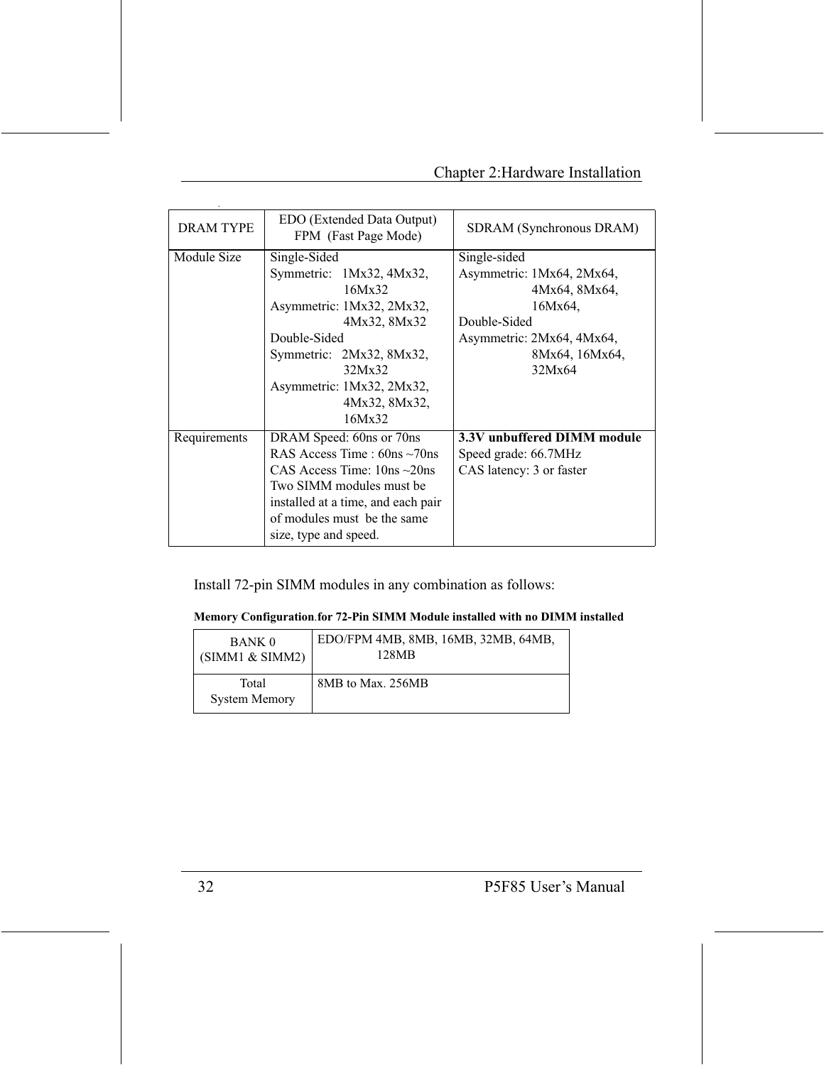| DRAM TYPE | EDO (Extended Data Output)<br>FPM (Fast Page Mode) | SDRAM (Synchronous DRAM) |
|---|---|---|
| Module Size | Single-Sided<br>Symmetric: 1Mx32, 4Mx32, 16Mx32<br>Asymmetric: 1Mx32, 2Mx32, 4Mx32, 8Mx32<br>Double-Sided<br>Symmetric: 2Mx32, 8Mx32, 32Mx32<br>Asymmetric: 1Mx32, 2Mx32, 4Mx32, 8Mx32, 16Mx32 | Single-sided<br>Asymmetric: 1Mx64, 2Mx64, 4Mx64, 8Mx64, 16Mx64,<br>Double-Sided<br>Asymmetric: 2Mx64, 4Mx64, 8Mx64, 16Mx64, 32Mx64 |
| Requirements | DRAM Speed: 60ns or 70ns<br>RAS Access Time : 60ns ~70ns<br>CAS Access Time: 10ns ~20ns<br>Two SIMM modules must be installed at a time, and each pair of modules must be the same size, type and speed. | **3.3V unbuffered DIMM module**<br>Speed grade: 66.7MHz<br>CAS latency: 3 or faster |

Install 72-pin SIMM modules in any combination as follows:

**Memory Configuration.for 72-Pin SIMM Module installed with no DIMM installed**

| | |
|---|---|
| BANK 0<br>(SIMM1 & SIMM2) | EDO/FPM 4MB, 8MB, 16MB, 32MB, 64MB, 128MB |
| Total<br>System Memory | 8MB to Max. 256MB |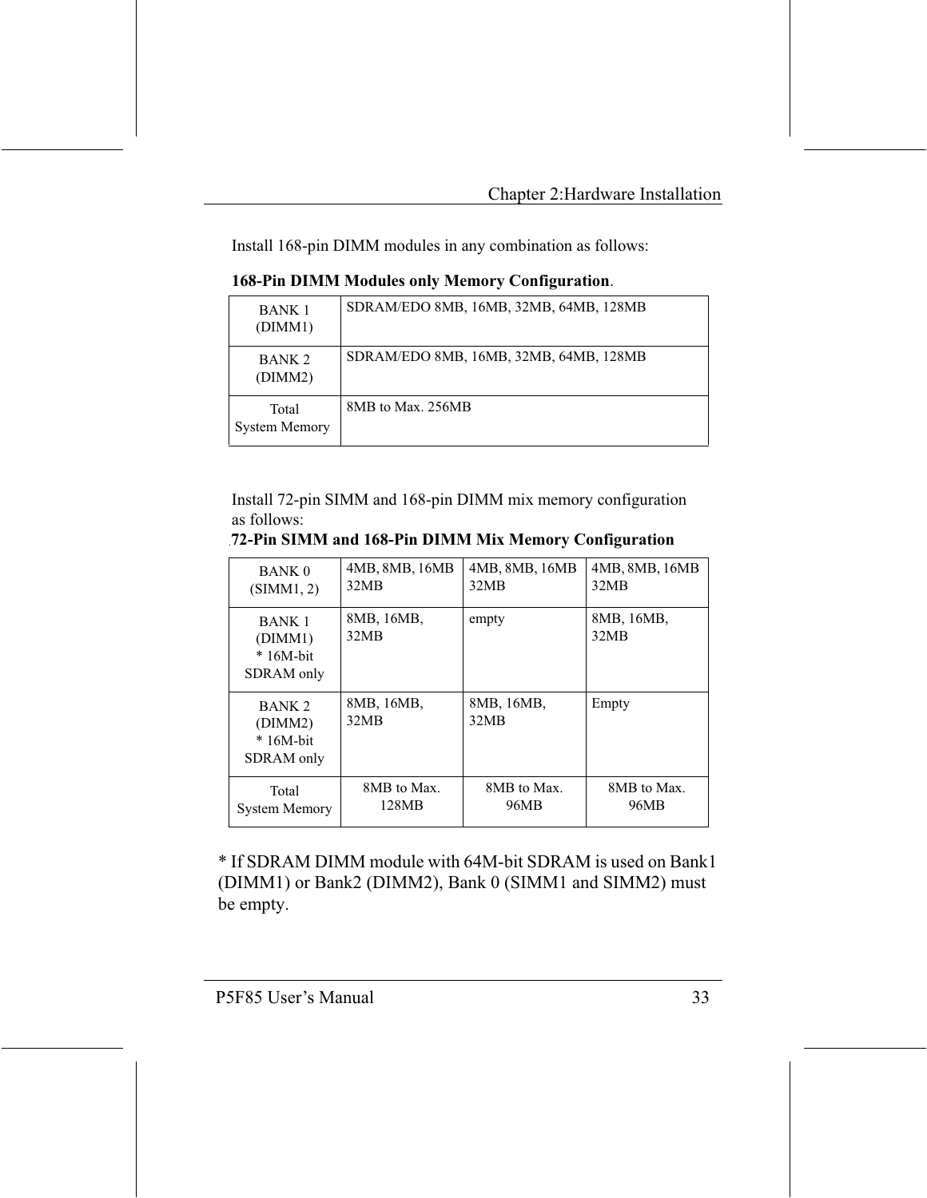Install 168-pin DIMM modules in any combination as follows:

**168-Pin DIMM Modules only Memory Configuration**.

| | |
|---|---|
| BANK 1 (DIMM1) | SDRAM/EDO 8MB, 16MB, 32MB, 64MB, 128MB |
| BANK 2 (DIMM2) | SDRAM/EDO 8MB, 16MB, 32MB, 64MB, 128MB |
| Total System Memory | 8MB to Max. 256MB |

Install 72-pin SIMM and 168-pin DIMM mix memory configuration as follows:

**72-Pin SIMM and 168-Pin DIMM Mix Memory Configuration**

| | | | |
|---|---|---|---|
| BANK 0 (SIMM1, 2) | 4MB, 8MB, 16MB 32MB | 4MB, 8MB, 16MB 32MB | 4MB, 8MB, 16MB 32MB |
| BANK 1 (DIMM1) * 16M-bit SDRAM only | 8MB, 16MB, 32MB | empty | 8MB, 16MB, 32MB |
| BANK 2 (DIMM2) * 16M-bit SDRAM only | 8MB, 16MB, 32MB | 8MB, 16MB, 32MB | Empty |
| Total System Memory | 8MB to Max. 128MB | 8MB to Max. 96MB | 8MB to Max. 96MB |

* If SDRAM DIMM module with 64M-bit SDRAM is used on Bank1 (DIMM1) or Bank2 (DIMM2), Bank 0 (SIMM1 and SIMM2) must be empty.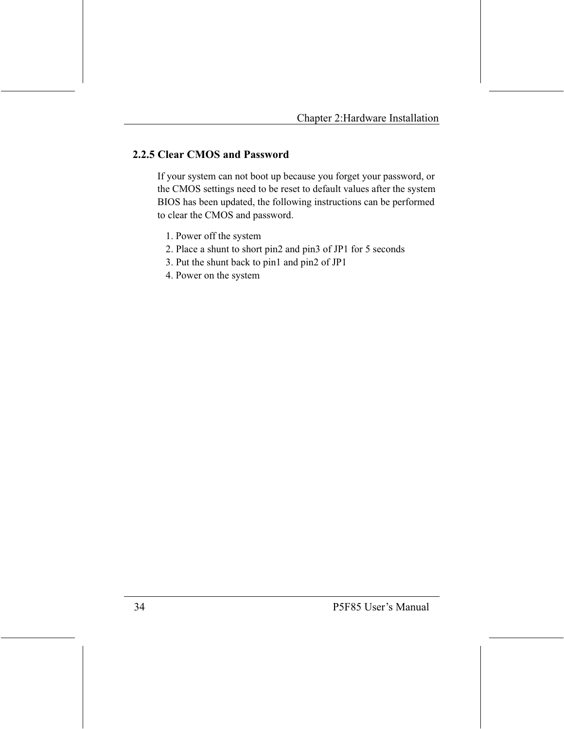### 2.2.5 Clear CMOS and Password

If your system can not boot up because you forget your password, or the CMOS settings need to be reset to default values after the system BIOS has been updated, the following instructions can be performed to clear the CMOS and password.

1. Power off the system
2. Place a shunt to short pin2 and pin3 of JP1 for 5 seconds
3. Put the shunt back to pin1 and pin2 of JP1
4. Power on the system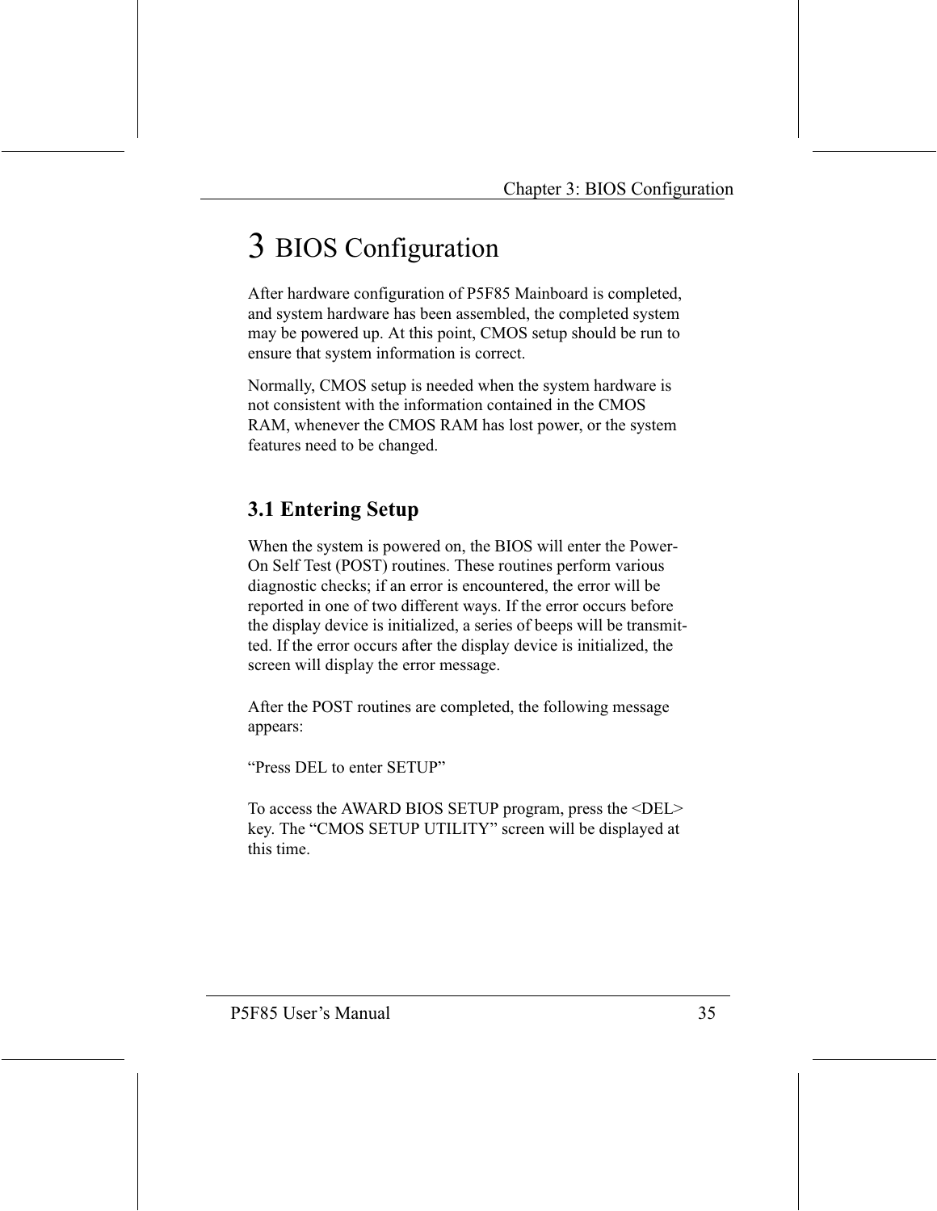# 3 BIOS Configuration

After hardware configuration of P5F85 Mainboard is completed, and system hardware has been assembled, the completed system may be powered up. At this point, CMOS setup should be run to ensure that system information is correct.

Normally, CMOS setup is needed when the system hardware is not consistent with the information contained in the CMOS RAM, whenever the CMOS RAM has lost power, or the system features need to be changed.

## 3.1 Entering Setup

When the system is powered on, the BIOS will enter the Power-On Self Test (POST) routines. These routines perform various diagnostic checks; if an error is encountered, the error will be reported in one of two different ways. If the error occurs before the display device is initialized, a series of beeps will be transmitted. If the error occurs after the display device is initialized, the screen will display the error message.

After the POST routines are completed, the following message appears:

"Press DEL to enter SETUP"

To access the AWARD BIOS SETUP program, press the <DEL> key. The "CMOS SETUP UTILITY" screen will be displayed at this time.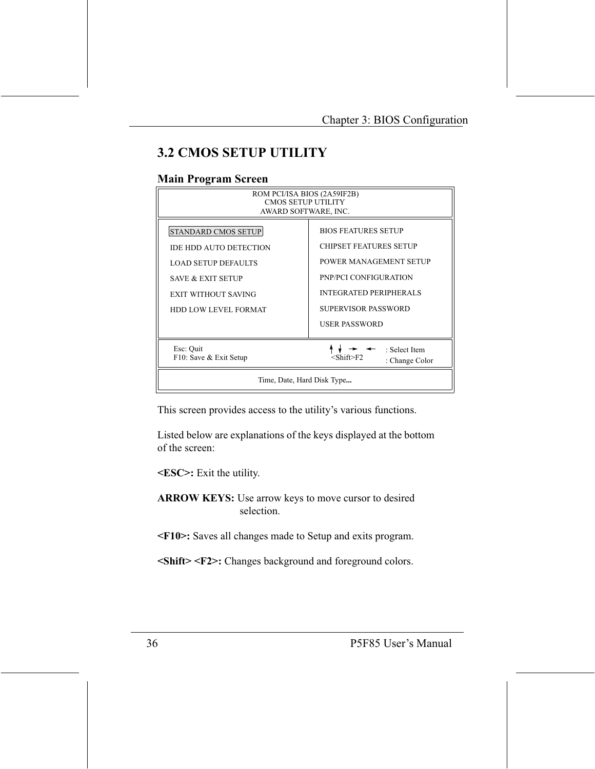## 3.2 CMOS SETUP UTILITY

### Main Program Screen

```
                    ROM PCI/ISA BIOS (2A59IF2B)
                        CMOS SETUP UTILITY
                      AWARD SOFTWARE, INC.

 STANDARD CMOS SETUP              BIOS FEATURES SETUP
 IDE HDD AUTO DETECTION           CHIPSET FEATURES SETUP
 LOAD SETUP DEFAULTS              POWER MANAGEMENT SETUP
 SAVE & EXIT SETUP                PNP/PCI CONFIGURATION
 EXIT WITHOUT SAVING              INTEGRATED PERIPHERALS
 HDD LOW LEVEL FORMAT             SUPERVISOR PASSWORD
                                  USER PASSWORD

 Esc: Quit                               ↑ ↓ → ←  : Select Item
 F10: Save & Exit Setup                  <Shift>F2 : Change Color

                    Time, Date, Hard Disk Type...
```

This screen provides access to the utility's various functions.

Listed below are explanations of the keys displayed at the bottom of the screen:

**<ESC>:** Exit the utility.

**ARROW KEYS:** Use arrow keys to move cursor to desired selection.

**<F10>:** Saves all changes made to Setup and exits program.

**<Shift> <F2>:** Changes background and foreground colors.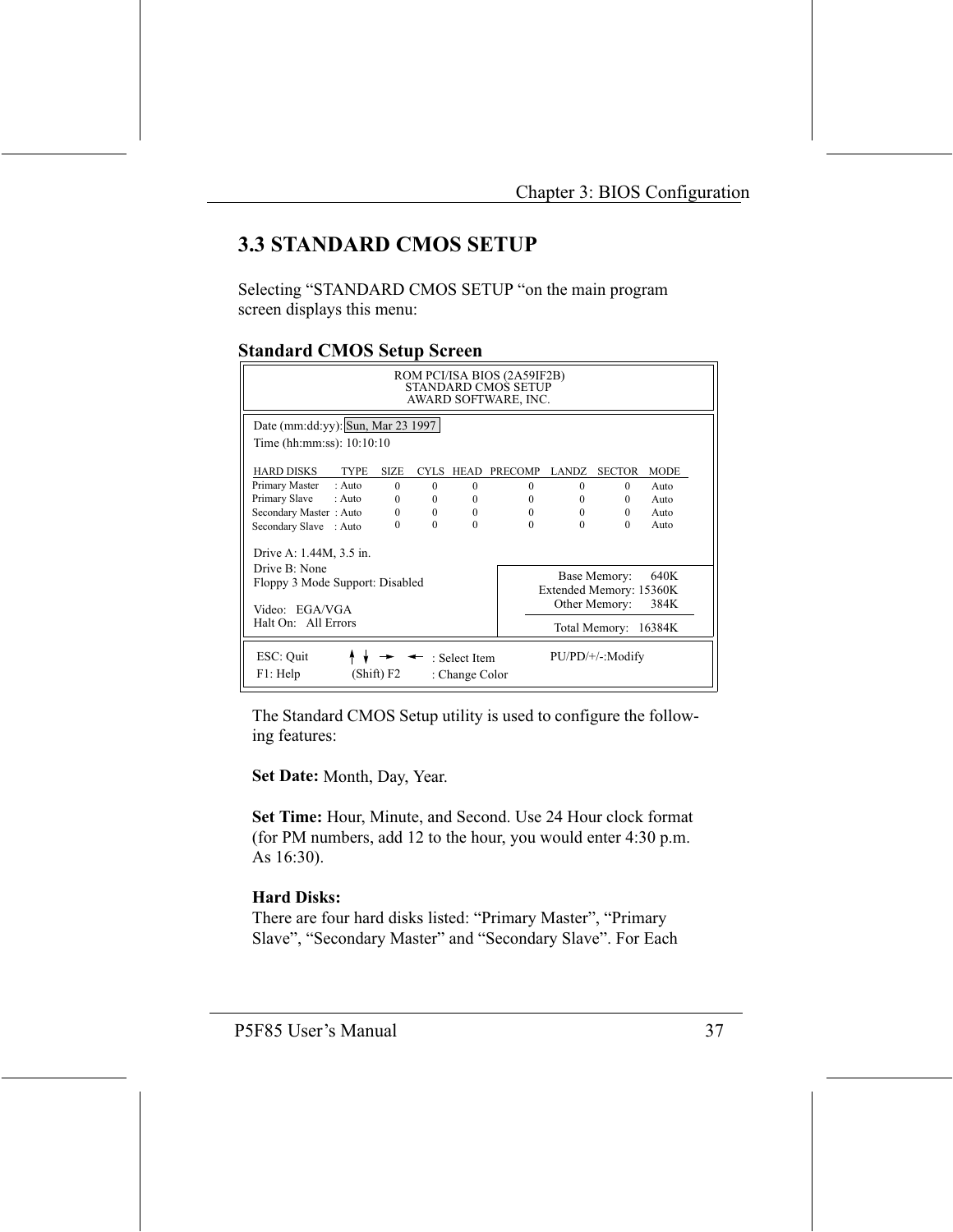## 3.3 STANDARD CMOS SETUP

Selecting "STANDARD CMOS SETUP "on the main program screen displays this menu:

### Standard CMOS Setup Screen

```
                    ROM PCI/ISA BIOS (2A59IF2B)
                       STANDARD CMOS SETUP
                      AWARD SOFTWARE, INC.

 Date (mm:dd:yy): Sun, Mar 23 1997
 Time (hh:mm:ss): 10:10:10

 HARD DISKS        TYPE   SIZE  CYLS  HEAD  PRECOMP  LANDZ  SECTOR  MODE
 Primary Master   : Auto    0     0     0      0       0      0     Auto
 Primary Slave    : Auto    0     0     0      0       0      0     Auto
 Secondary Master : Auto    0     0     0      0       0      0     Auto
 Secondary Slave  : Auto    0     0     0      0       0      0     Auto

 Drive A: 1.44M, 3.5 in.
 Drive B: None                                  Base Memory:      640K
 Floppy 3 Mode Support: Disabled            Extended Memory: 15360K
                                               Other Memory:      384K
 Video:   EGA/VGA
 Halt On:   All Errors                         Total Memory:   16384K

 ESC: Quit        ↑ ↓ → ←  : Select Item      PU/PD/+/-:Modify
 F1: Help         (Shift) F2 : Change Color
```

The Standard CMOS Setup utility is used to configure the following features:

**Set Date:** Month, Day, Year.

**Set Time:** Hour, Minute, and Second. Use 24 Hour clock format (for PM numbers, add 12 to the hour, you would enter 4:30 p.m. As 16:30).

**Hard Disks:**
There are four hard disks listed: "Primary Master", "Primary Slave", "Secondary Master" and "Secondary Slave". For Each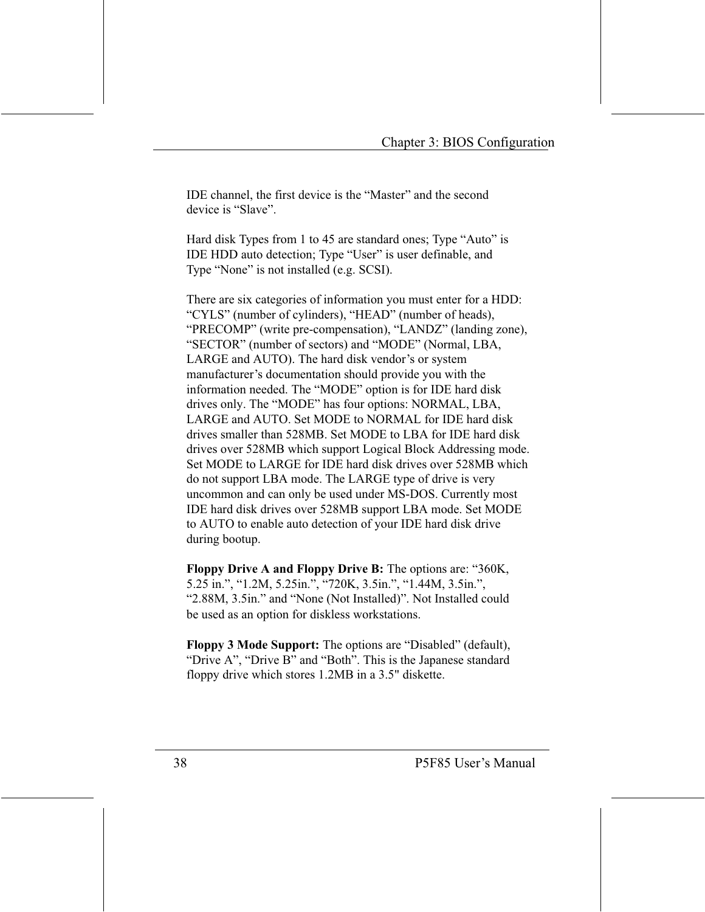IDE channel, the first device is the “Master” and the second device is “Slave”.

Hard disk Types from 1 to 45 are standard ones; Type “Auto” is IDE HDD auto detection; Type “User” is user definable, and Type “None” is not installed (e.g. SCSI).

There are six categories of information you must enter for a HDD: “CYLS” (number of cylinders), “HEAD” (number of heads), “PRECOMP” (write pre-compensation), “LANDZ” (landing zone), “SECTOR” (number of sectors) and “MODE” (Normal, LBA, LARGE and AUTO). The hard disk vendor’s or system manufacturer’s documentation should provide you with the information needed. The “MODE” option is for IDE hard disk drives only. The “MODE” has four options: NORMAL, LBA, LARGE and AUTO. Set MODE to NORMAL for IDE hard disk drives smaller than 528MB. Set MODE to LBA for IDE hard disk drives over 528MB which support Logical Block Addressing mode. Set MODE to LARGE for IDE hard disk drives over 528MB which do not support LBA mode. The LARGE type of drive is very uncommon and can only be used under MS-DOS. Currently most IDE hard disk drives over 528MB support LBA mode. Set MODE to AUTO to enable auto detection of your IDE hard disk drive during bootup.

**Floppy Drive A and Floppy Drive B:** The options are: “360K, 5.25 in.”, “1.2M, 5.25in.”, “720K, 3.5in.”, “1.44M, 3.5in.”, “2.88M, 3.5in.” and “None (Not Installed)”. Not Installed could be used as an option for diskless workstations.

**Floppy 3 Mode Support:** The options are “Disabled” (default), “Drive A”, “Drive B” and “Both”. This is the Japanese standard floppy drive which stores 1.2MB in a 3.5" diskette.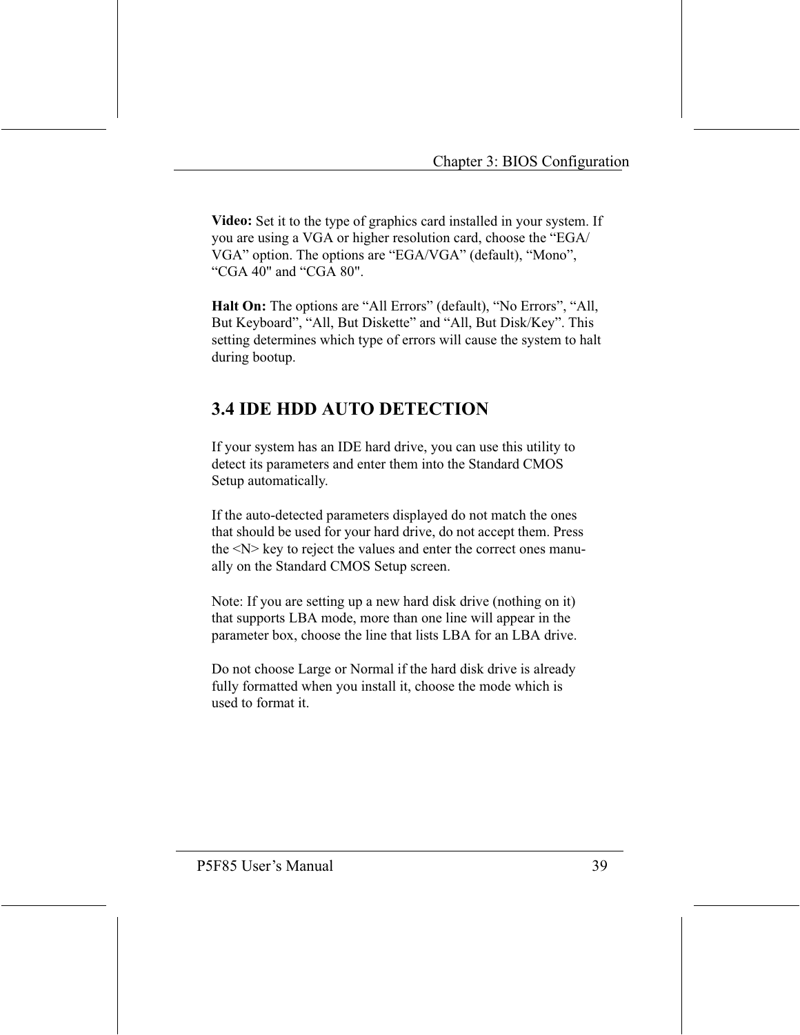**Video:** Set it to the type of graphics card installed in your system. If you are using a VGA or higher resolution card, choose the “EGA/VGA” option. The options are “EGA/VGA” (default), “Mono”, “CGA 40" and “CGA 80".

**Halt On:** The options are “All Errors” (default), “No Errors”, “All, But Keyboard”, “All, But Diskette” and “All, But Disk/Key”. This setting determines which type of errors will cause the system to halt during bootup.

## 3.4 IDE HDD AUTO DETECTION

If your system has an IDE hard drive, you can use this utility to detect its parameters and enter them into the Standard CMOS Setup automatically.

If the auto-detected parameters displayed do not match the ones that should be used for your hard drive, do not accept them. Press the <N> key to reject the values and enter the correct ones manually on the Standard CMOS Setup screen.

Note: If you are setting up a new hard disk drive (nothing on it) that supports LBA mode, more than one line will appear in the parameter box, choose the line that lists LBA for an LBA drive.

Do not choose Large or Normal if the hard disk drive is already fully formatted when you install it, choose the mode which is used to format it.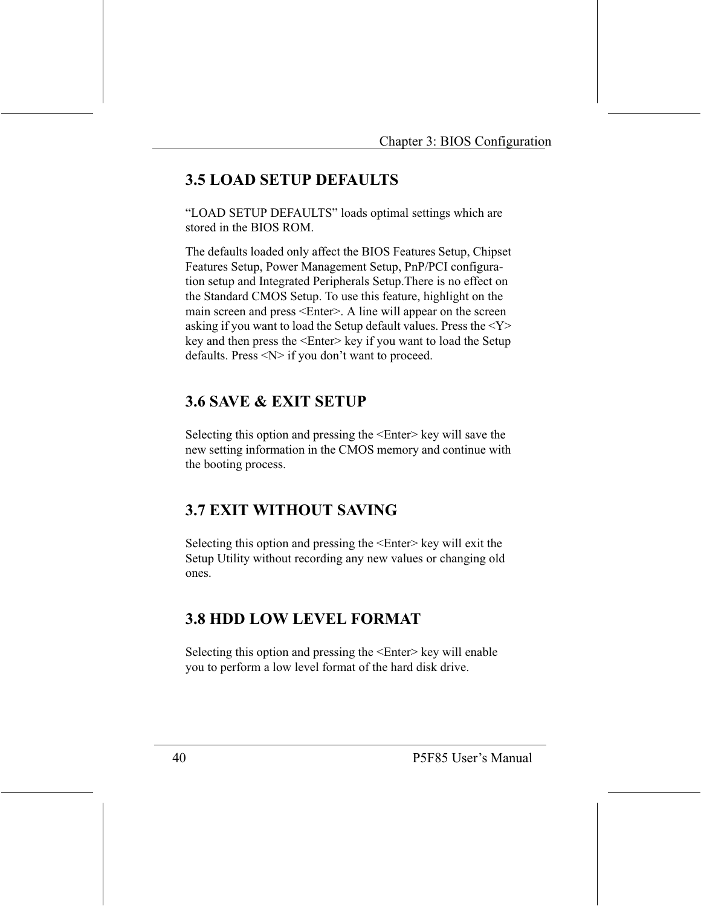## 3.5 LOAD SETUP DEFAULTS

"LOAD SETUP DEFAULTS" loads optimal settings which are stored in the BIOS ROM.

The defaults loaded only affect the BIOS Features Setup, Chipset Features Setup, Power Management Setup, PnP/PCI configuration setup and Integrated Peripherals Setup.There is no effect on the Standard CMOS Setup. To use this feature, highlight on the main screen and press <Enter>. A line will appear on the screen asking if you want to load the Setup default values. Press the <Y> key and then press the <Enter> key if you want to load the Setup defaults. Press <N> if you don't want to proceed.

## 3.6 SAVE & EXIT SETUP

Selecting this option and pressing the <Enter> key will save the new setting information in the CMOS memory and continue with the booting process.

## 3.7 EXIT WITHOUT SAVING

Selecting this option and pressing the <Enter> key will exit the Setup Utility without recording any new values or changing old ones.

## 3.8 HDD LOW LEVEL FORMAT

Selecting this option and pressing the <Enter> key will enable you to perform a low level format of the hard disk drive.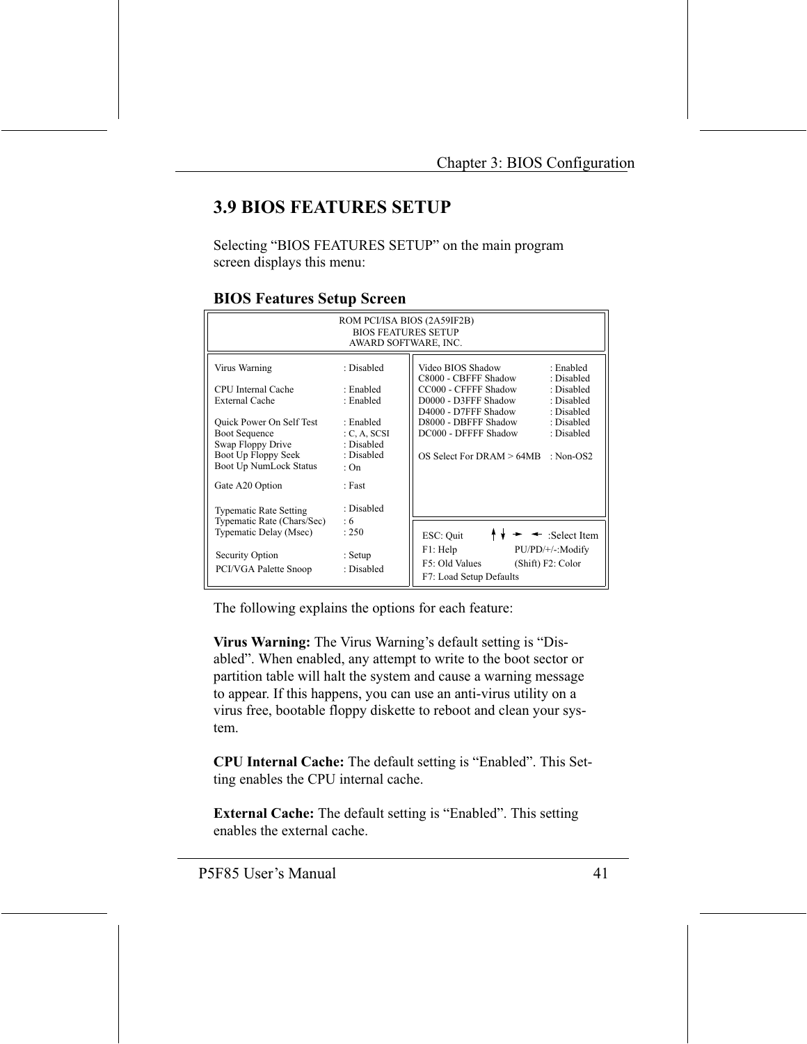## 3.9 BIOS FEATURES SETUP

Selecting "BIOS FEATURES SETUP" on the main program screen displays this menu:

**BIOS Features Setup Screen**

```
ROM PCI/ISA BIOS (2A59IF2B)
BIOS FEATURES SETUP
AWARD SOFTWARE, INC.

Virus Warning                : Disabled      Video BIOS Shadow        : Enabled
                                             C8000 - CBFFF Shadow     : Disabled
CPU Internal Cache           : Enabled       CC000 - CFFFF Shadow     : Disabled
External Cache               : Enabled       D0000 - D3FFF Shadow     : Disabled
                                             D4000 - D7FFF Shadow     : Disabled
Quick Power On Self Test     : Enabled       D8000 - DBFFF Shadow     : Disabled
Boot Sequence                : C, A, SCSI    DC000 - DFFFF Shadow     : Disabled
Swap Floppy Drive            : Disabled
Boot Up Floppy Seek          : Disabled      OS Select For DRAM > 64MB : Non-OS2
Boot Up NumLock Status       : On

Gate A20 Option              : Fast

Typematic Rate Setting       : Disabled
Typematic Rate (Chars/Sec)   : 6             ESC: Quit     ↑↓ → ←   :Select Item
Typematic Delay (Msec)       : 250           F1: Help          PU/PD/+/-:Modify
                                             F5: Old Values    (Shift) F2: Color
Security Option              : Setup         F7: Load Setup Defaults
PCI/VGA Palette Snoop        : Disabled
```

The following explains the options for each feature:

**Virus Warning:** The Virus Warning's default setting is "Disabled". When enabled, any attempt to write to the boot sector or partition table will halt the system and cause a warning message to appear. If this happens, you can use an anti-virus utility on a virus free, bootable floppy diskette to reboot and clean your system.

**CPU Internal Cache:** The default setting is "Enabled". This Setting enables the CPU internal cache.

**External Cache:** The default setting is "Enabled". This setting enables the external cache.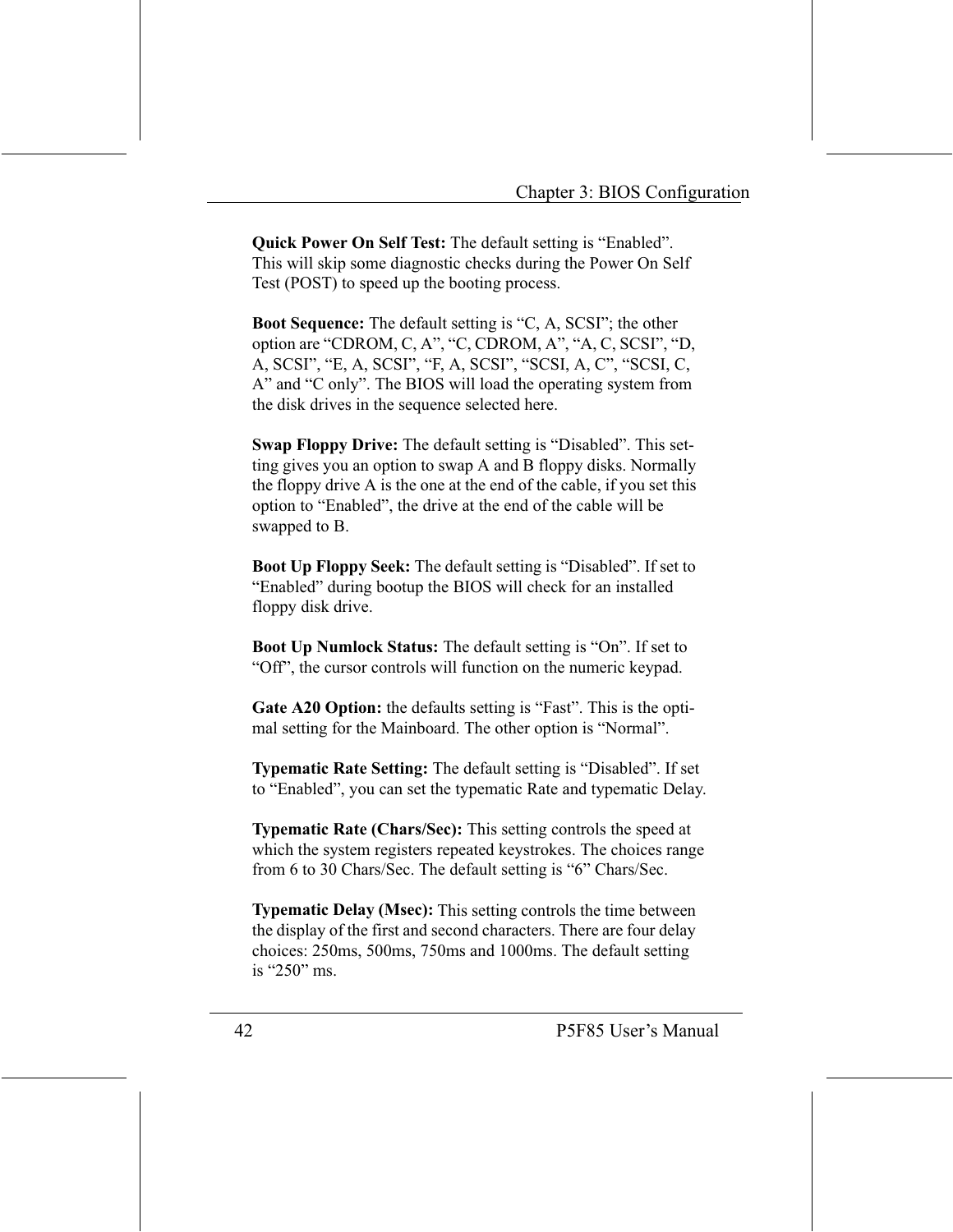**Quick Power On Self Test:** The default setting is “Enabled”. This will skip some diagnostic checks during the Power On Self Test (POST) to speed up the booting process.

**Boot Sequence:** The default setting is “C, A, SCSI”; the other option are “CDROM, C, A”, “C, CDROM, A”, “A, C, SCSI”, “D, A, SCSI”, “E, A, SCSI”, “F, A, SCSI”, “SCSI, A, C”, “SCSI, C, A” and “C only”. The BIOS will load the operating system from the disk drives in the sequence selected here.

**Swap Floppy Drive:** The default setting is “Disabled”. This setting gives you an option to swap A and B floppy disks. Normally the floppy drive A is the one at the end of the cable, if you set this option to “Enabled”, the drive at the end of the cable will be swapped to B.

**Boot Up Floppy Seek:** The default setting is “Disabled”. If set to “Enabled” during bootup the BIOS will check for an installed floppy disk drive.

**Boot Up Numlock Status:** The default setting is “On”. If set to “Off”, the cursor controls will function on the numeric keypad.

**Gate A20 Option:** the defaults setting is “Fast”. This is the optimal setting for the Mainboard. The other option is “Normal”.

**Typematic Rate Setting:** The default setting is “Disabled”. If set to “Enabled”, you can set the typematic Rate and typematic Delay.

**Typematic Rate (Chars/Sec):** This setting controls the speed at which the system registers repeated keystrokes. The choices range from 6 to 30 Chars/Sec. The default setting is “6” Chars/Sec.

**Typematic Delay (Msec):** This setting controls the time between the display of the first and second characters. There are four delay choices: 250ms, 500ms, 750ms and 1000ms. The default setting is “250” ms.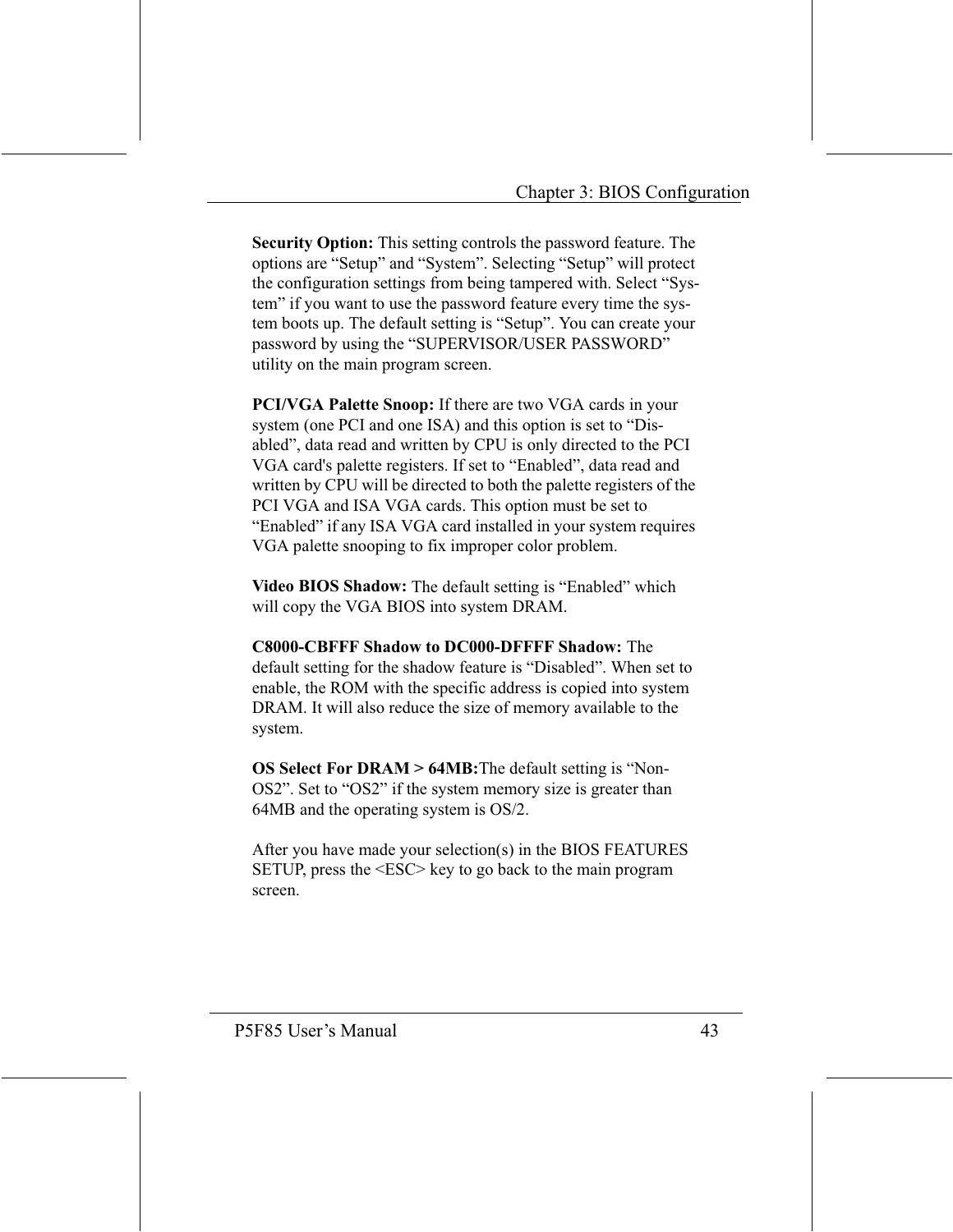**Security Option:** This setting controls the password feature. The options are "Setup" and "System". Selecting "Setup" will protect the configuration settings from being tampered with. Select "System" if you want to use the password feature every time the system boots up. The default setting is "Setup". You can create your password by using the "SUPERVISOR/USER PASSWORD" utility on the main program screen.

**PCI/VGA Palette Snoop:** If there are two VGA cards in your system (one PCI and one ISA) and this option is set to "Disabled", data read and written by CPU is only directed to the PCI VGA card's palette registers. If set to "Enabled", data read and written by CPU will be directed to both the palette registers of the PCI VGA and ISA VGA cards. This option must be set to "Enabled" if any ISA VGA card installed in your system requires VGA palette snooping to fix improper color problem.

**Video BIOS Shadow:** The default setting is "Enabled" which will copy the VGA BIOS into system DRAM.

**C8000-CBFFF Shadow to DC000-DFFFF Shadow:** The default setting for the shadow feature is "Disabled". When set to enable, the ROM with the specific address is copied into system DRAM. It will also reduce the size of memory available to the system.

**OS Select For DRAM > 64MB:**The default setting is "Non-OS2". Set to "OS2" if the system memory size is greater than 64MB and the operating system is OS/2.

After you have made your selection(s) in the BIOS FEATURES SETUP, press the <ESC> key to go back to the main program screen.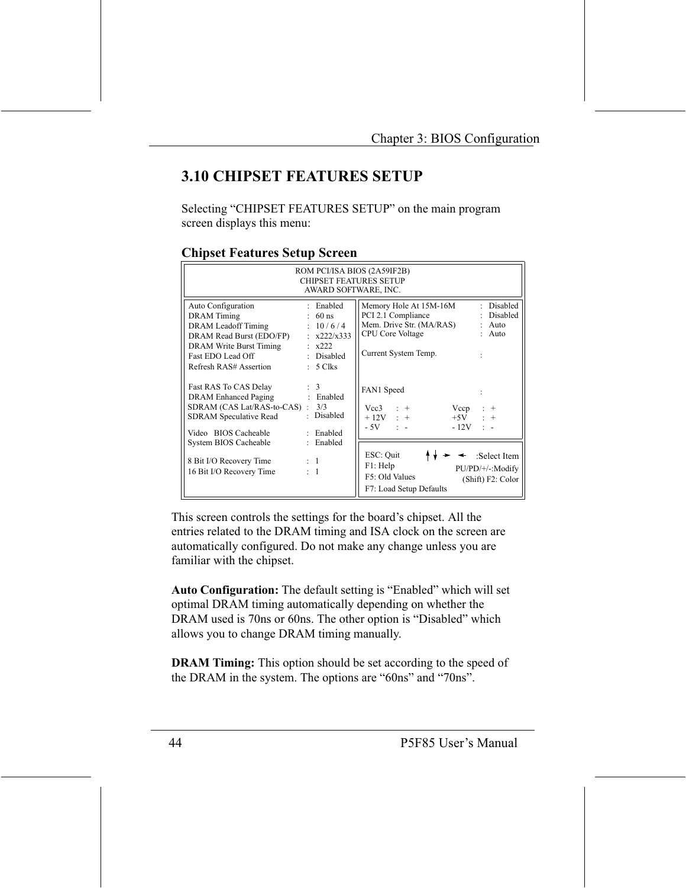## 3.10 CHIPSET FEATURES SETUP

Selecting "CHIPSET FEATURES SETUP" on the main program screen displays this menu:

### Chipset Features Setup Screen

```
                         ROM PCI/ISA BIOS (2A59IF2B)
                          CHIPSET FEATURES SETUP
                           AWARD SOFTWARE, INC.

Auto Configuration          : Enabled     Memory Hole At 15M-16M   : Disabled
DRAM Timing                 : 60 ns       PCI 2.1 Compliance       : Disabled
DRAM Leadoff Timing         : 10 / 6 / 4  Mem. Drive Str. (MA/RAS) : Auto
DRAM Read Burst (EDO/FP)    : x222/x333   CPU Core Voltage         : Auto
DRAM Write Burst Timing     : x222
Fast EDO Lead Off           : Disabled    Current System Temp.     :
Refresh RAS# Assertion      : 5 Clks

Fast RAS To CAS Delay       : 3           FAN1 Speed               :
DRAM Enhanced Paging        : Enabled
SDRAM (CAS Lat/RAS-to-CAS)  : 3/3          Vcc3   : +         Vccp   : +
SDRAM Speculative Read      : Disabled     + 12V  : +         +5V    : +
                                           - 5V   : -         - 12V  : -
Video   BIOS Cacheable      : Enabled
System BIOS Cacheable       : Enabled     ESC: Quit      ↑↓ → ←  :Select Item
                                          F1: Help           PU/PD/+/-:Modify
8 Bit I/O Recovery Time     : 1           F5: Old Values     (Shift) F2: Color
16 Bit I/O Recovery Time    : 1           F7: Load Setup Defaults
```

This screen controls the settings for the board's chipset. All the entries related to the DRAM timing and ISA clock on the screen are automatically configured. Do not make any change unless you are familiar with the chipset.

**Auto Configuration:** The default setting is "Enabled" which will set optimal DRAM timing automatically depending on whether the DRAM used is 70ns or 60ns. The other option is "Disabled" which allows you to change DRAM timing manually.

**DRAM Timing:** This option should be set according to the speed of the DRAM in the system. The options are "60ns" and "70ns".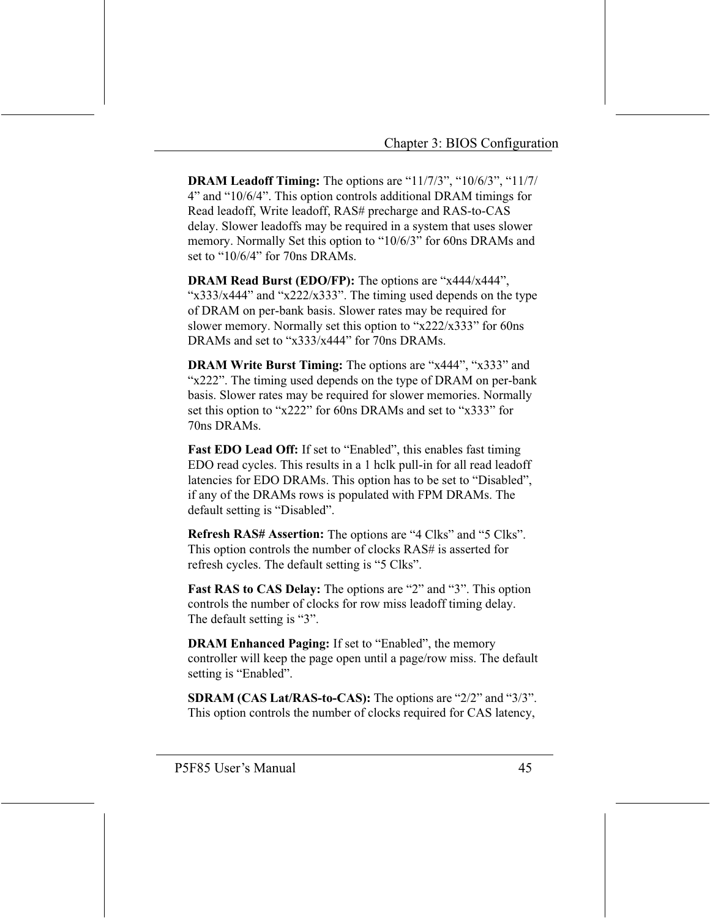**DRAM Leadoff Timing:** The options are “11/7/3”, “10/6/3”, “11/7/4” and “10/6/4”. This option controls additional DRAM timings for Read leadoff, Write leadoff, RAS# precharge and RAS-to-CAS delay. Slower leadoffs may be required in a system that uses slower memory. Normally Set this option to “10/6/3” for 60ns DRAMs and set to “10/6/4” for 70ns DRAMs.

**DRAM Read Burst (EDO/FP):** The options are “x444/x444”, “x333/x444” and “x222/x333”. The timing used depends on the type of DRAM on per-bank basis. Slower rates may be required for slower memory. Normally set this option to “x222/x333” for 60ns DRAMs and set to “x333/x444” for 70ns DRAMs.

**DRAM Write Burst Timing:** The options are “x444”, “x333” and “x222”. The timing used depends on the type of DRAM on per-bank basis. Slower rates may be required for slower memories. Normally set this option to “x222” for 60ns DRAMs and set to “x333” for 70ns DRAMs.

**Fast EDO Lead Off:** If set to “Enabled”, this enables fast timing EDO read cycles. This results in a 1 hclk pull-in for all read leadoff latencies for EDO DRAMs. This option has to be set to “Disabled”, if any of the DRAMs rows is populated with FPM DRAMs. The default setting is “Disabled”.

**Refresh RAS# Assertion:** The options are “4 Clks” and “5 Clks”. This option controls the number of clocks RAS# is asserted for refresh cycles. The default setting is “5 Clks”.

**Fast RAS to CAS Delay:** The options are “2” and “3”. This option controls the number of clocks for row miss leadoff timing delay. The default setting is “3”.

**DRAM Enhanced Paging:** If set to “Enabled”, the memory controller will keep the page open until a page/row miss. The default setting is “Enabled”.

**SDRAM (CAS Lat/RAS-to-CAS):** The options are “2/2” and “3/3”. This option controls the number of clocks required for CAS latency,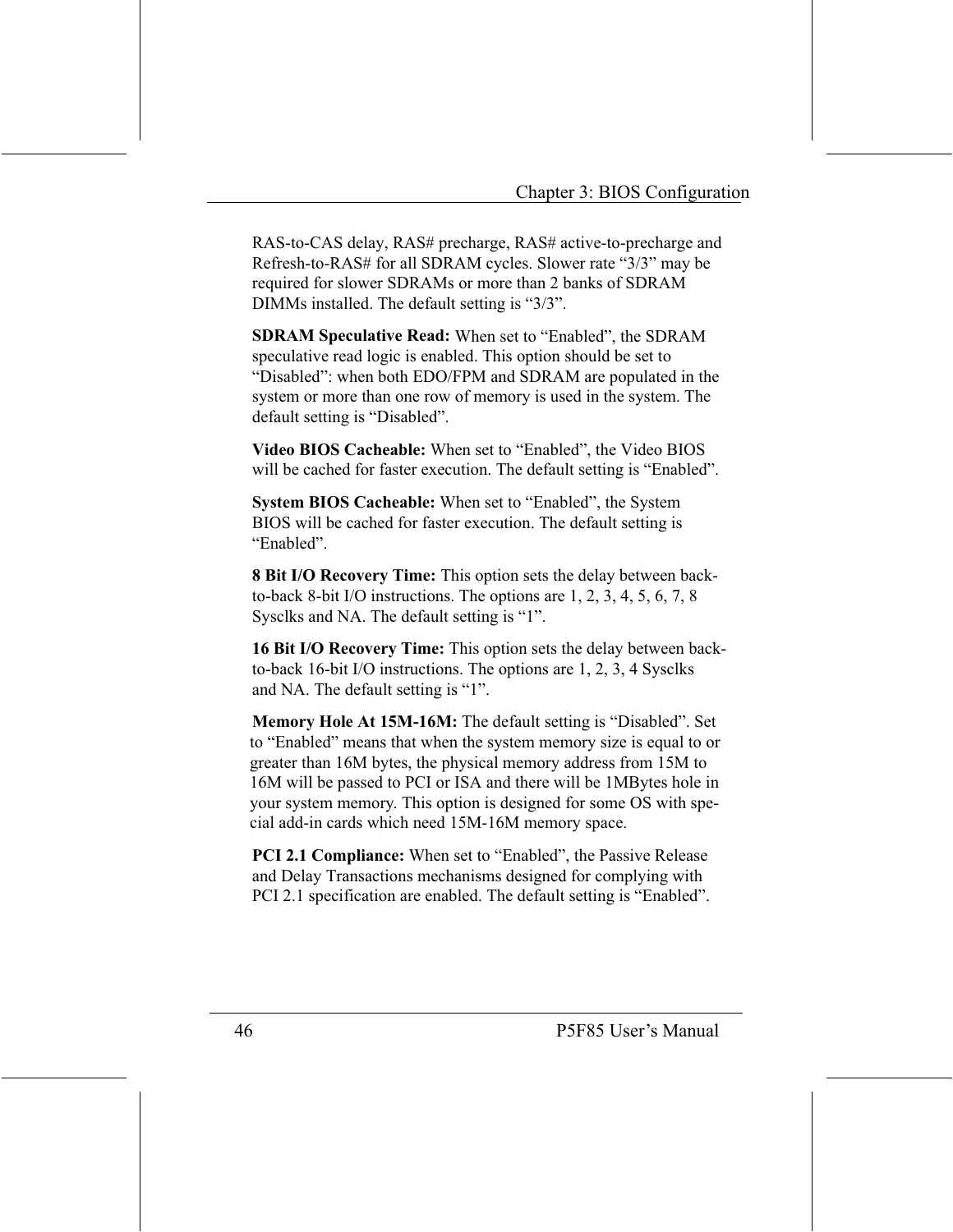RAS-to-CAS delay, RAS# precharge, RAS# active-to-precharge and Refresh-to-RAS# for all SDRAM cycles. Slower rate “3/3” may be required for slower SDRAMs or more than 2 banks of SDRAM DIMMs installed. The default setting is “3/3”.

**SDRAM Speculative Read:** When set to “Enabled”, the SDRAM speculative read logic is enabled. This option should be set to “Disabled”: when both EDO/FPM and SDRAM are populated in the system or more than one row of memory is used in the system. The default setting is “Disabled”.

**Video BIOS Cacheable:** When set to “Enabled”, the Video BIOS will be cached for faster execution. The default setting is “Enabled”.

**System BIOS Cacheable:** When set to “Enabled”, the System BIOS will be cached for faster execution. The default setting is “Enabled”.

**8 Bit I/O Recovery Time:** This option sets the delay between back-to-back 8-bit I/O instructions. The options are 1, 2, 3, 4, 5, 6, 7, 8 Sysclks and NA. The default setting is “1”.

**16 Bit I/O Recovery Time:** This option sets the delay between back-to-back 16-bit I/O instructions. The options are 1, 2, 3, 4 Sysclks and NA. The default setting is “1”.

**Memory Hole At 15M-16M:** The default setting is “Disabled”. Set to “Enabled” means that when the system memory size is equal to or greater than 16M bytes, the physical memory address from 15M to 16M will be passed to PCI or ISA and there will be 1MBytes hole in your system memory. This option is designed for some OS with special add-in cards which need 15M-16M memory space.

**PCI 2.1 Compliance:** When set to “Enabled”, the Passive Release and Delay Transactions mechanisms designed for complying with PCI 2.1 specification are enabled. The default setting is “Enabled”.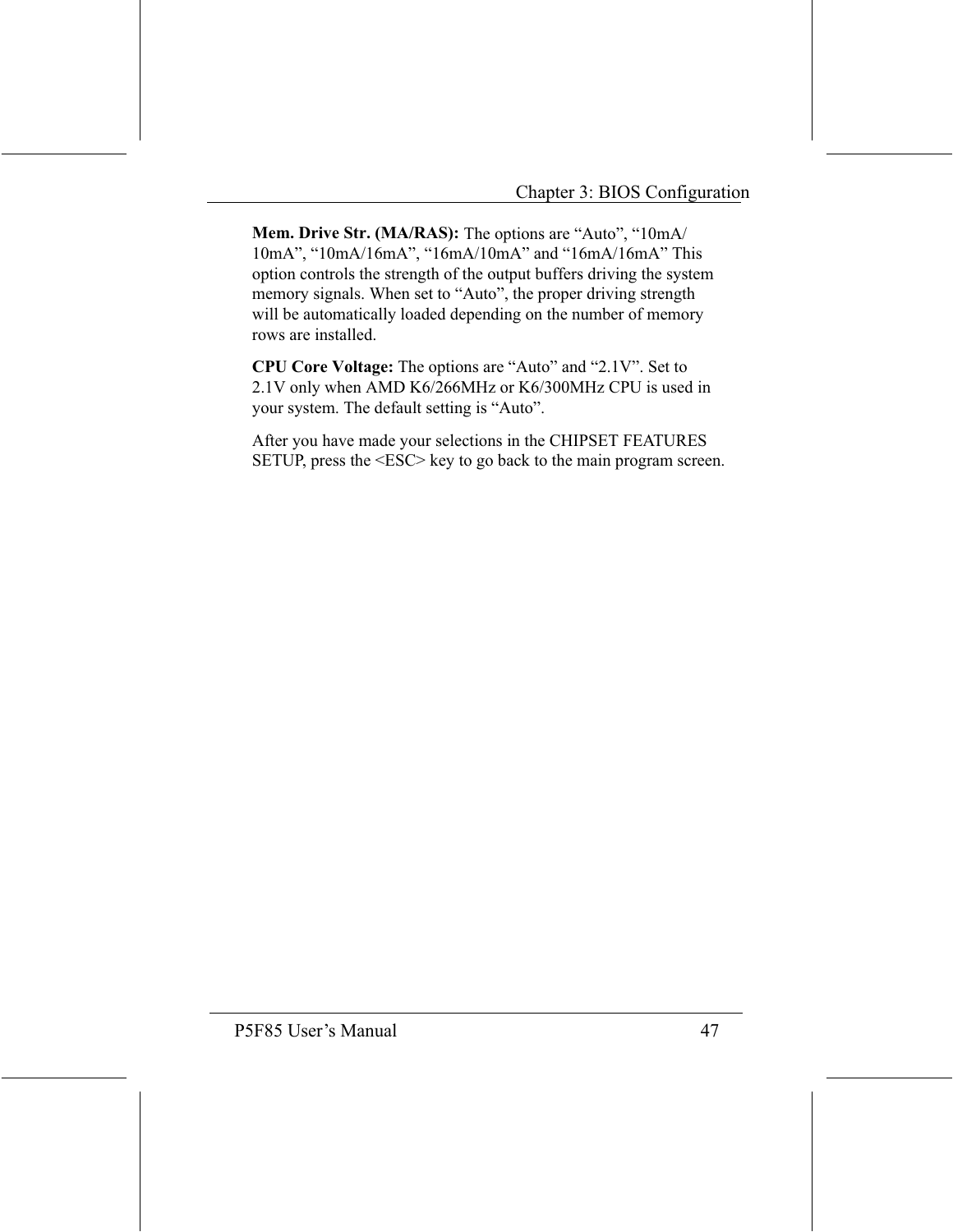**Mem. Drive Str. (MA/RAS):** The options are “Auto”, “10mA/10mA”, “10mA/16mA”, “16mA/10mA” and “16mA/16mA” This option controls the strength of the output buffers driving the system memory signals. When set to “Auto”, the proper driving strength will be automatically loaded depending on the number of memory rows are installed.

**CPU Core Voltage:** The options are “Auto” and “2.1V”. Set to 2.1V only when AMD K6/266MHz or K6/300MHz CPU is used in your system. The default setting is “Auto”.

After you have made your selections in the CHIPSET FEATURES SETUP, press the <ESC> key to go back to the main program screen.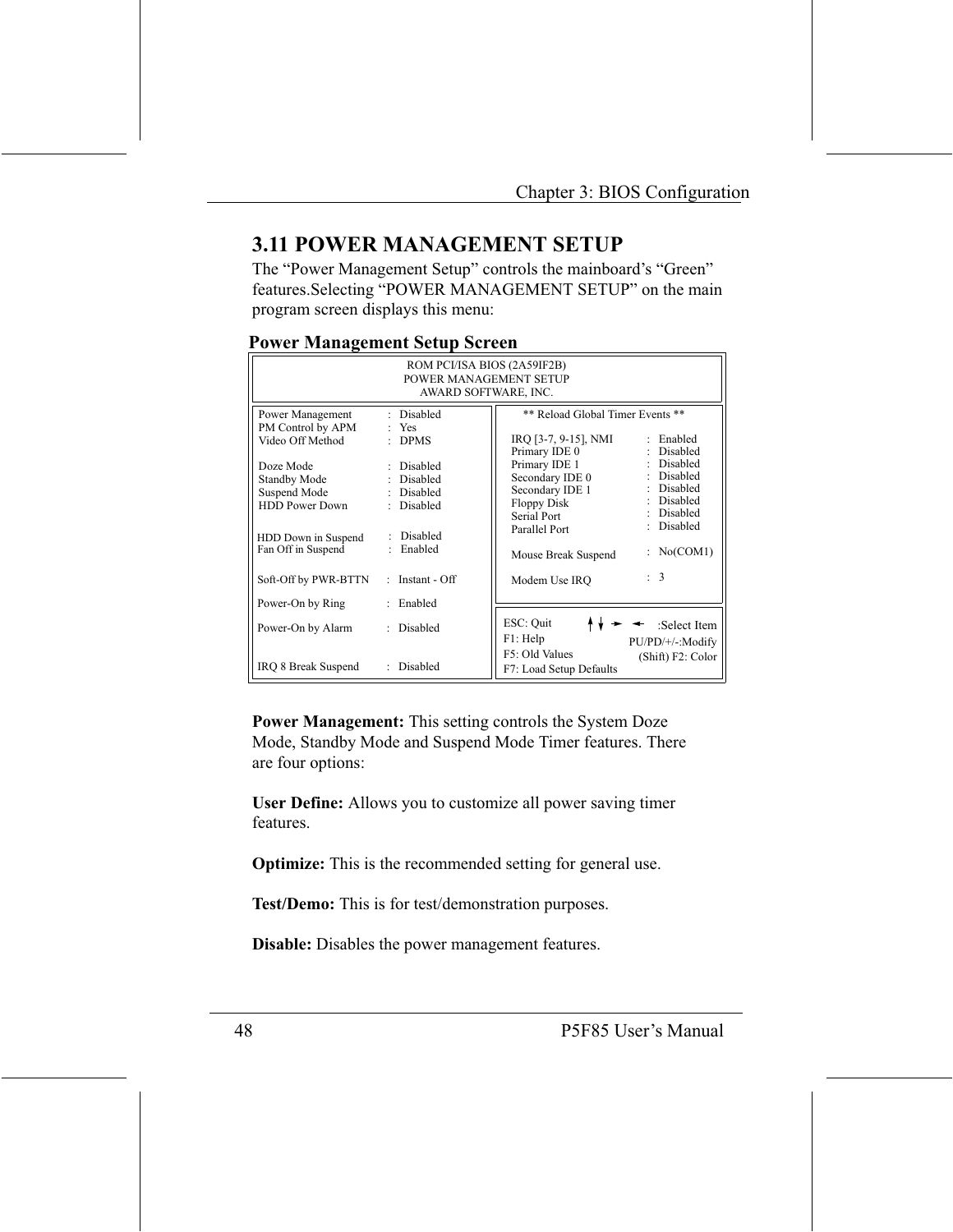## 3.11 POWER MANAGEMENT SETUP

The "Power Management Setup" controls the mainboard's "Green" features.Selecting "POWER MANAGEMENT SETUP" on the main program screen displays this menu:

**Power Management Setup Screen**

```
                         ROM PCI/ISA BIOS (2A59IF2B)
                          POWER MANAGEMENT SETUP
                           AWARD SOFTWARE, INC.

Power Management      : Disabled        ** Reload Global Timer Events **
PM Control by APM     : Yes
Video Off Method      : DPMS            IRQ [3-7, 9-15], NMI  : Enabled
                                        Primary IDE 0         : Disabled
Doze Mode             : Disabled        Primary IDE 1         : Disabled
Standby Mode          : Disabled        Secondary IDE 0       : Disabled
Suspend Mode          : Disabled        Secondary IDE 1       : Disabled
HDD Power Down        : Disabled        Floppy Disk           : Disabled
                                        Serial Port           : Disabled
HDD Down in Suspend   : Disabled        Parallel Port         : Disabled
Fan Off in Suspend    : Enabled
                                        Mouse Break Suspend   : No(COM1)
Soft-Off by PWR-BTTN  : Instant - Off
                                        Modem Use IRQ         : 3
Power-On by Ring      : Enabled
                                        ESC: Quit          ↑↓→←  :Select Item
Power-On by Alarm     : Disabled        F1: Help          PU/PD/+/-:Modify
                                        F5: Old Values     (Shift) F2: Color
IRQ 8 Break Suspend   : Disabled        F7: Load Setup Defaults
```

**Power Management:** This setting controls the System Doze Mode, Standby Mode and Suspend Mode Timer features. There are four options:

**User Define:** Allows you to customize all power saving timer features.

**Optimize:** This is the recommended setting for general use.

**Test/Demo:** This is for test/demonstration purposes.

**Disable:** Disables the power management features.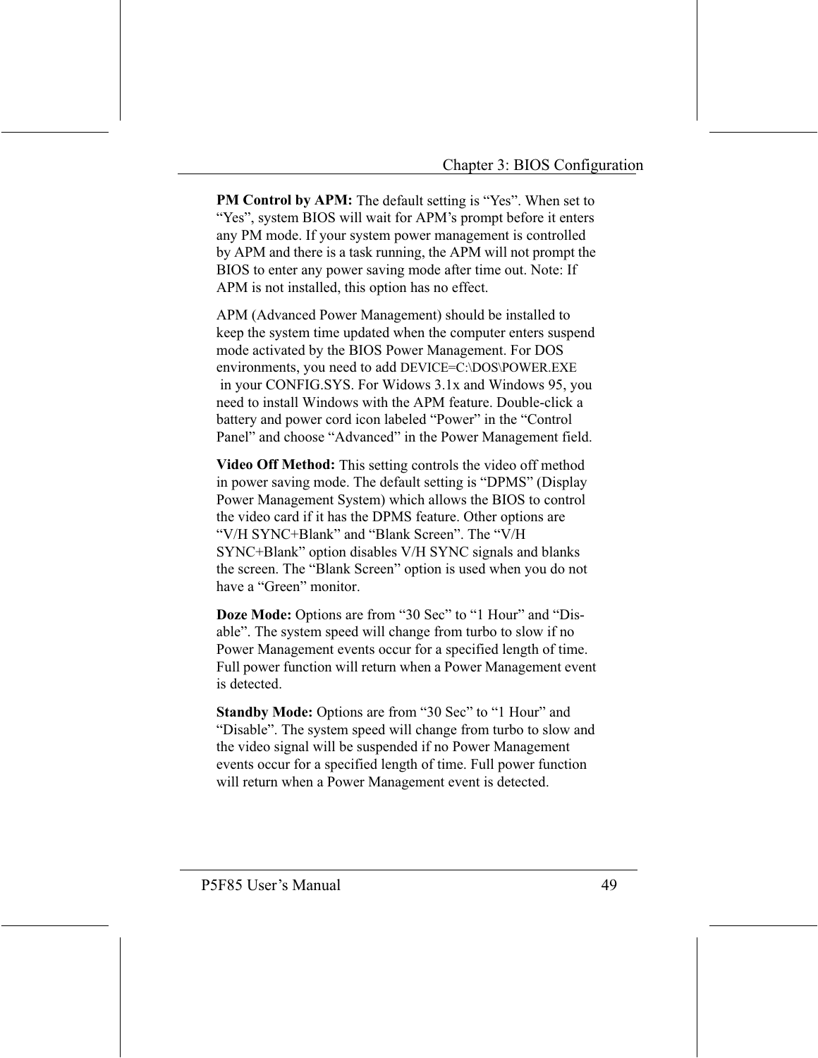**PM Control by APM:** The default setting is “Yes”. When set to “Yes”, system BIOS will wait for APM’s prompt before it enters any PM mode. If your system power management is controlled by APM and there is a task running, the APM will not prompt the BIOS to enter any power saving mode after time out. Note: If APM is not installed, this option has no effect.

APM (Advanced Power Management) should be installed to keep the system time updated when the computer enters suspend mode activated by the BIOS Power Management. For DOS environments, you need to add DEVICE=C:\DOS\POWER.EXE in your CONFIG.SYS. For Widows 3.1x and Windows 95, you need to install Windows with the APM feature. Double-click a battery and power cord icon labeled “Power” in the “Control Panel” and choose “Advanced” in the Power Management field.

**Video Off Method:** This setting controls the video off method in power saving mode. The default setting is “DPMS” (Display Power Management System) which allows the BIOS to control the video card if it has the DPMS feature. Other options are “V/H SYNC+Blank” and “Blank Screen”. The “V/H SYNC+Blank” option disables V/H SYNC signals and blanks the screen. The “Blank Screen” option is used when you do not have a “Green” monitor.

**Doze Mode:** Options are from “30 Sec” to “1 Hour” and “Disable”. The system speed will change from turbo to slow if no Power Management events occur for a specified length of time. Full power function will return when a Power Management event is detected.

**Standby Mode:** Options are from “30 Sec” to “1 Hour” and “Disable”. The system speed will change from turbo to slow and the video signal will be suspended if no Power Management events occur for a specified length of time. Full power function will return when a Power Management event is detected.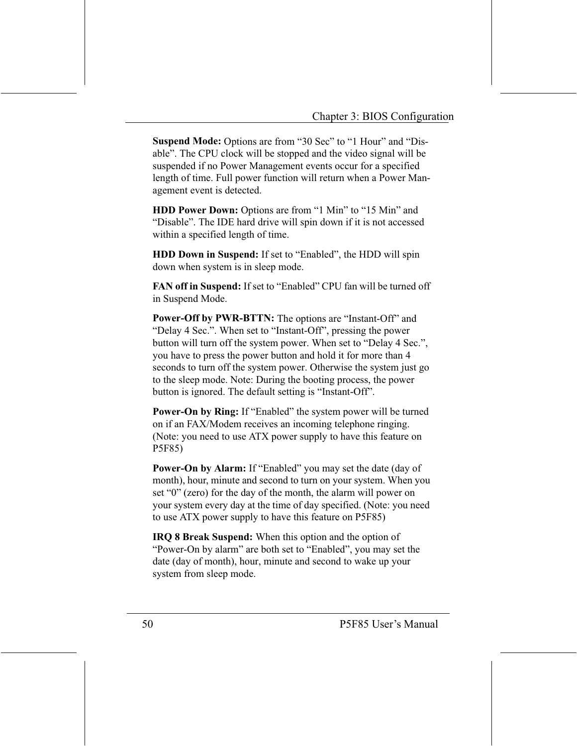**Suspend Mode:** Options are from "30 Sec" to "1 Hour" and "Disable". The CPU clock will be stopped and the video signal will be suspended if no Power Management events occur for a specified length of time. Full power function will return when a Power Management event is detected.

**HDD Power Down:** Options are from "1 Min" to "15 Min" and "Disable". The IDE hard drive will spin down if it is not accessed within a specified length of time.

**HDD Down in Suspend:** If set to "Enabled", the HDD will spin down when system is in sleep mode.

**FAN off in Suspend:** If set to "Enabled" CPU fan will be turned off in Suspend Mode.

**Power-Off by PWR-BTTN:** The options are "Instant-Off" and "Delay 4 Sec.". When set to "Instant-Off", pressing the power button will turn off the system power. When set to "Delay 4 Sec.", you have to press the power button and hold it for more than 4 seconds to turn off the system power. Otherwise the system just go to the sleep mode. Note: During the booting process, the power button is ignored. The default setting is "Instant-Off".

**Power-On by Ring:** If "Enabled" the system power will be turned on if an FAX/Modem receives an incoming telephone ringing. (Note: you need to use ATX power supply to have this feature on P5F85)

**Power-On by Alarm:** If "Enabled" you may set the date (day of month), hour, minute and second to turn on your system. When you set "0" (zero) for the day of the month, the alarm will power on your system every day at the time of day specified. (Note: you need to use ATX power supply to have this feature on P5F85)

**IRQ 8 Break Suspend:** When this option and the option of "Power-On by alarm" are both set to "Enabled", you may set the date (day of month), hour, minute and second to wake up your system from sleep mode.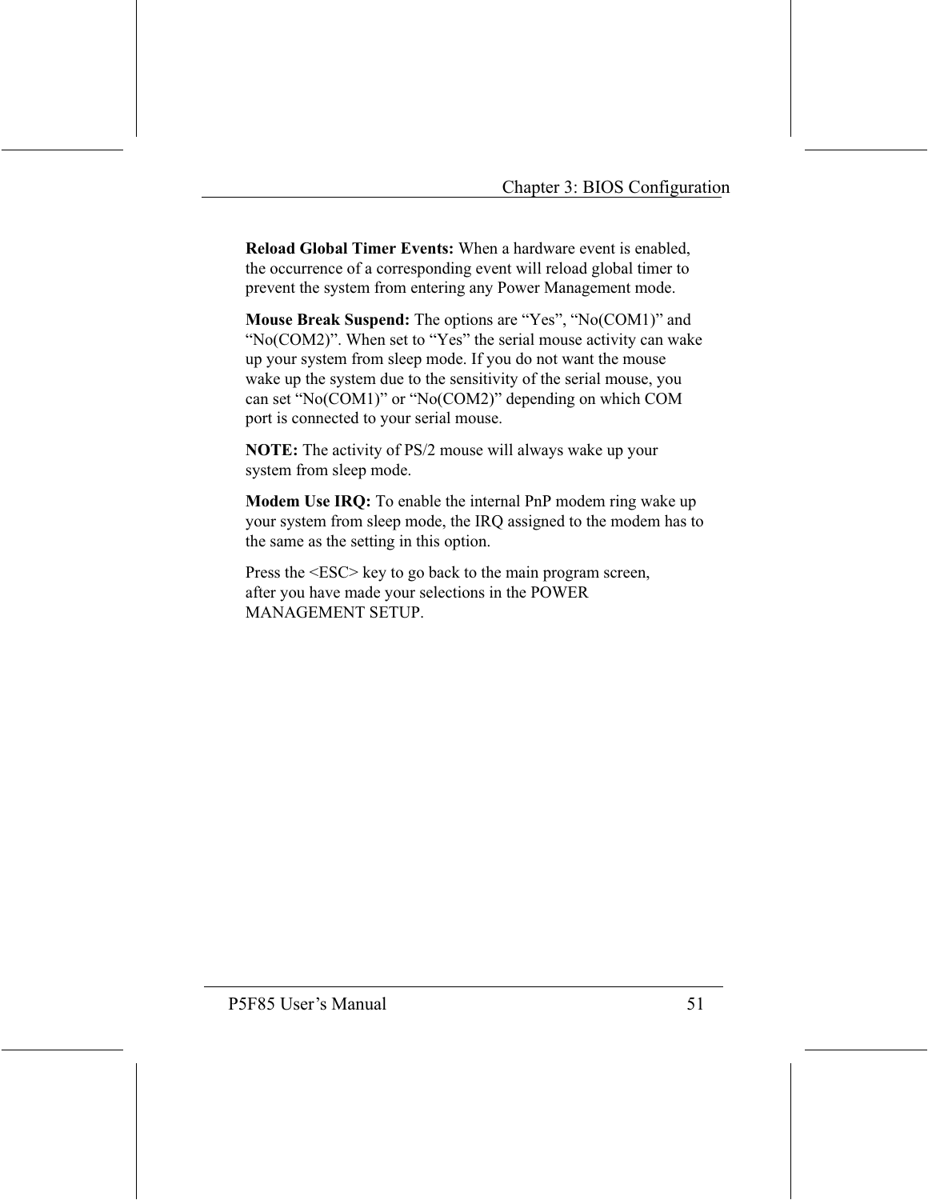**Reload Global Timer Events:** When a hardware event is enabled, the occurrence of a corresponding event will reload global timer to prevent the system from entering any Power Management mode.

**Mouse Break Suspend:** The options are "Yes", "No(COM1)" and "No(COM2)". When set to "Yes" the serial mouse activity can wake up your system from sleep mode. If you do not want the mouse wake up the system due to the sensitivity of the serial mouse, you can set "No(COM1)" or "No(COM2)" depending on which COM port is connected to your serial mouse.

**NOTE:** The activity of PS/2 mouse will always wake up your system from sleep mode.

**Modem Use IRQ:** To enable the internal PnP modem ring wake up your system from sleep mode, the IRQ assigned to the modem has to the same as the setting in this option.

Press the <ESC> key to go back to the main program screen, after you have made your selections in the POWER MANAGEMENT SETUP.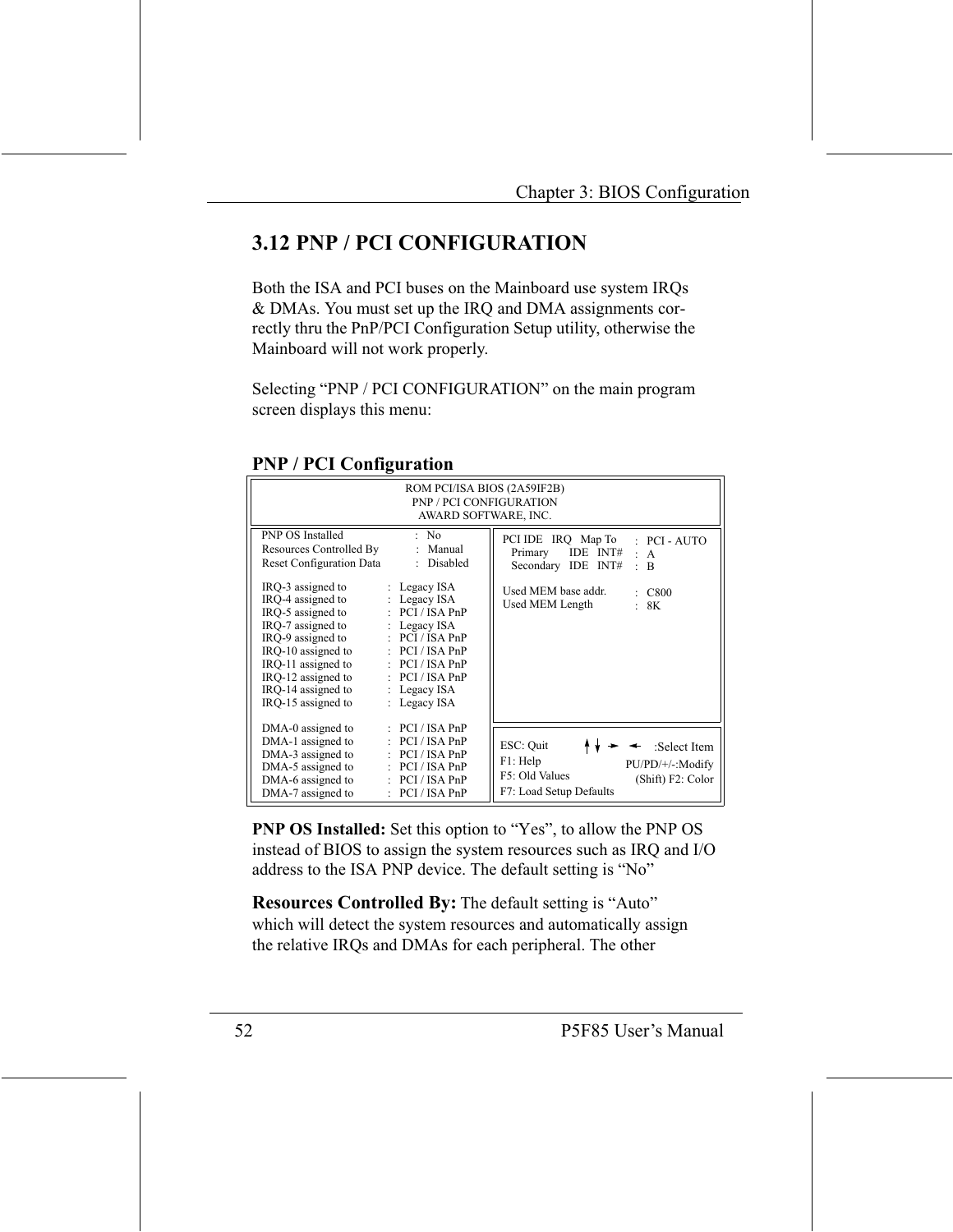## 3.12 PNP / PCI CONFIGURATION

Both the ISA and PCI buses on the Mainboard use system IRQs & DMAs. You must set up the IRQ and DMA assignments correctly thru the PnP/PCI Configuration Setup utility, otherwise the Mainboard will not work properly.

Selecting "PNP / PCI CONFIGURATION" on the main program screen displays this menu:

### PNP / PCI Configuration

```
                     ROM PCI/ISA BIOS (2A59IF2B)
                       PNP / PCI CONFIGURATION
                        AWARD SOFTWARE, INC.

PNP OS Installed             : No          PCI IDE   IRQ   Map To   : PCI - AUTO
Resources Controlled By      : Manual        Primary     IDE  INT#  : A
Reset Configuration Data     : Disabled      Secondary   IDE  INT#  : B

IRQ-3 assigned to    : Legacy ISA          Used MEM base addr.      : C800
IRQ-4 assigned to    : Legacy ISA          Used MEM Length          : 8K
IRQ-5 assigned to    : PCI / ISA PnP
IRQ-7 assigned to    : Legacy ISA
IRQ-9 assigned to    : PCI / ISA PnP
IRQ-10 assigned to   : PCI / ISA PnP
IRQ-11 assigned to   : PCI / ISA PnP
IRQ-12 assigned to   : PCI / ISA PnP
IRQ-14 assigned to   : Legacy ISA
IRQ-15 assigned to   : Legacy ISA

DMA-0 assigned to    : PCI / ISA PnP
DMA-1 assigned to    : PCI / ISA PnP       ESC: Quit          ↑↓→←  :Select Item
DMA-3 assigned to    : PCI / ISA PnP       F1: Help           PU/PD/+/-:Modify
DMA-5 assigned to    : PCI / ISA PnP       F5: Old Values     (Shift) F2: Color
DMA-6 assigned to    : PCI / ISA PnP       F7: Load Setup Defaults
DMA-7 assigned to    : PCI / ISA PnP
```

**PNP OS Installed:** Set this option to "Yes", to allow the PNP OS instead of BIOS to assign the system resources such as IRQ and I/O address to the ISA PNP device. The default setting is "No"

**Resources Controlled By:** The default setting is "Auto" which will detect the system resources and automatically assign the relative IRQs and DMAs for each peripheral. The other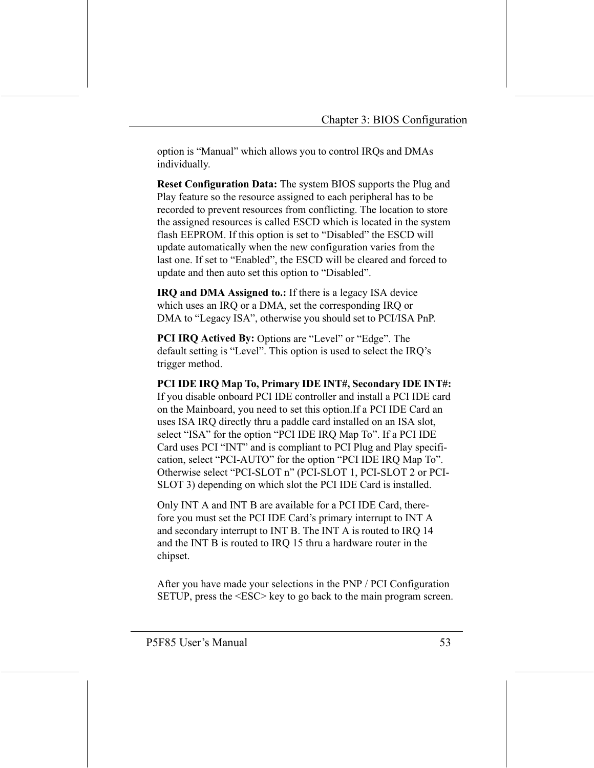option is “Manual” which allows you to control IRQs and DMAs individually.

**Reset Configuration Data:** The system BIOS supports the Plug and Play feature so the resource assigned to each peripheral has to be recorded to prevent resources from conflicting. The location to store the assigned resources is called ESCD which is located in the system flash EEPROM. If this option is set to “Disabled” the ESCD will update automatically when the new configuration varies from the last one. If set to “Enabled”, the ESCD will be cleared and forced to update and then auto set this option to “Disabled”.

**IRQ and DMA Assigned to.:** If there is a legacy ISA device which uses an IRQ or a DMA, set the corresponding IRQ or DMA to “Legacy ISA”, otherwise you should set to PCI/ISA PnP.

**PCI IRQ Actived By:** Options are “Level” or “Edge”. The default setting is “Level”. This option is used to select the IRQ’s trigger method.

**PCI IDE IRQ Map To, Primary IDE INT#, Secondary IDE INT#:** If you disable onboard PCI IDE controller and install a PCI IDE card on the Mainboard, you need to set this option.If a PCI IDE Card an uses ISA IRQ directly thru a paddle card installed on an ISA slot, select “ISA” for the option “PCI IDE IRQ Map To”. If a PCI IDE Card uses PCI “INT” and is compliant to PCI Plug and Play specification, select “PCI-AUTO” for the option “PCI IDE IRQ Map To”. Otherwise select “PCI-SLOT n” (PCI-SLOT 1, PCI-SLOT 2 or PCI-SLOT 3) depending on which slot the PCI IDE Card is installed.

Only INT A and INT B are available for a PCI IDE Card, therefore you must set the PCI IDE Card’s primary interrupt to INT A and secondary interrupt to INT B. The INT A is routed to IRQ 14 and the INT B is routed to IRQ 15 thru a hardware router in the chipset.

After you have made your selections in the PNP / PCI Configuration SETUP, press the <ESC> key to go back to the main program screen.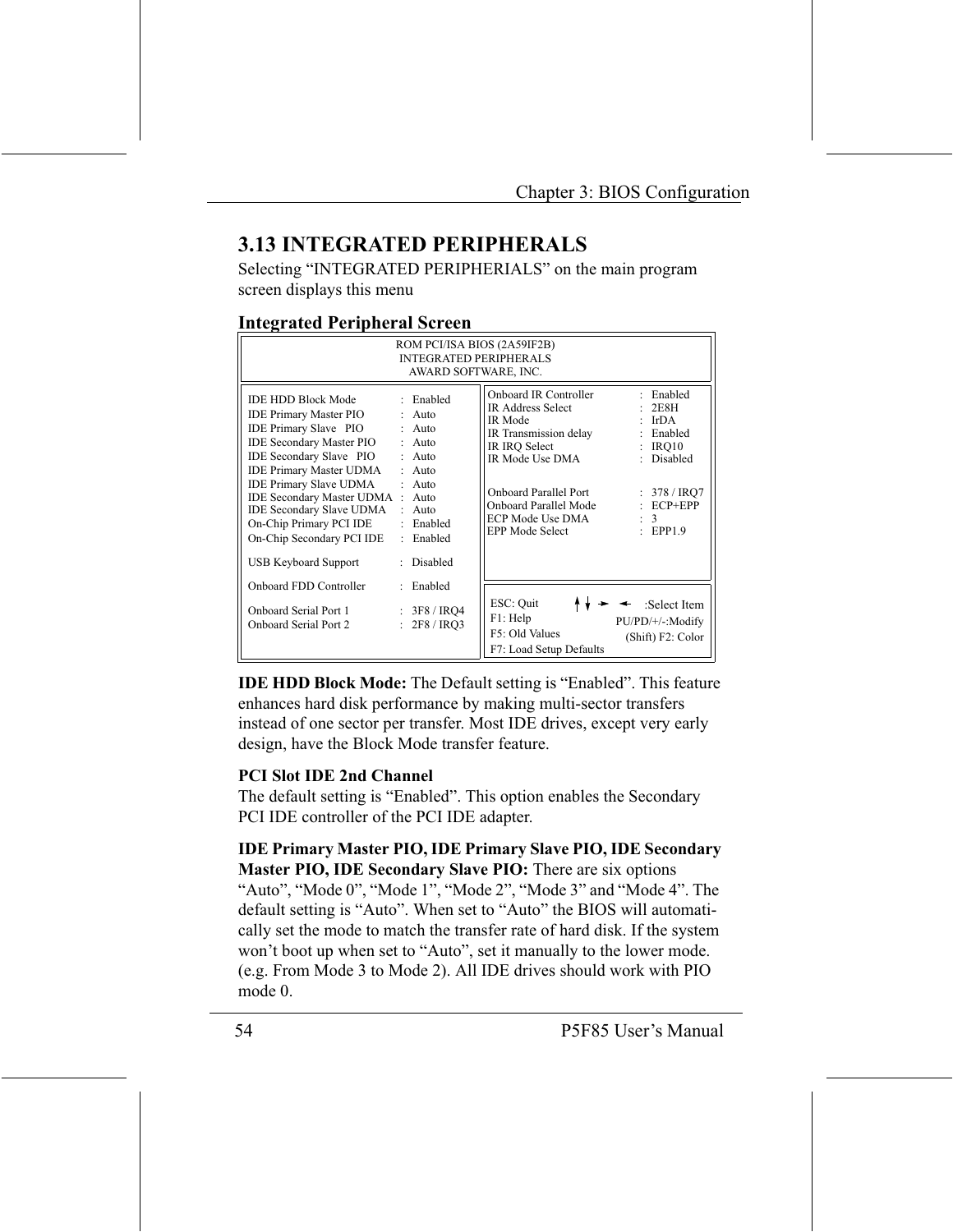# 3.13 INTEGRATED PERIPHERALS

Selecting "INTEGRATED PERIPHERIALS" on the main program screen displays this menu

## Integrated Peripheral Screen

```
                         ROM PCI/ISA BIOS (2A59IF2B)
                           INTEGRATED PERIPHERALS
                             AWARD SOFTWARE, INC.

IDE HDD Block Mode          : Enabled      Onboard IR Controller    : Enabled
IDE Primary Master PIO      : Auto         IR Address Select        : 2E8H
IDE Primary Slave   PIO     : Auto         IR Mode                  : IrDA
IDE Secondary Master PIO    : Auto         IR Transmission delay    : Enabled
IDE Secondary Slave   PIO   : Auto         IR IRQ Select            : IRQ10
IDE Primary Master UDMA     : Auto         IR Mode Use DMA          : Disabled
IDE Primary Slave UDMA      : Auto
IDE Secondary Master UDMA   : Auto         Onboard Parallel Port    : 378 / IRQ7
IDE Secondary Slave UDMA    : Auto         Onboard Parallel Mode    : ECP+EPP
On-Chip Primary PCI IDE     : Enabled      ECP Mode Use DMA         : 3
On-Chip Secondary PCI IDE   : Enabled      EPP Mode Select          : EPP1.9

USB Keyboard Support        : Disabled

Onboard FDD Controller      : Enabled      ESC: Quit        ↑↓→←   :Select Item
                                           F1: Help          PU/PD/+/-:Modify
Onboard Serial Port 1       : 3F8 / IRQ4   F5: Old Values      (Shift) F2: Color
Onboard Serial Port 2       : 2F8 / IRQ3   F7: Load Setup Defaults
```

**IDE HDD Block Mode:** The Default setting is "Enabled". This feature enhances hard disk performance by making multi-sector transfers instead of one sector per transfer. Most IDE drives, except very early design, have the Block Mode transfer feature.

**PCI Slot IDE 2nd Channel**
The default setting is "Enabled". This option enables the Secondary PCI IDE controller of the PCI IDE adapter.

**IDE Primary Master PIO, IDE Primary Slave PIO, IDE Secondary Master PIO, IDE Secondary Slave PIO:** There are six options "Auto", "Mode 0", "Mode 1", "Mode 2", "Mode 3" and "Mode 4". The default setting is "Auto". When set to "Auto" the BIOS will automatically set the mode to match the transfer rate of hard disk. If the system won't boot up when set to "Auto", set it manually to the lower mode. (e.g. From Mode 3 to Mode 2). All IDE drives should work with PIO mode 0.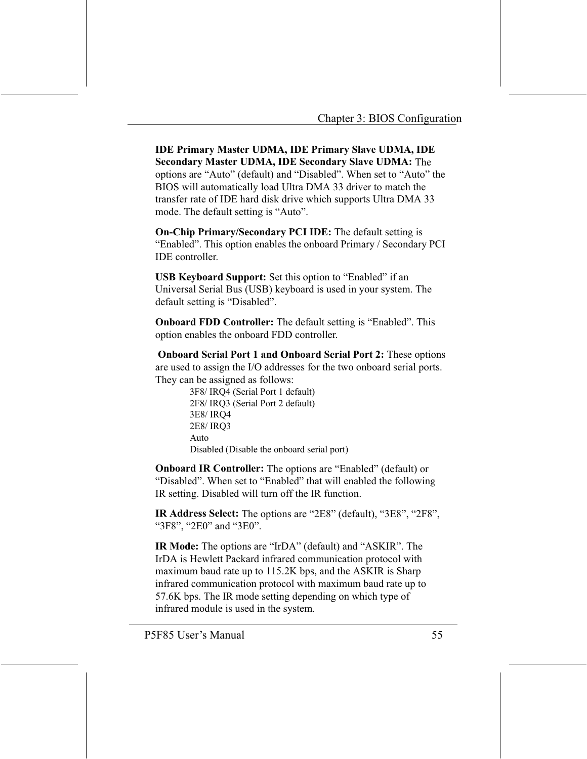**IDE Primary Master UDMA, IDE Primary Slave UDMA, IDE Secondary Master UDMA, IDE Secondary Slave UDMA:** The options are “Auto” (default) and “Disabled”. When set to “Auto” the BIOS will automatically load Ultra DMA 33 driver to match the transfer rate of IDE hard disk drive which supports Ultra DMA 33 mode. The default setting is “Auto”.

**On-Chip Primary/Secondary PCI IDE:** The default setting is “Enabled”. This option enables the onboard Primary / Secondary PCI IDE controller.

**USB Keyboard Support:** Set this option to “Enabled” if an Universal Serial Bus (USB) keyboard is used in your system. The default setting is “Disabled”.

**Onboard FDD Controller:** The default setting is “Enabled”. This option enables the onboard FDD controller.

**Onboard Serial Port 1 and Onboard Serial Port 2:** These options are used to assign the I/O addresses for the two onboard serial ports. They can be assigned as follows:

3F8/ IRQ4 (Serial Port 1 default)
2F8/ IRQ3 (Serial Port 2 default)
3E8/ IRQ4
2E8/ IRQ3
Auto
Disabled (Disable the onboard serial port)

**Onboard IR Controller:** The options are “Enabled” (default) or “Disabled”. When set to “Enabled” that will enabled the following IR setting. Disabled will turn off the IR function.

**IR Address Select:** The options are “2E8” (default), “3E8”, “2F8”, “3F8”, “2E0” and “3E0”.

**IR Mode:** The options are “IrDA” (default) and “ASKIR”. The IrDA is Hewlett Packard infrared communication protocol with maximum baud rate up to 115.2K bps, and the ASKIR is Sharp infrared communication protocol with maximum baud rate up to 57.6K bps. The IR mode setting depending on which type of infrared module is used in the system.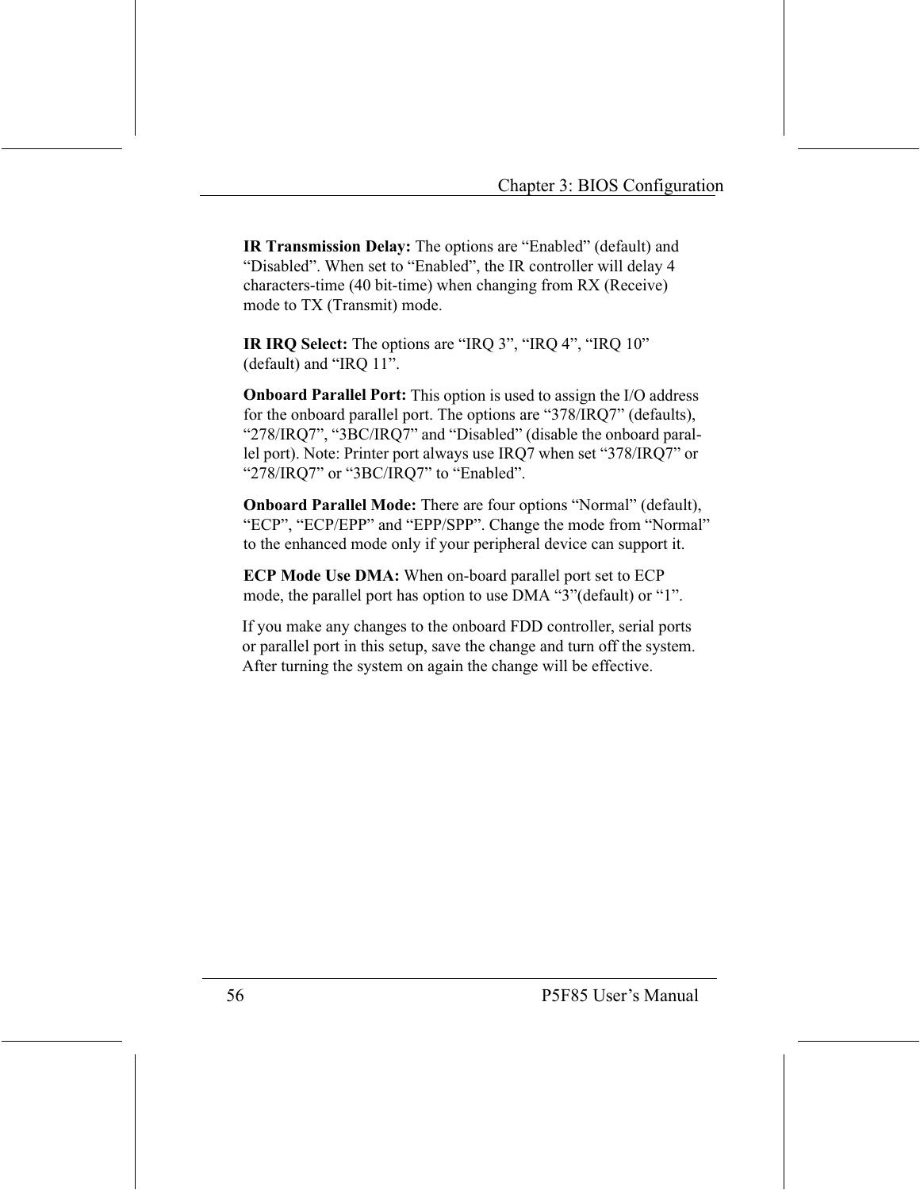**IR Transmission Delay:** The options are “Enabled” (default) and “Disabled”. When set to “Enabled”, the IR controller will delay 4 characters-time (40 bit-time) when changing from RX (Receive) mode to TX (Transmit) mode.

**IR IRQ Select:** The options are “IRQ 3”, “IRQ 4”, “IRQ 10” (default) and “IRQ 11”.

**Onboard Parallel Port:** This option is used to assign the I/O address for the onboard parallel port. The options are “378/IRQ7” (defaults), “278/IRQ7”, “3BC/IRQ7” and “Disabled” (disable the onboard parallel port). Note: Printer port always use IRQ7 when set “378/IRQ7” or “278/IRQ7” or “3BC/IRQ7” to “Enabled”.

**Onboard Parallel Mode:** There are four options “Normal” (default), “ECP”, “ECP/EPP” and “EPP/SPP”. Change the mode from “Normal” to the enhanced mode only if your peripheral device can support it.

**ECP Mode Use DMA:** When on-board parallel port set to ECP mode, the parallel port has option to use DMA “3”(default) or “1”.

If you make any changes to the onboard FDD controller, serial ports or parallel port in this setup, save the change and turn off the system. After turning the system on again the change will be effective.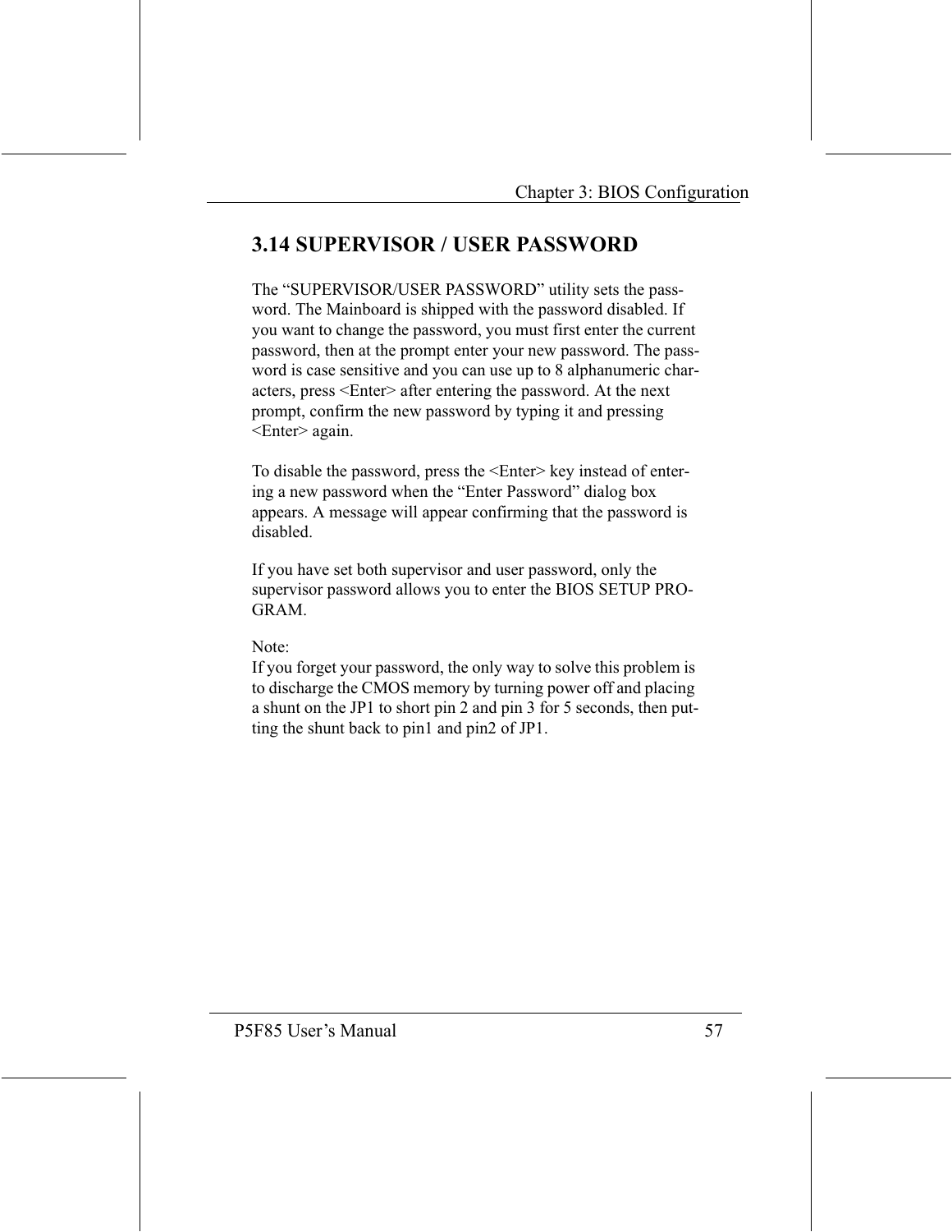## 3.14 SUPERVISOR / USER PASSWORD

The “SUPERVISOR/USER PASSWORD” utility sets the password. The Mainboard is shipped with the password disabled. If you want to change the password, you must first enter the current password, then at the prompt enter your new password. The password is case sensitive and you can use up to 8 alphanumeric characters, press <Enter> after entering the password. At the next prompt, confirm the new password by typing it and pressing <Enter> again.

To disable the password, press the <Enter> key instead of entering a new password when the “Enter Password” dialog box appears. A message will appear confirming that the password is disabled.

If you have set both supervisor and user password, only the supervisor password allows you to enter the BIOS SETUP PROGRAM.

Note:
If you forget your password, the only way to solve this problem is to discharge the CMOS memory by turning power off and placing a shunt on the JP1 to short pin 2 and pin 3 for 5 seconds, then putting the shunt back to pin1 and pin2 of JP1.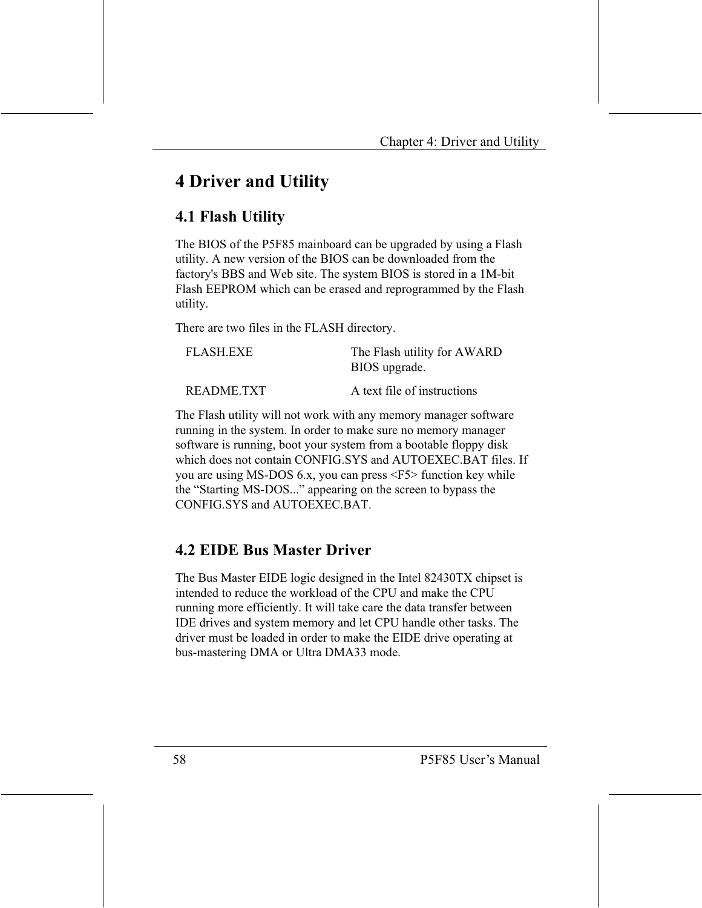# 4 Driver and Utility

## 4.1 Flash Utility

The BIOS of the P5F85 mainboard can be upgraded by using a Flash utility. A new version of the BIOS can be downloaded from the factory's BBS and Web site. The system BIOS is stored in a 1M-bit Flash EEPROM which can be erased and reprogrammed by the Flash utility.

There are two files in the FLASH directory.

| | |
|---|---|
| FLASH.EXE | The Flash utility for AWARD BIOS upgrade. |
| README.TXT | A text file of instructions |

The Flash utility will not work with any memory manager software running in the system. In order to make sure no memory manager software is running, boot your system from a bootable floppy disk which does not contain CONFIG.SYS and AUTOEXEC.BAT files. If you are using MS-DOS 6.x, you can press <F5> function key while the “Starting MS-DOS...” appearing on the screen to bypass the CONFIG.SYS and AUTOEXEC.BAT.

## 4.2 EIDE Bus Master Driver

The Bus Master EIDE logic designed in the Intel 82430TX chipset is intended to reduce the workload of the CPU and make the CPU running more efficiently. It will take care the data transfer between IDE drives and system memory and let CPU handle other tasks. The driver must be loaded in order to make the EIDE drive operating at bus-mastering DMA or Ultra DMA33 mode.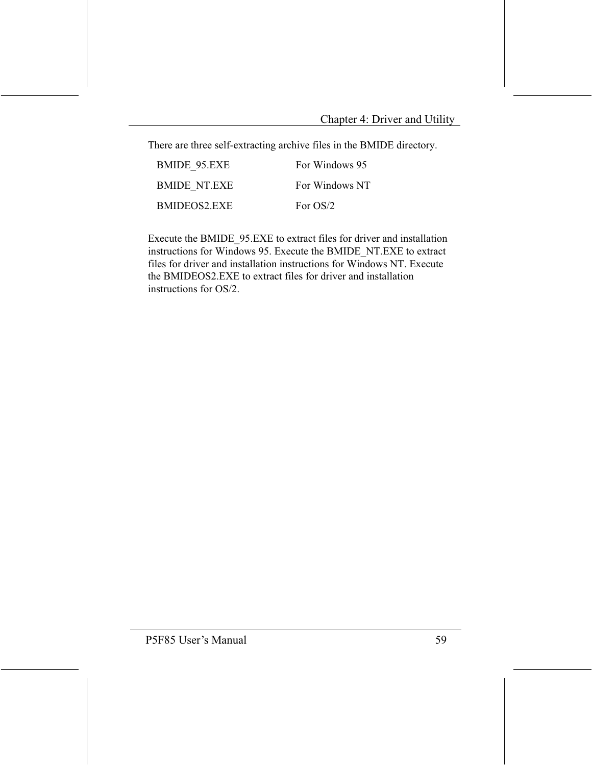There are three self-extracting archive files in the BMIDE directory.

| | |
|---|---|
| BMIDE_95.EXE | For Windows 95 |
| BMIDE_NT.EXE | For Windows NT |
| BMIDEOS2.EXE | For OS/2 |

Execute the BMIDE_95.EXE to extract files for driver and installation instructions for Windows 95. Execute the BMIDE_NT.EXE to extract files for driver and installation instructions for Windows NT. Execute the BMIDEOS2.EXE to extract files for driver and installation instructions for OS/2.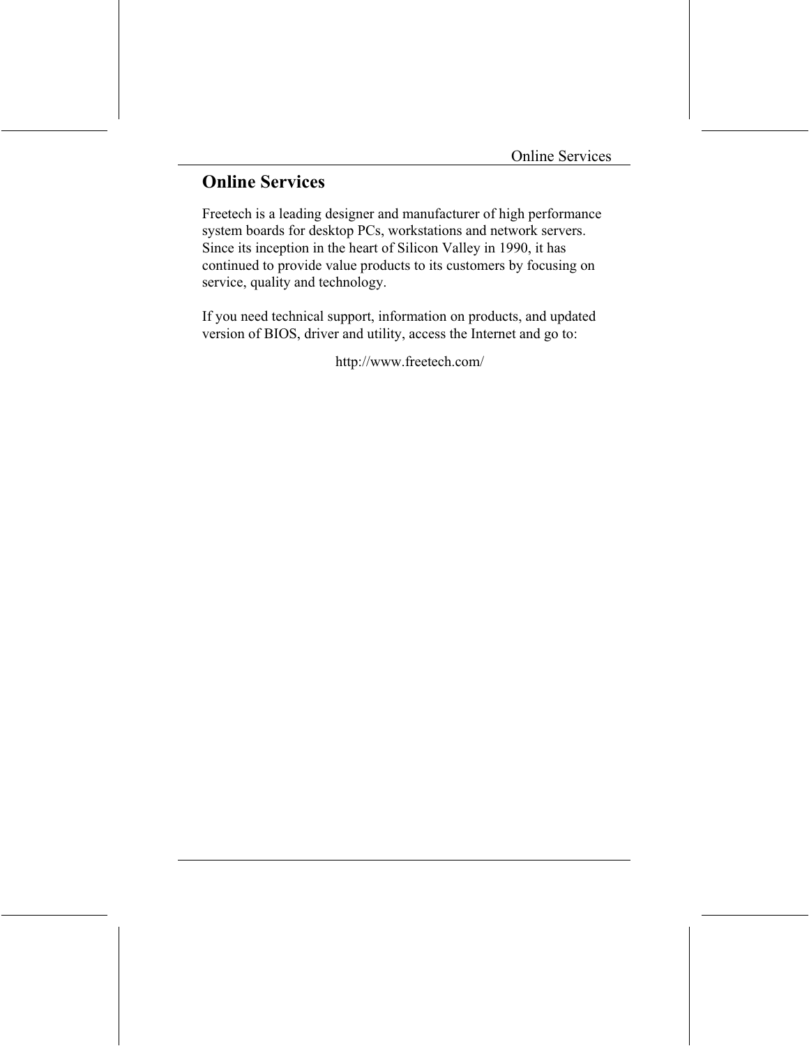# Online Services

Freetech is a leading designer and manufacturer of high performance system boards for desktop PCs, workstations and network servers. Since its inception in the heart of Silicon Valley in 1990, it has continued to provide value products to its customers by focusing on service, quality and technology.

If you need technical support, information on products, and updated version of BIOS, driver and utility, access the Internet and go to:

http://www.freetech.com/